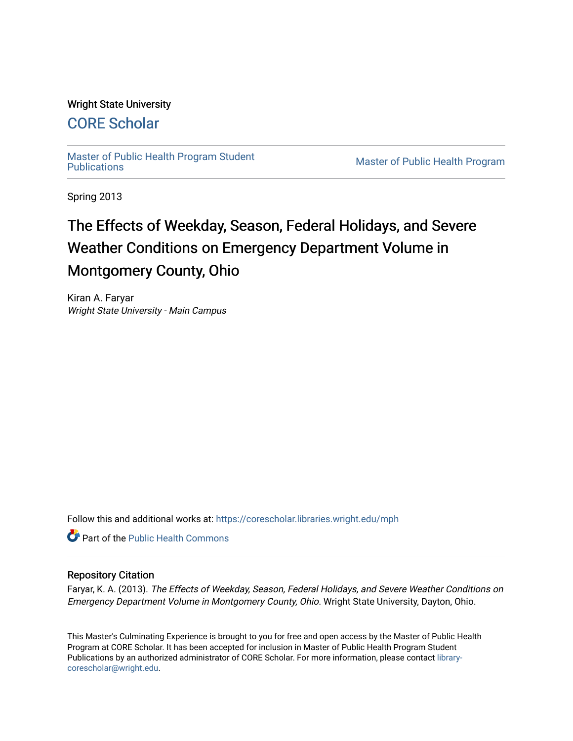Wright State University

# CORE Scholar

Master of Public Health Program Student Publications

Master of Public Health Program

Spring 2013

# The Effects of Weekday, Season, Federal Holidays, and Severe Weather Conditions on Emergency Department Volume in Montgomery County, Ohio

Kiran A. Faryar
*Wright State University - Main Campus*

Follow this and additional works at: https://corescholar.libraries.wright.edu/mph

Part of the Public Health Commons

## Repository Citation

Faryar, K. A. (2013). *The Effects of Weekday, Season, Federal Holidays, and Severe Weather Conditions on Emergency Department Volume in Montgomery County, Ohio*. Wright State University, Dayton, Ohio.

This Master's Culminating Experience is brought to you for free and open access by the Master of Public Health Program at CORE Scholar. It has been accepted for inclusion in Master of Public Health Program Student Publications by an authorized administrator of CORE Scholar. For more information, please contact library-corescholar@wright.edu.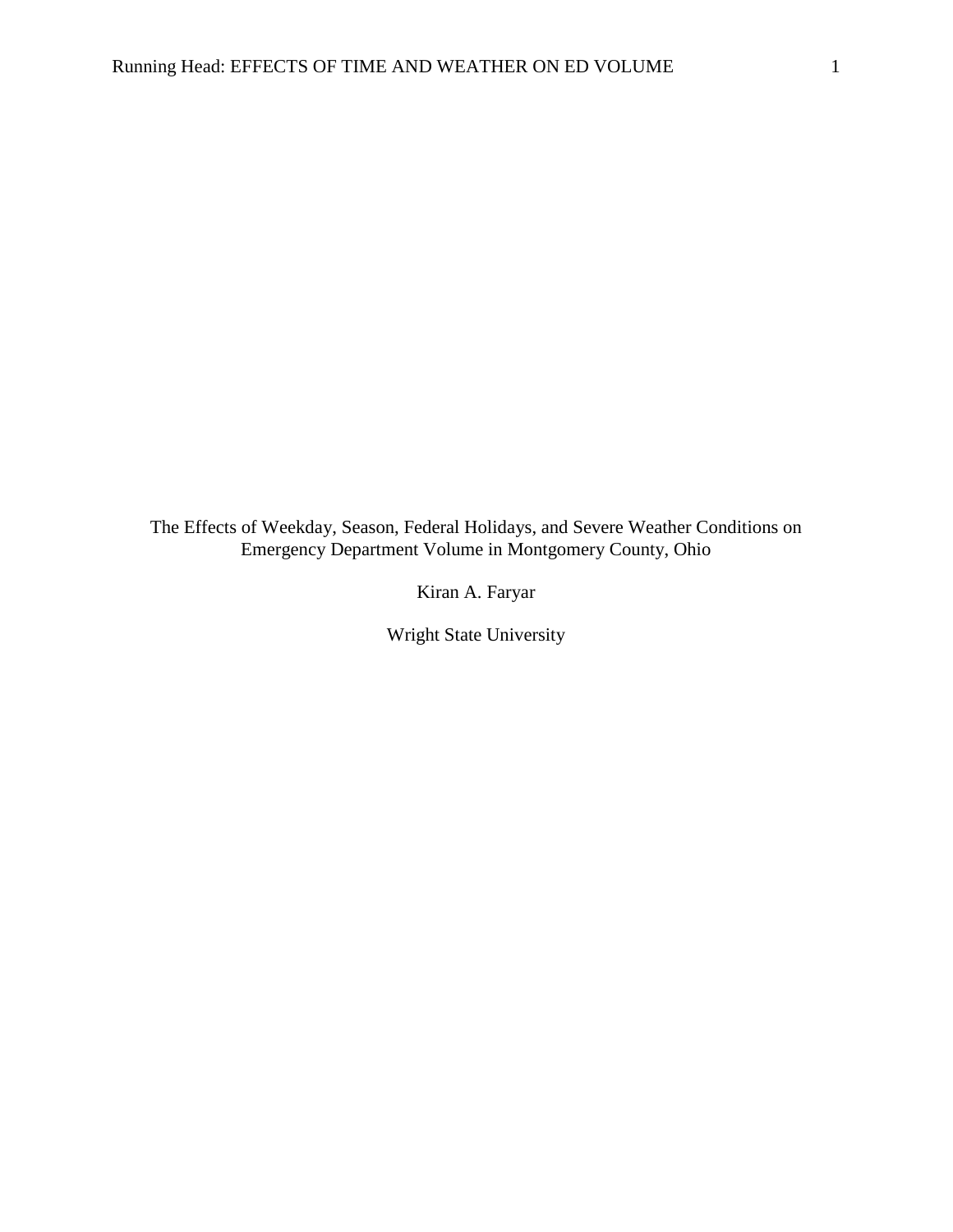The Effects of Weekday, Season, Federal Holidays, and Severe Weather Conditions on Emergency Department Volume in Montgomery County, Ohio

Kiran A. Faryar

Wright State University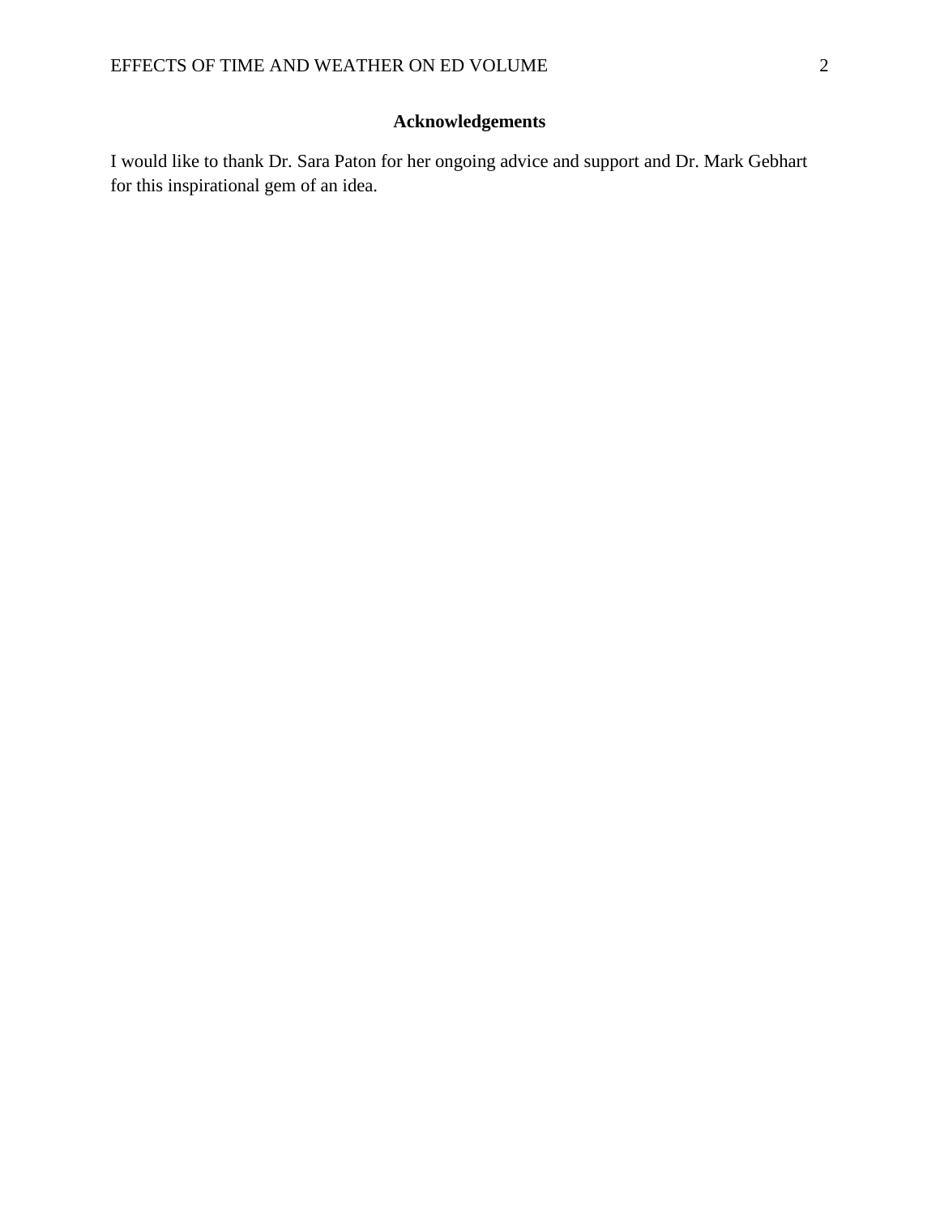## Acknowledgements

I would like to thank Dr. Sara Paton for her ongoing advice and support and Dr. Mark Gebhart for this inspirational gem of an idea.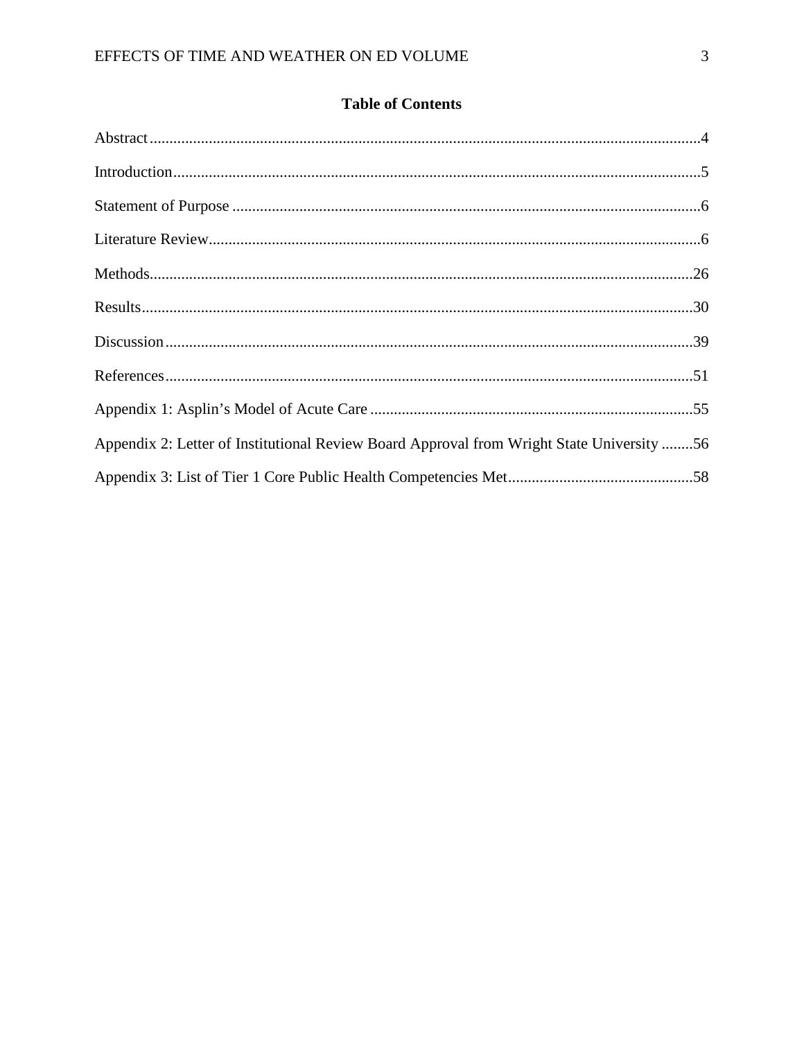# Table of Contents

Abstract....4

Introduction....5

Statement of Purpose....6

Literature Review....6

Methods....26

Results....30

Discussion....39

References....51

Appendix 1: Asplin's Model of Acute Care....55

Appendix 2: Letter of Institutional Review Board Approval from Wright State University....56

Appendix 3: List of Tier 1 Core Public Health Competencies Met....58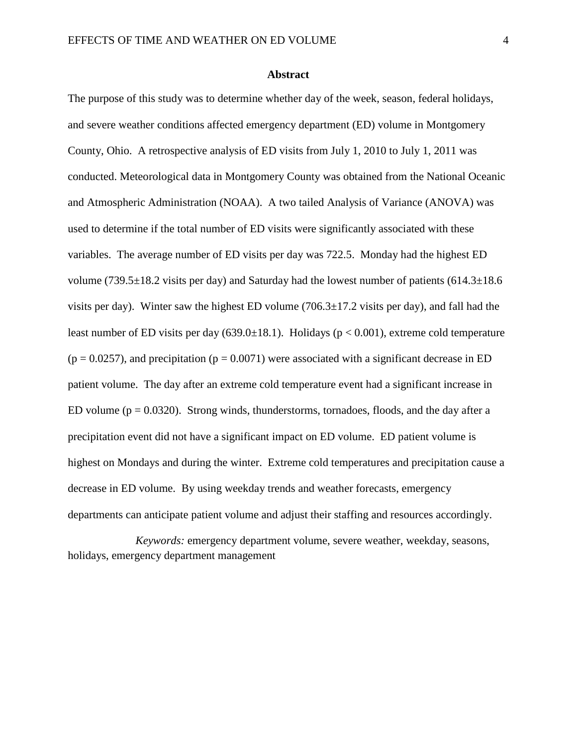## Abstract

The purpose of this study was to determine whether day of the week, season, federal holidays, and severe weather conditions affected emergency department (ED) volume in Montgomery County, Ohio. A retrospective analysis of ED visits from July 1, 2010 to July 1, 2011 was conducted. Meteorological data in Montgomery County was obtained from the National Oceanic and Atmospheric Administration (NOAA). A two tailed Analysis of Variance (ANOVA) was used to determine if the total number of ED visits were significantly associated with these variables. The average number of ED visits per day was 722.5. Monday had the highest ED volume ($739.5 \pm 18.2$ visits per day) and Saturday had the lowest number of patients ($614.3 \pm 18.6$ visits per day). Winter saw the highest ED volume ($706.3 \pm 17.2$ visits per day), and fall had the least number of ED visits per day ($639.0 \pm 18.1$). Holidays ($p < 0.001$), extreme cold temperature ($p = 0.0257$), and precipitation ($p = 0.0071$) were associated with a significant decrease in ED patient volume. The day after an extreme cold temperature event had a significant increase in ED volume ($p = 0.0320$). Strong winds, thunderstorms, tornadoes, floods, and the day after a precipitation event did not have a significant impact on ED volume. ED patient volume is highest on Mondays and during the winter. Extreme cold temperatures and precipitation cause a decrease in ED volume. By using weekday trends and weather forecasts, emergency departments can anticipate patient volume and adjust their staffing and resources accordingly.

*Keywords:* emergency department volume, severe weather, weekday, seasons, holidays, emergency department management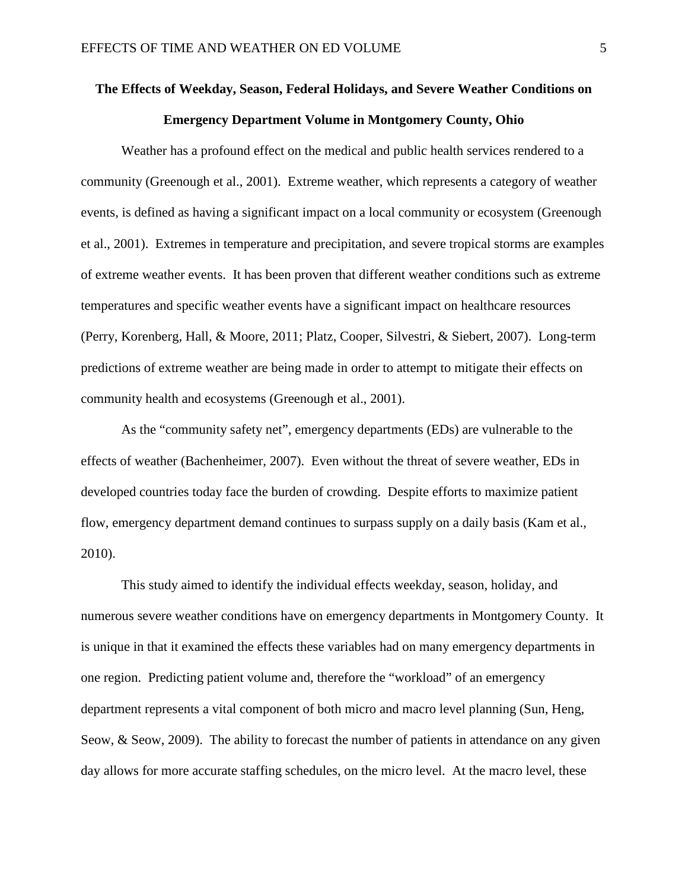# The Effects of Weekday, Season, Federal Holidays, and Severe Weather Conditions on Emergency Department Volume in Montgomery County, Ohio

Weather has a profound effect on the medical and public health services rendered to a community (Greenough et al., 2001). Extreme weather, which represents a category of weather events, is defined as having a significant impact on a local community or ecosystem (Greenough et al., 2001). Extremes in temperature and precipitation, and severe tropical storms are examples of extreme weather events. It has been proven that different weather conditions such as extreme temperatures and specific weather events have a significant impact on healthcare resources (Perry, Korenberg, Hall, & Moore, 2011; Platz, Cooper, Silvestri, & Siebert, 2007). Long-term predictions of extreme weather are being made in order to attempt to mitigate their effects on community health and ecosystems (Greenough et al., 2001).

As the "community safety net", emergency departments (EDs) are vulnerable to the effects of weather (Bachenheimer, 2007). Even without the threat of severe weather, EDs in developed countries today face the burden of crowding. Despite efforts to maximize patient flow, emergency department demand continues to surpass supply on a daily basis (Kam et al., 2010).

This study aimed to identify the individual effects weekday, season, holiday, and numerous severe weather conditions have on emergency departments in Montgomery County. It is unique in that it examined the effects these variables had on many emergency departments in one region. Predicting patient volume and, therefore the "workload" of an emergency department represents a vital component of both micro and macro level planning (Sun, Heng, Seow, & Seow, 2009). The ability to forecast the number of patients in attendance on any given day allows for more accurate staffing schedules, on the micro level. At the macro level, these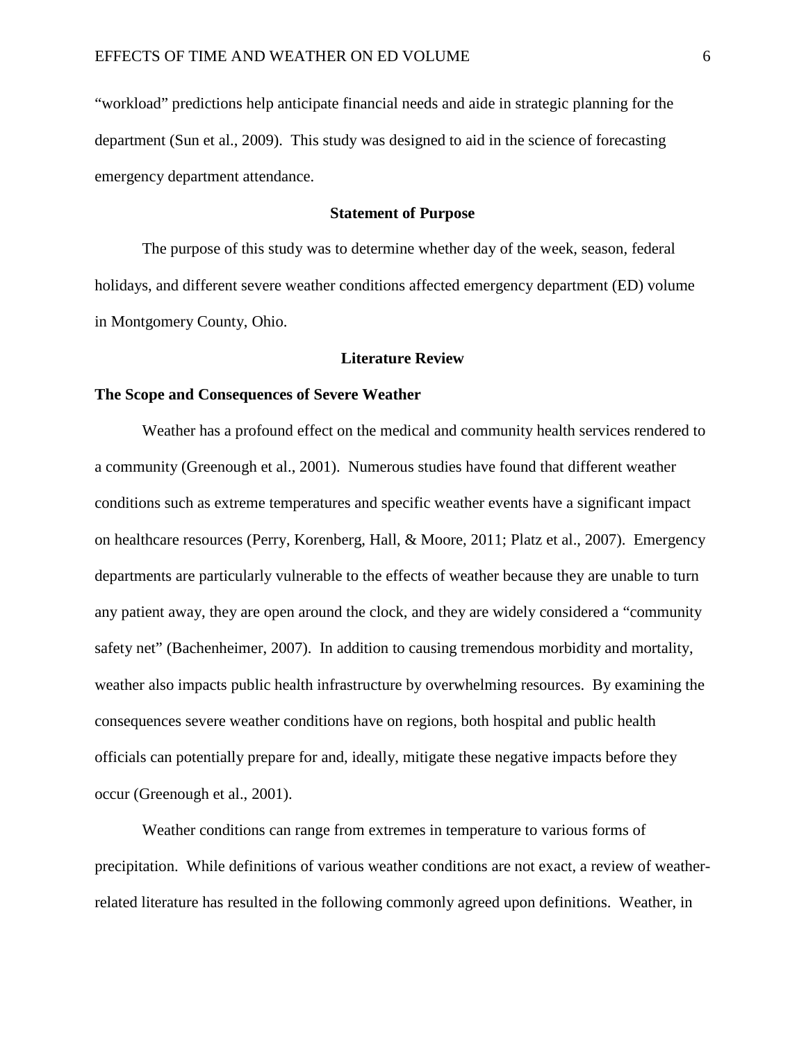"workload" predictions help anticipate financial needs and aide in strategic planning for the department (Sun et al., 2009). This study was designed to aid in the science of forecasting emergency department attendance.

## Statement of Purpose

The purpose of this study was to determine whether day of the week, season, federal holidays, and different severe weather conditions affected emergency department (ED) volume in Montgomery County, Ohio.

## Literature Review

### The Scope and Consequences of Severe Weather

Weather has a profound effect on the medical and community health services rendered to a community (Greenough et al., 2001). Numerous studies have found that different weather conditions such as extreme temperatures and specific weather events have a significant impact on healthcare resources (Perry, Korenberg, Hall, & Moore, 2011; Platz et al., 2007). Emergency departments are particularly vulnerable to the effects of weather because they are unable to turn any patient away, they are open around the clock, and they are widely considered a "community safety net" (Bachenheimer, 2007). In addition to causing tremendous morbidity and mortality, weather also impacts public health infrastructure by overwhelming resources. By examining the consequences severe weather conditions have on regions, both hospital and public health officials can potentially prepare for and, ideally, mitigate these negative impacts before they occur (Greenough et al., 2001).

Weather conditions can range from extremes in temperature to various forms of precipitation. While definitions of various weather conditions are not exact, a review of weather-related literature has resulted in the following commonly agreed upon definitions. Weather, in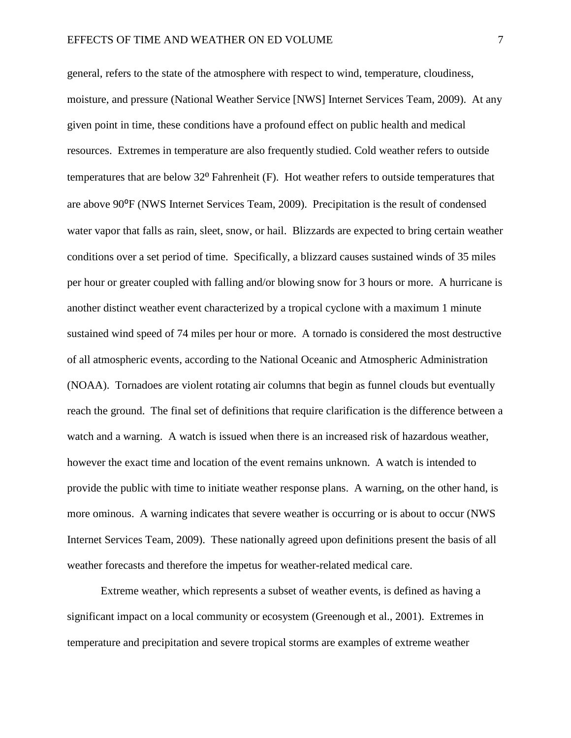general, refers to the state of the atmosphere with respect to wind, temperature, cloudiness, moisture, and pressure (National Weather Service [NWS] Internet Services Team, 2009). At any given point in time, these conditions have a profound effect on public health and medical resources. Extremes in temperature are also frequently studied. Cold weather refers to outside temperatures that are below 32$^{o}$ Fahrenheit (F). Hot weather refers to outside temperatures that are above 90$^{o}$F (NWS Internet Services Team, 2009). Precipitation is the result of condensed water vapor that falls as rain, sleet, snow, or hail. Blizzards are expected to bring certain weather conditions over a set period of time. Specifically, a blizzard causes sustained winds of 35 miles per hour or greater coupled with falling and/or blowing snow for 3 hours or more. A hurricane is another distinct weather event characterized by a tropical cyclone with a maximum 1 minute sustained wind speed of 74 miles per hour or more. A tornado is considered the most destructive of all atmospheric events, according to the National Oceanic and Atmospheric Administration (NOAA). Tornadoes are violent rotating air columns that begin as funnel clouds but eventually reach the ground. The final set of definitions that require clarification is the difference between a watch and a warning. A watch is issued when there is an increased risk of hazardous weather, however the exact time and location of the event remains unknown. A watch is intended to provide the public with time to initiate weather response plans. A warning, on the other hand, is more ominous. A warning indicates that severe weather is occurring or is about to occur (NWS Internet Services Team, 2009). These nationally agreed upon definitions present the basis of all weather forecasts and therefore the impetus for weather-related medical care.

Extreme weather, which represents a subset of weather events, is defined as having a significant impact on a local community or ecosystem (Greenough et al., 2001). Extremes in temperature and precipitation and severe tropical storms are examples of extreme weather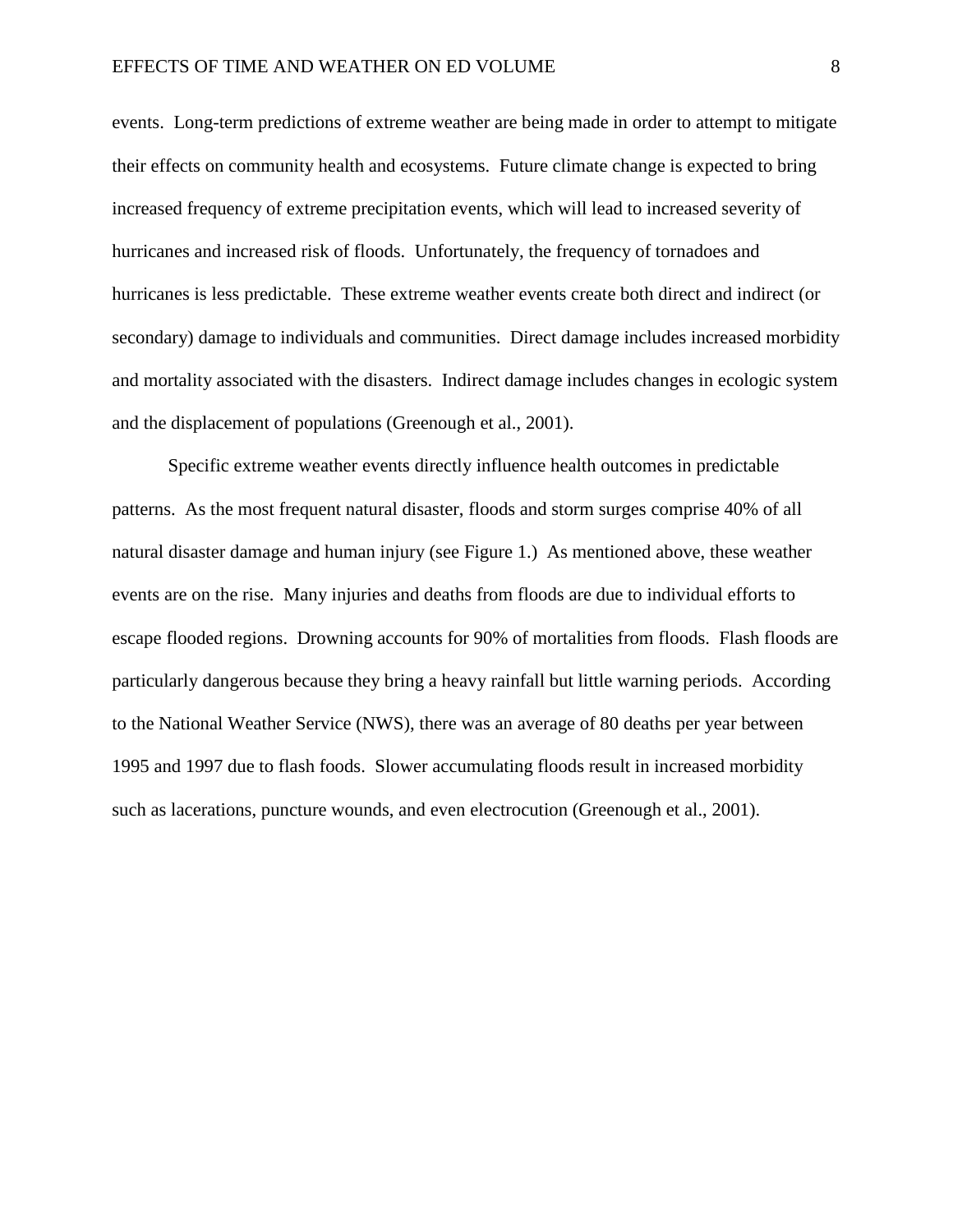events.  Long-term predictions of extreme weather are being made in order to attempt to mitigate their effects on community health and ecosystems.  Future climate change is expected to bring increased frequency of extreme precipitation events, which will lead to increased severity of hurricanes and increased risk of floods.  Unfortunately, the frequency of tornadoes and hurricanes is less predictable.  These extreme weather events create both direct and indirect (or secondary) damage to individuals and communities.  Direct damage includes increased morbidity and mortality associated with the disasters.  Indirect damage includes changes in ecologic system and the displacement of populations (Greenough et al., 2001).

Specific extreme weather events directly influence health outcomes in predictable patterns.  As the most frequent natural disaster, floods and storm surges comprise 40% of all natural disaster damage and human injury (see Figure 1.)  As mentioned above, these weather events are on the rise.  Many injuries and deaths from floods are due to individual efforts to escape flooded regions.  Drowning accounts for 90% of mortalities from floods.  Flash floods are particularly dangerous because they bring a heavy rainfall but little warning periods.  According to the National Weather Service (NWS), there was an average of 80 deaths per year between 1995 and 1997 due to flash foods.  Slower accumulating floods result in increased morbidity such as lacerations, puncture wounds, and even electrocution (Greenough et al., 2001).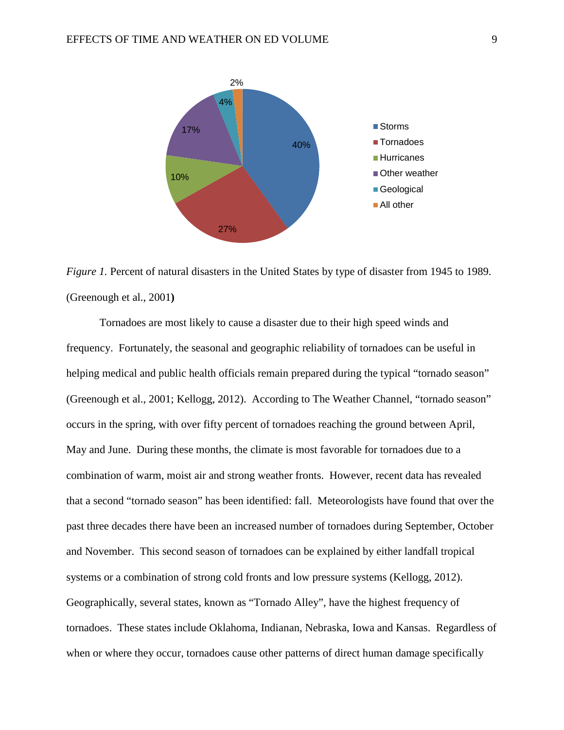*Figure 1.* Percent of natural disasters in the United States by type of disaster from 1945 to 1989. (Greenough et al., 2001**)**

Tornadoes are most likely to cause a disaster due to their high speed winds and frequency. Fortunately, the seasonal and geographic reliability of tornadoes can be useful in helping medical and public health officials remain prepared during the typical "tornado season" (Greenough et al., 2001; Kellogg, 2012). According to The Weather Channel, "tornado season" occurs in the spring, with over fifty percent of tornadoes reaching the ground between April, May and June. During these months, the climate is most favorable for tornadoes due to a combination of warm, moist air and strong weather fronts. However, recent data has revealed that a second "tornado season" has been identified: fall. Meteorologists have found that over the past three decades there have been an increased number of tornadoes during September, October and November. This second season of tornadoes can be explained by either landfall tropical systems or a combination of strong cold fronts and low pressure systems (Kellogg, 2012). Geographically, several states, known as "Tornado Alley", have the highest frequency of tornadoes. These states include Oklahoma, Indianan, Nebraska, Iowa and Kansas. Regardless of when or where they occur, tornadoes cause other patterns of direct human damage specifically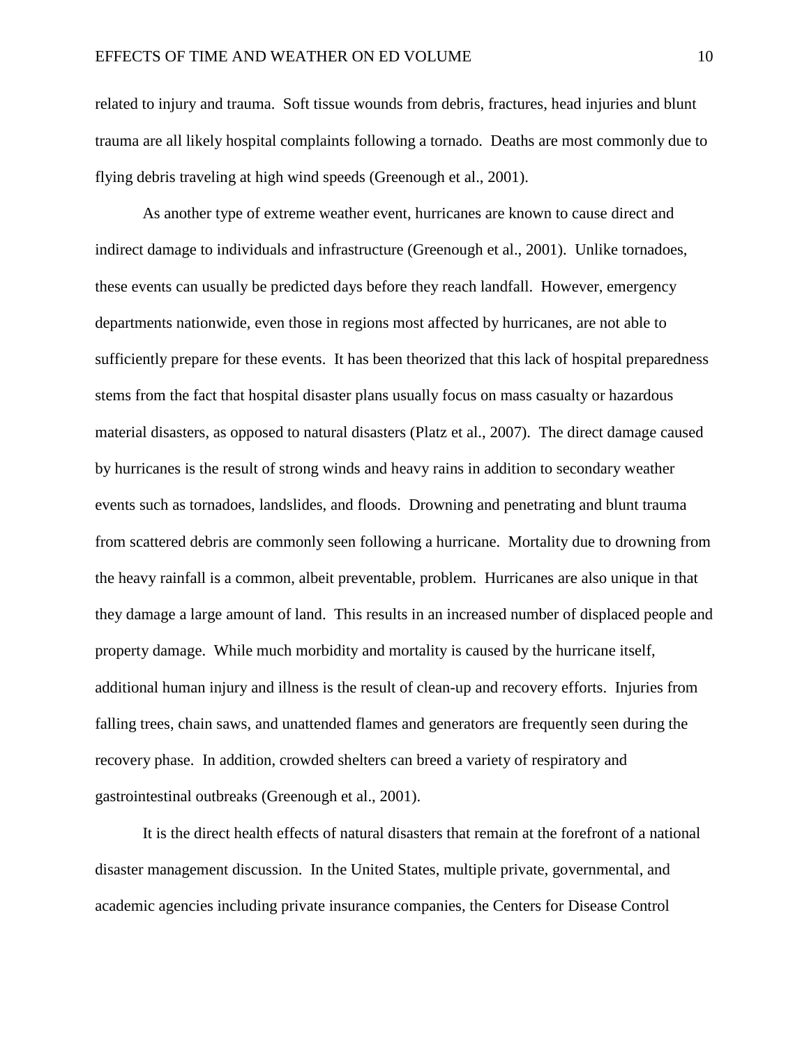related to injury and trauma. Soft tissue wounds from debris, fractures, head injuries and blunt trauma are all likely hospital complaints following a tornado. Deaths are most commonly due to flying debris traveling at high wind speeds (Greenough et al., 2001).

As another type of extreme weather event, hurricanes are known to cause direct and indirect damage to individuals and infrastructure (Greenough et al., 2001). Unlike tornadoes, these events can usually be predicted days before they reach landfall. However, emergency departments nationwide, even those in regions most affected by hurricanes, are not able to sufficiently prepare for these events. It has been theorized that this lack of hospital preparedness stems from the fact that hospital disaster plans usually focus on mass casualty or hazardous material disasters, as opposed to natural disasters (Platz et al., 2007). The direct damage caused by hurricanes is the result of strong winds and heavy rains in addition to secondary weather events such as tornadoes, landslides, and floods. Drowning and penetrating and blunt trauma from scattered debris are commonly seen following a hurricane. Mortality due to drowning from the heavy rainfall is a common, albeit preventable, problem. Hurricanes are also unique in that they damage a large amount of land. This results in an increased number of displaced people and property damage. While much morbidity and mortality is caused by the hurricane itself, additional human injury and illness is the result of clean-up and recovery efforts. Injuries from falling trees, chain saws, and unattended flames and generators are frequently seen during the recovery phase. In addition, crowded shelters can breed a variety of respiratory and gastrointestinal outbreaks (Greenough et al., 2001).

It is the direct health effects of natural disasters that remain at the forefront of a national disaster management discussion. In the United States, multiple private, governmental, and academic agencies including private insurance companies, the Centers for Disease Control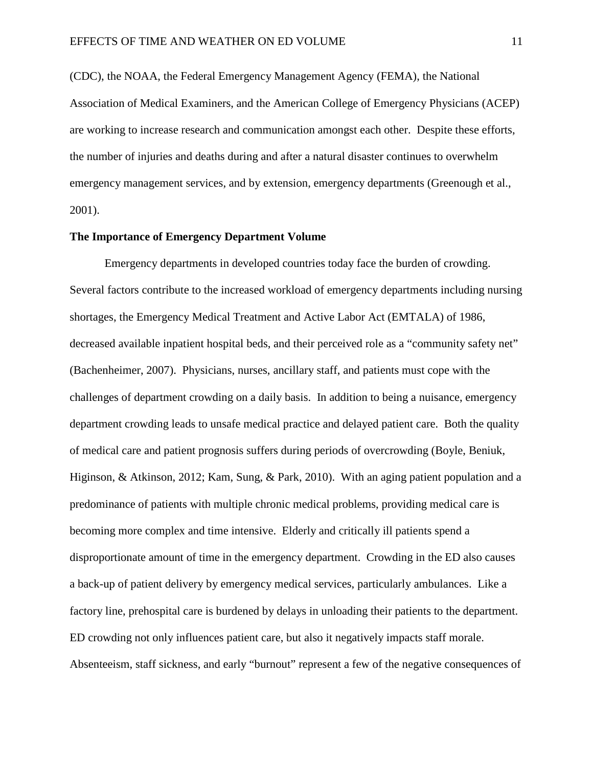(CDC), the NOAA, the Federal Emergency Management Agency (FEMA), the National Association of Medical Examiners, and the American College of Emergency Physicians (ACEP) are working to increase research and communication amongst each other. Despite these efforts, the number of injuries and deaths during and after a natural disaster continues to overwhelm emergency management services, and by extension, emergency departments (Greenough et al., 2001).

**The Importance of Emergency Department Volume**

Emergency departments in developed countries today face the burden of crowding. Several factors contribute to the increased workload of emergency departments including nursing shortages, the Emergency Medical Treatment and Active Labor Act (EMTALA) of 1986, decreased available inpatient hospital beds, and their perceived role as a "community safety net" (Bachenheimer, 2007). Physicians, nurses, ancillary staff, and patients must cope with the challenges of department crowding on a daily basis. In addition to being a nuisance, emergency department crowding leads to unsafe medical practice and delayed patient care. Both the quality of medical care and patient prognosis suffers during periods of overcrowding (Boyle, Beniuk, Higinson, & Atkinson, 2012; Kam, Sung, & Park, 2010). With an aging patient population and a predominance of patients with multiple chronic medical problems, providing medical care is becoming more complex and time intensive. Elderly and critically ill patients spend a disproportionate amount of time in the emergency department. Crowding in the ED also causes a back-up of patient delivery by emergency medical services, particularly ambulances. Like a factory line, prehospital care is burdened by delays in unloading their patients to the department. ED crowding not only influences patient care, but also it negatively impacts staff morale. Absenteeism, staff sickness, and early "burnout" represent a few of the negative consequences of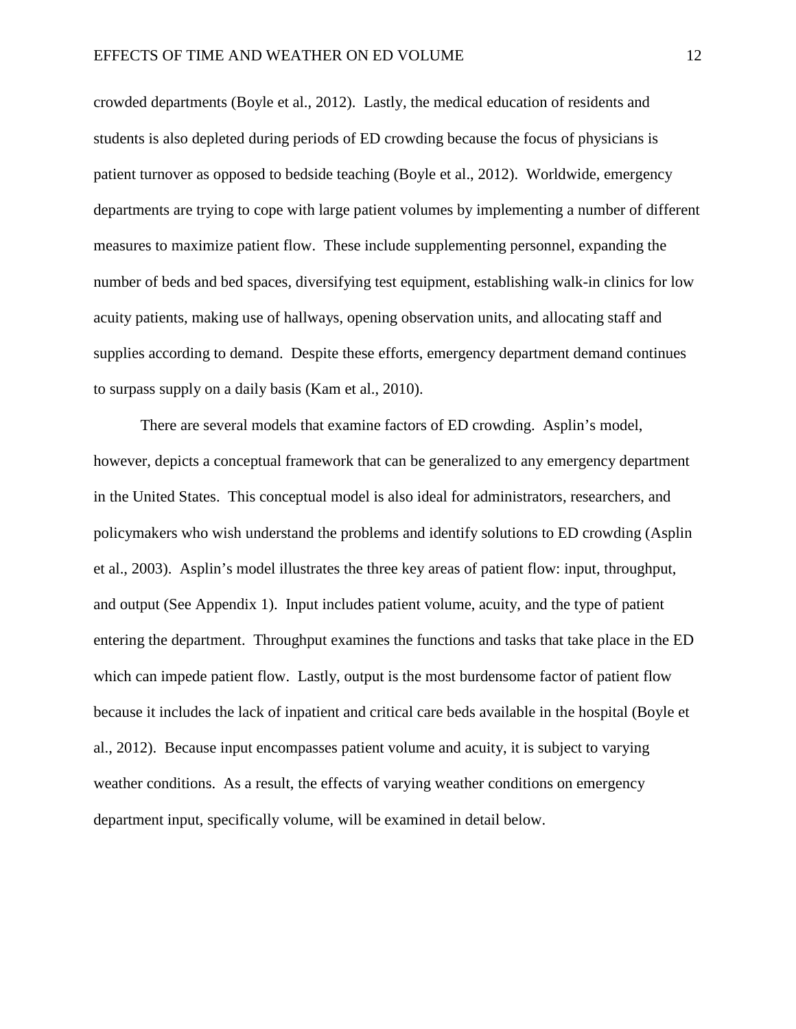crowded departments (Boyle et al., 2012). Lastly, the medical education of residents and students is also depleted during periods of ED crowding because the focus of physicians is patient turnover as opposed to bedside teaching (Boyle et al., 2012). Worldwide, emergency departments are trying to cope with large patient volumes by implementing a number of different measures to maximize patient flow. These include supplementing personnel, expanding the number of beds and bed spaces, diversifying test equipment, establishing walk-in clinics for low acuity patients, making use of hallways, opening observation units, and allocating staff and supplies according to demand. Despite these efforts, emergency department demand continues to surpass supply on a daily basis (Kam et al., 2010).

There are several models that examine factors of ED crowding. Asplin's model, however, depicts a conceptual framework that can be generalized to any emergency department in the United States. This conceptual model is also ideal for administrators, researchers, and policymakers who wish understand the problems and identify solutions to ED crowding (Asplin et al., 2003). Asplin's model illustrates the three key areas of patient flow: input, throughput, and output (See Appendix 1). Input includes patient volume, acuity, and the type of patient entering the department. Throughput examines the functions and tasks that take place in the ED which can impede patient flow. Lastly, output is the most burdensome factor of patient flow because it includes the lack of inpatient and critical care beds available in the hospital (Boyle et al., 2012). Because input encompasses patient volume and acuity, it is subject to varying weather conditions. As a result, the effects of varying weather conditions on emergency department input, specifically volume, will be examined in detail below.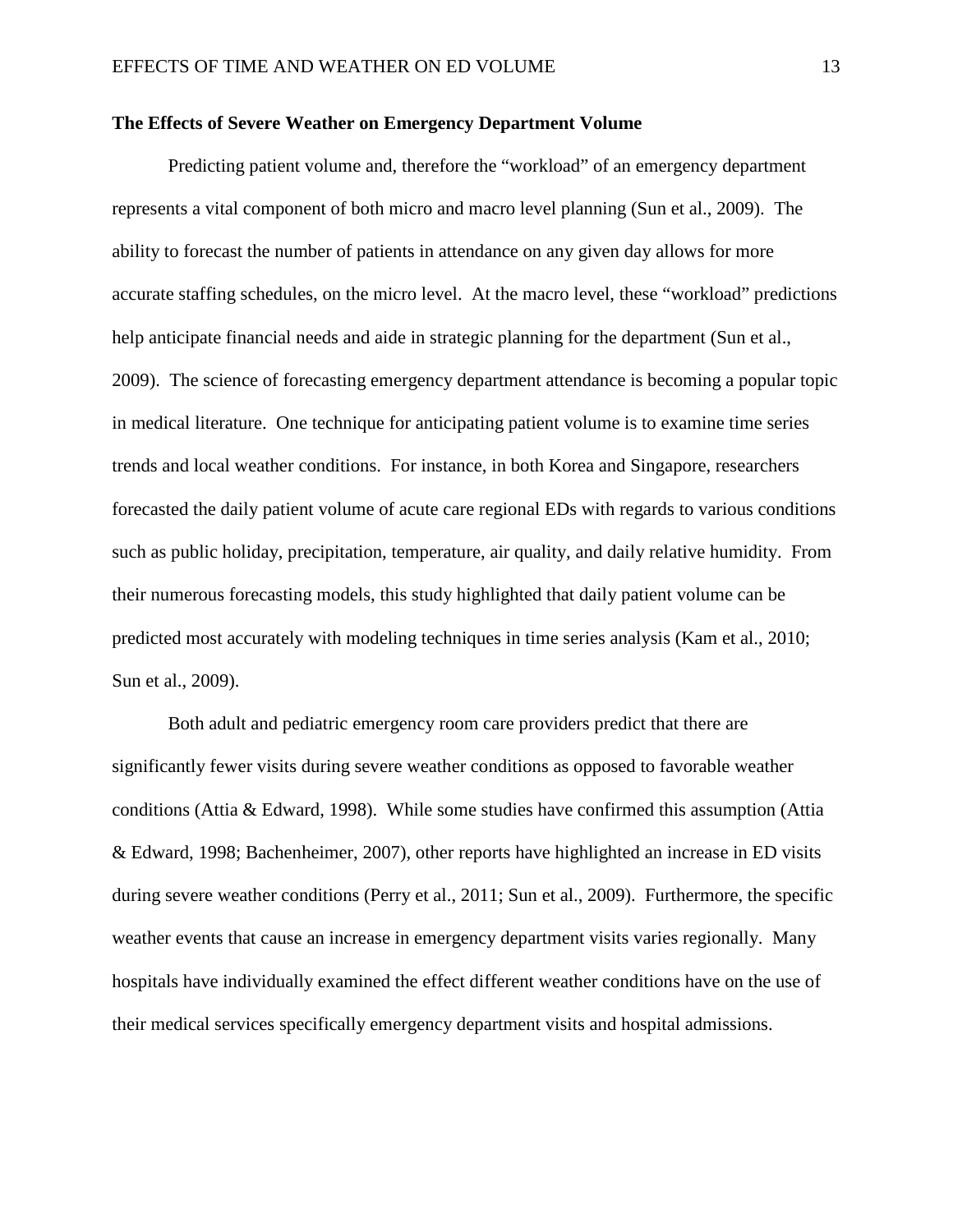**The Effects of Severe Weather on Emergency Department Volume**

Predicting patient volume and, therefore the "workload" of an emergency department represents a vital component of both micro and macro level planning (Sun et al., 2009). The ability to forecast the number of patients in attendance on any given day allows for more accurate staffing schedules, on the micro level. At the macro level, these "workload" predictions help anticipate financial needs and aide in strategic planning for the department (Sun et al., 2009). The science of forecasting emergency department attendance is becoming a popular topic in medical literature. One technique for anticipating patient volume is to examine time series trends and local weather conditions. For instance, in both Korea and Singapore, researchers forecasted the daily patient volume of acute care regional EDs with regards to various conditions such as public holiday, precipitation, temperature, air quality, and daily relative humidity. From their numerous forecasting models, this study highlighted that daily patient volume can be predicted most accurately with modeling techniques in time series analysis (Kam et al., 2010; Sun et al., 2009).

Both adult and pediatric emergency room care providers predict that there are significantly fewer visits during severe weather conditions as opposed to favorable weather conditions (Attia & Edward, 1998). While some studies have confirmed this assumption (Attia & Edward, 1998; Bachenheimer, 2007), other reports have highlighted an increase in ED visits during severe weather conditions (Perry et al., 2011; Sun et al., 2009). Furthermore, the specific weather events that cause an increase in emergency department visits varies regionally. Many hospitals have individually examined the effect different weather conditions have on the use of their medical services specifically emergency department visits and hospital admissions.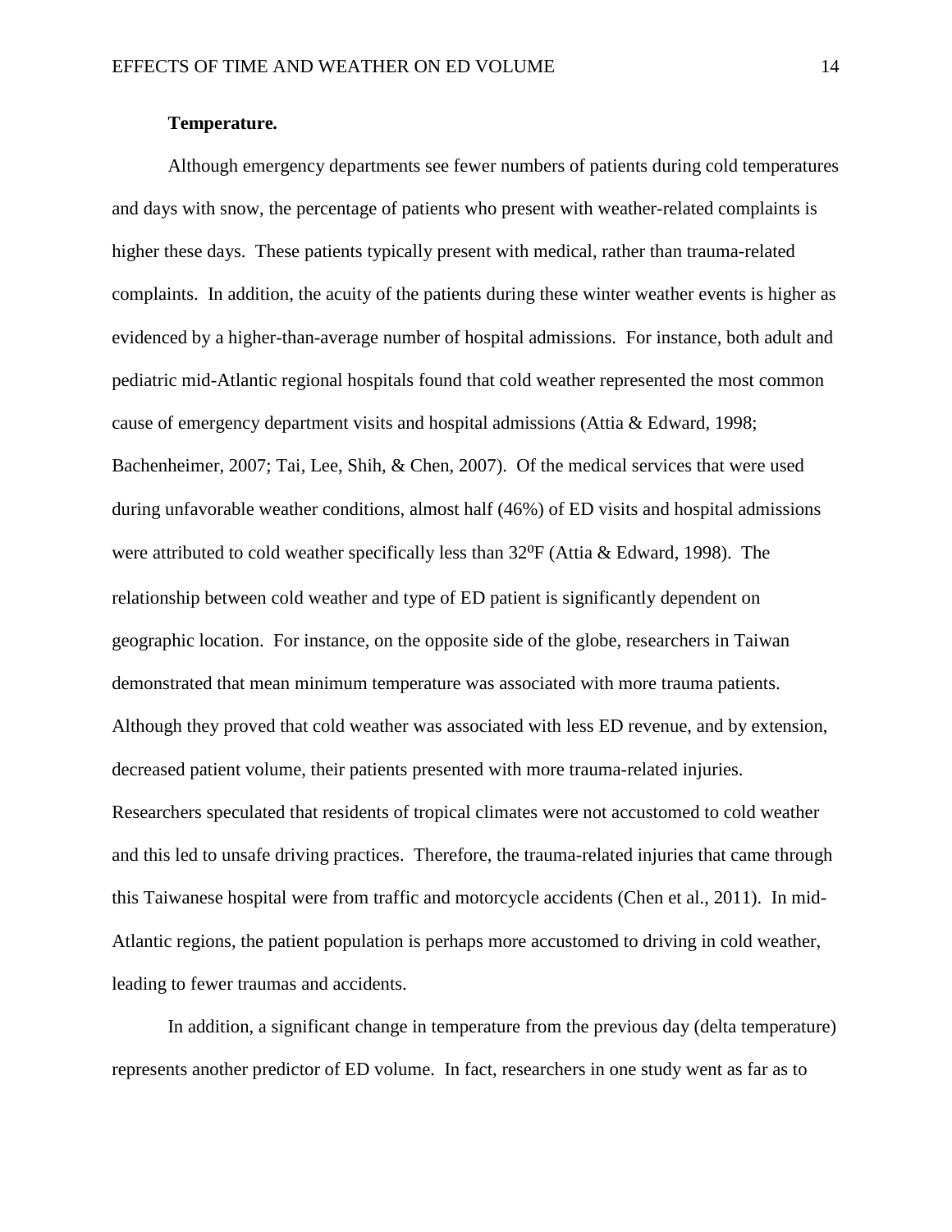### Temperature.

Although emergency departments see fewer numbers of patients during cold temperatures and days with snow, the percentage of patients who present with weather-related complaints is higher these days. These patients typically present with medical, rather than trauma-related complaints. In addition, the acuity of the patients during these winter weather events is higher as evidenced by a higher-than-average number of hospital admissions. For instance, both adult and pediatric mid-Atlantic regional hospitals found that cold weather represented the most common cause of emergency department visits and hospital admissions (Attia & Edward, 1998; Bachenheimer, 2007; Tai, Lee, Shih, & Chen, 2007). Of the medical services that were used during unfavorable weather conditions, almost half (46%) of ED visits and hospital admissions were attributed to cold weather specifically less than 32$^{0}$F (Attia & Edward, 1998). The relationship between cold weather and type of ED patient is significantly dependent on geographic location. For instance, on the opposite side of the globe, researchers in Taiwan demonstrated that mean minimum temperature was associated with more trauma patients. Although they proved that cold weather was associated with less ED revenue, and by extension, decreased patient volume, their patients presented with more trauma-related injuries. Researchers speculated that residents of tropical climates were not accustomed to cold weather and this led to unsafe driving practices. Therefore, the trauma-related injuries that came through this Taiwanese hospital were from traffic and motorcycle accidents (Chen et al., 2011). In mid-Atlantic regions, the patient population is perhaps more accustomed to driving in cold weather, leading to fewer traumas and accidents.

In addition, a significant change in temperature from the previous day (delta temperature) represents another predictor of ED volume. In fact, researchers in one study went as far as to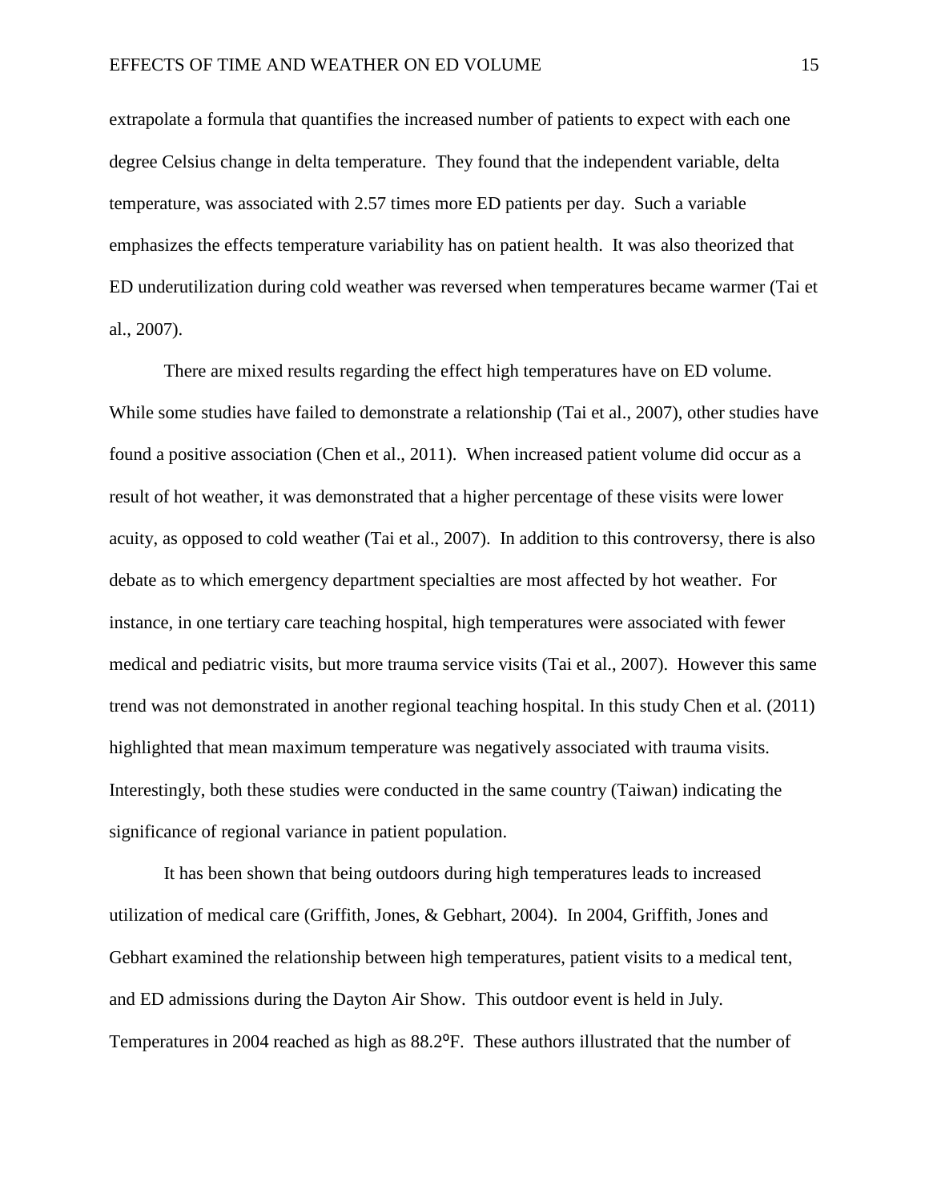extrapolate a formula that quantifies the increased number of patients to expect with each one degree Celsius change in delta temperature. They found that the independent variable, delta temperature, was associated with 2.57 times more ED patients per day. Such a variable emphasizes the effects temperature variability has on patient health. It was also theorized that ED underutilization during cold weather was reversed when temperatures became warmer (Tai et al., 2007).

There are mixed results regarding the effect high temperatures have on ED volume. While some studies have failed to demonstrate a relationship (Tai et al., 2007), other studies have found a positive association (Chen et al., 2011). When increased patient volume did occur as a result of hot weather, it was demonstrated that a higher percentage of these visits were lower acuity, as opposed to cold weather (Tai et al., 2007). In addition to this controversy, there is also debate as to which emergency department specialties are most affected by hot weather. For instance, in one tertiary care teaching hospital, high temperatures were associated with fewer medical and pediatric visits, but more trauma service visits (Tai et al., 2007). However this same trend was not demonstrated in another regional teaching hospital. In this study Chen et al. (2011) highlighted that mean maximum temperature was negatively associated with trauma visits. Interestingly, both these studies were conducted in the same country (Taiwan) indicating the significance of regional variance in patient population.

It has been shown that being outdoors during high temperatures leads to increased utilization of medical care (Griffith, Jones, & Gebhart, 2004). In 2004, Griffith, Jones and Gebhart examined the relationship between high temperatures, patient visits to a medical tent, and ED admissions during the Dayton Air Show. This outdoor event is held in July. Temperatures in 2004 reached as high as 88.2°F. These authors illustrated that the number of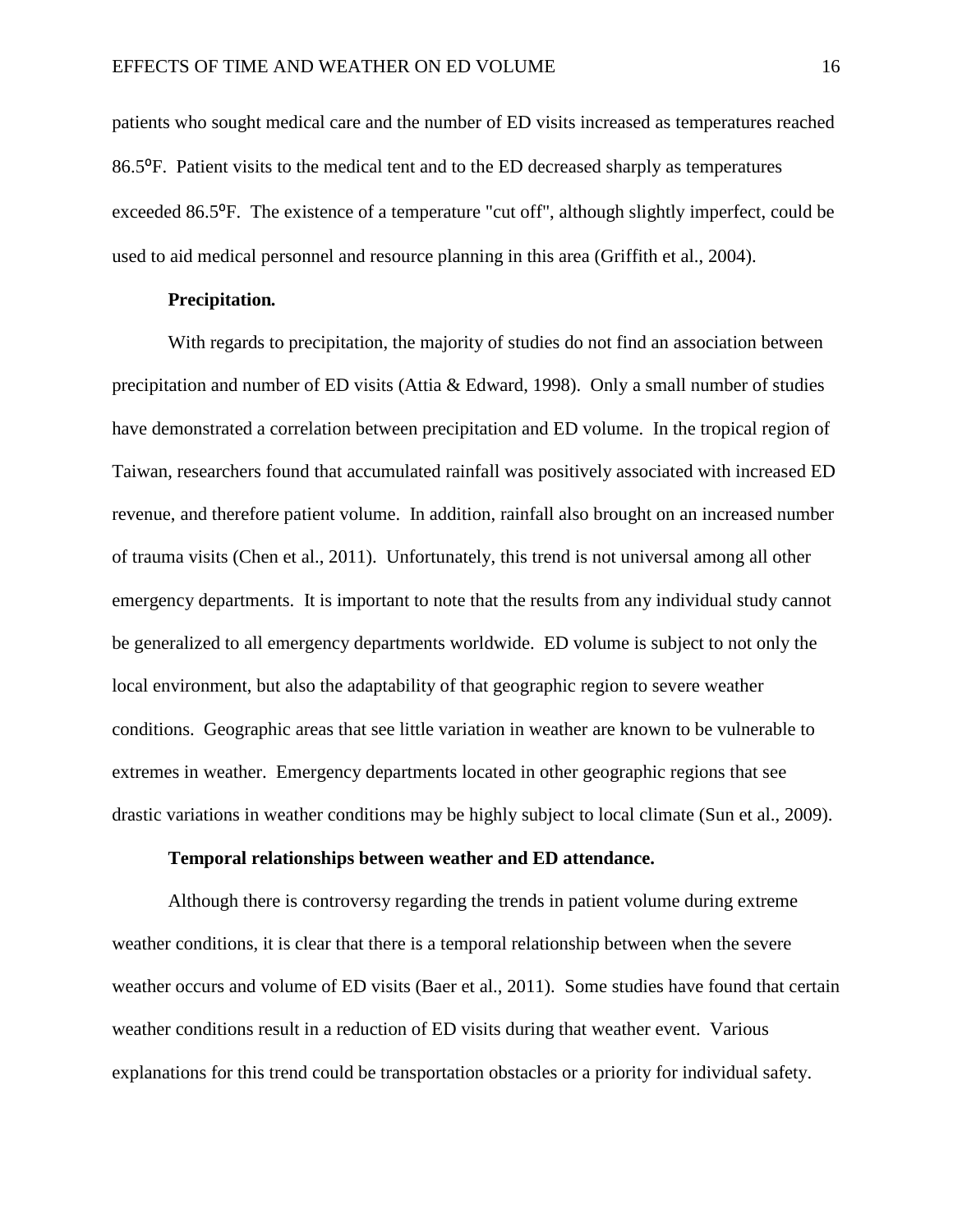patients who sought medical care and the number of ED visits increased as temperatures reached 86.5°F. Patient visits to the medical tent and to the ED decreased sharply as temperatures exceeded 86.5°F. The existence of a temperature "cut off", although slightly imperfect, could be used to aid medical personnel and resource planning in this area (Griffith et al., 2004).

### Precipitation.

With regards to precipitation, the majority of studies do not find an association between precipitation and number of ED visits (Attia & Edward, 1998). Only a small number of studies have demonstrated a correlation between precipitation and ED volume. In the tropical region of Taiwan, researchers found that accumulated rainfall was positively associated with increased ED revenue, and therefore patient volume. In addition, rainfall also brought on an increased number of trauma visits (Chen et al., 2011). Unfortunately, this trend is not universal among all other emergency departments. It is important to note that the results from any individual study cannot be generalized to all emergency departments worldwide. ED volume is subject to not only the local environment, but also the adaptability of that geographic region to severe weather conditions. Geographic areas that see little variation in weather are known to be vulnerable to extremes in weather. Emergency departments located in other geographic regions that see drastic variations in weather conditions may be highly subject to local climate (Sun et al., 2009).

### Temporal relationships between weather and ED attendance.

Although there is controversy regarding the trends in patient volume during extreme weather conditions, it is clear that there is a temporal relationship between when the severe weather occurs and volume of ED visits (Baer et al., 2011). Some studies have found that certain weather conditions result in a reduction of ED visits during that weather event. Various explanations for this trend could be transportation obstacles or a priority for individual safety.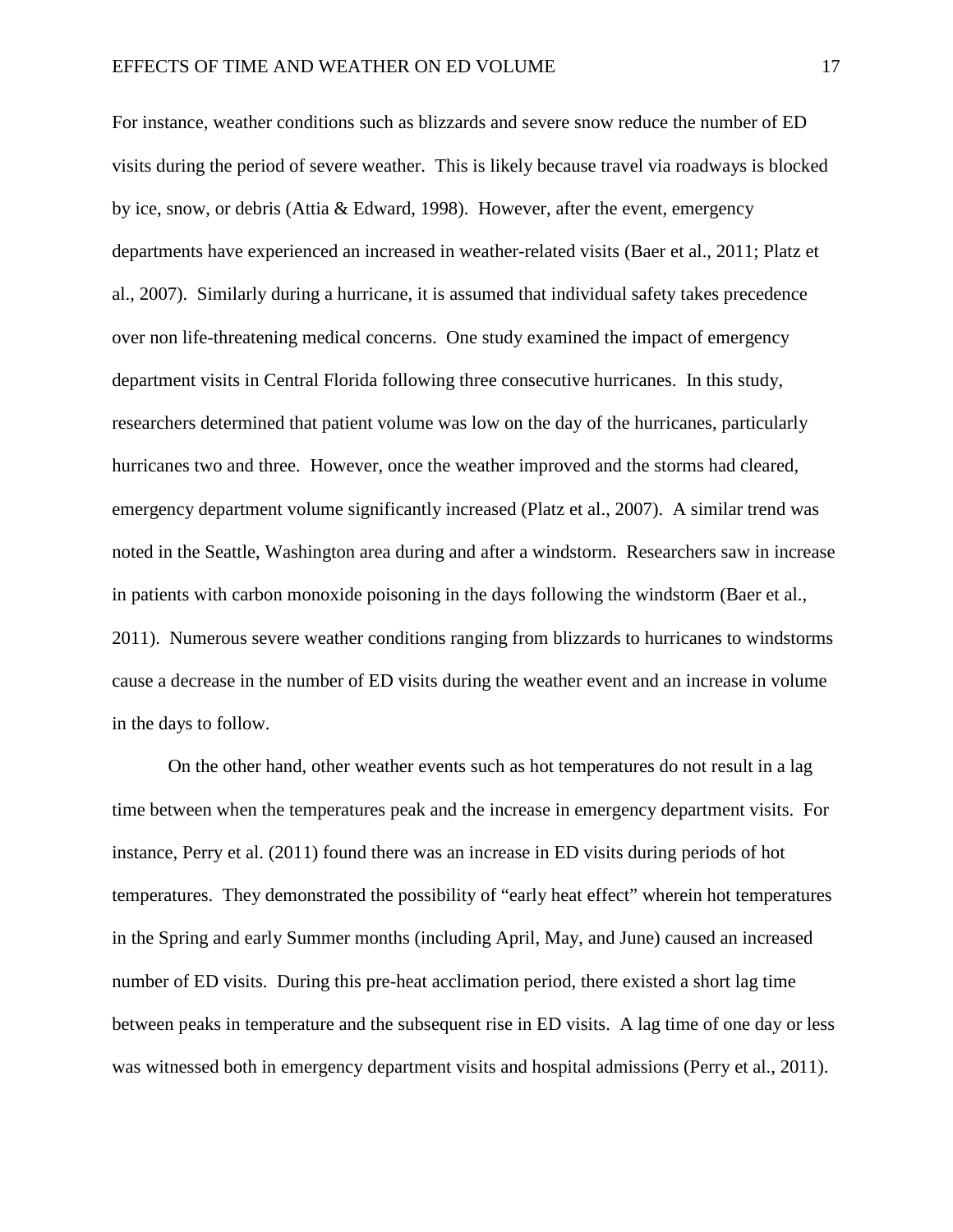For instance, weather conditions such as blizzards and severe snow reduce the number of ED visits during the period of severe weather. This is likely because travel via roadways is blocked by ice, snow, or debris (Attia & Edward, 1998). However, after the event, emergency departments have experienced an increased in weather-related visits (Baer et al., 2011; Platz et al., 2007). Similarly during a hurricane, it is assumed that individual safety takes precedence over non life-threatening medical concerns. One study examined the impact of emergency department visits in Central Florida following three consecutive hurricanes. In this study, researchers determined that patient volume was low on the day of the hurricanes, particularly hurricanes two and three. However, once the weather improved and the storms had cleared, emergency department volume significantly increased (Platz et al., 2007). A similar trend was noted in the Seattle, Washington area during and after a windstorm. Researchers saw in increase in patients with carbon monoxide poisoning in the days following the windstorm (Baer et al., 2011). Numerous severe weather conditions ranging from blizzards to hurricanes to windstorms cause a decrease in the number of ED visits during the weather event and an increase in volume in the days to follow.

On the other hand, other weather events such as hot temperatures do not result in a lag time between when the temperatures peak and the increase in emergency department visits. For instance, Perry et al. (2011) found there was an increase in ED visits during periods of hot temperatures. They demonstrated the possibility of "early heat effect" wherein hot temperatures in the Spring and early Summer months (including April, May, and June) caused an increased number of ED visits. During this pre-heat acclimation period, there existed a short lag time between peaks in temperature and the subsequent rise in ED visits. A lag time of one day or less was witnessed both in emergency department visits and hospital admissions (Perry et al., 2011).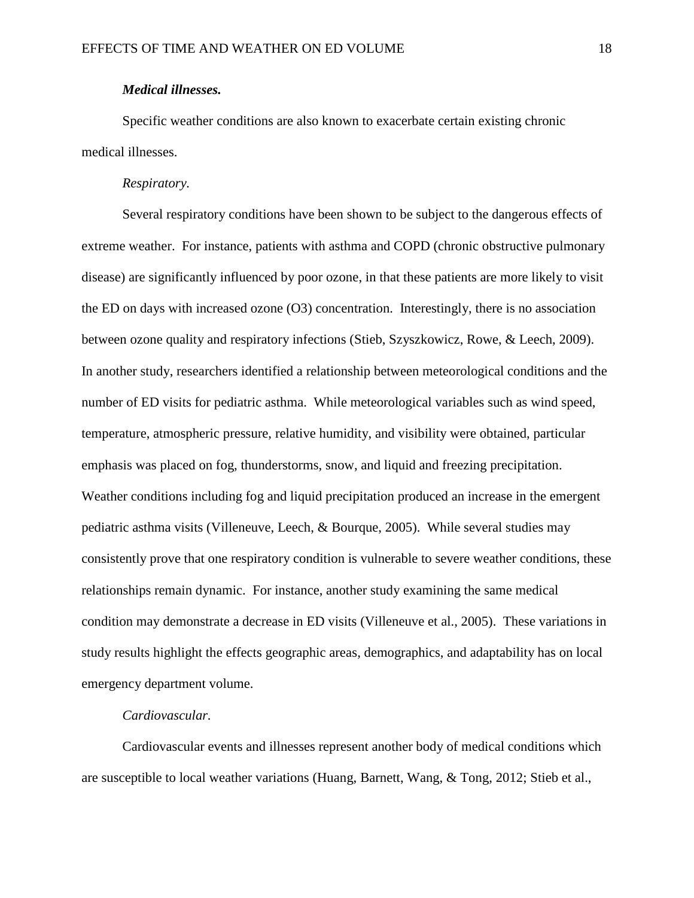***Medical illnesses.***

Specific weather conditions are also known to exacerbate certain existing chronic medical illnesses.

*Respiratory.*

Several respiratory conditions have been shown to be subject to the dangerous effects of extreme weather. For instance, patients with asthma and COPD (chronic obstructive pulmonary disease) are significantly influenced by poor ozone, in that these patients are more likely to visit the ED on days with increased ozone ($O3$) concentration. Interestingly, there is no association between ozone quality and respiratory infections (Stieb, Szyszkowicz, Rowe, & Leech, 2009). In another study, researchers identified a relationship between meteorological conditions and the number of ED visits for pediatric asthma. While meteorological variables such as wind speed, temperature, atmospheric pressure, relative humidity, and visibility were obtained, particular emphasis was placed on fog, thunderstorms, snow, and liquid and freezing precipitation. Weather conditions including fog and liquid precipitation produced an increase in the emergent pediatric asthma visits (Villeneuve, Leech, & Bourque, 2005). While several studies may consistently prove that one respiratory condition is vulnerable to severe weather conditions, these relationships remain dynamic. For instance, another study examining the same medical condition may demonstrate a decrease in ED visits (Villeneuve et al., 2005). These variations in study results highlight the effects geographic areas, demographics, and adaptability has on local emergency department volume.

*Cardiovascular.*

Cardiovascular events and illnesses represent another body of medical conditions which are susceptible to local weather variations (Huang, Barnett, Wang, & Tong, 2012; Stieb et al.,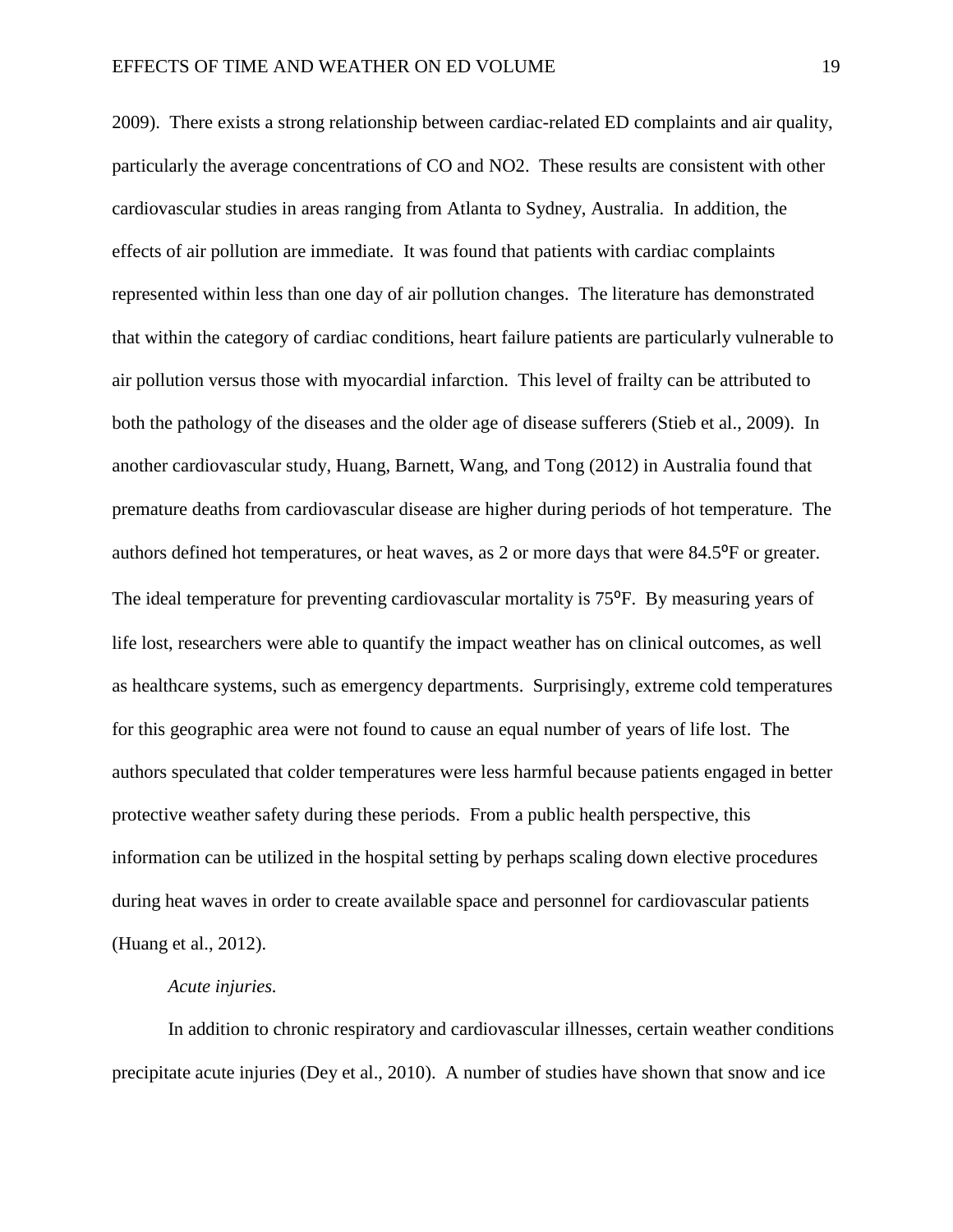2009). There exists a strong relationship between cardiac-related ED complaints and air quality, particularly the average concentrations of CO and $NO_2$. These results are consistent with other cardiovascular studies in areas ranging from Atlanta to Sydney, Australia. In addition, the effects of air pollution are immediate. It was found that patients with cardiac complaints represented within less than one day of air pollution changes. The literature has demonstrated that within the category of cardiac conditions, heart failure patients are particularly vulnerable to air pollution versus those with myocardial infarction. This level of frailty can be attributed to both the pathology of the diseases and the older age of disease sufferers (Stieb et al., 2009). In another cardiovascular study, Huang, Barnett, Wang, and Tong (2012) in Australia found that premature deaths from cardiovascular disease are higher during periods of hot temperature. The authors defined hot temperatures, or heat waves, as 2 or more days that were 84.5ºF or greater. The ideal temperature for preventing cardiovascular mortality is 75ºF. By measuring years of life lost, researchers were able to quantify the impact weather has on clinical outcomes, as well as healthcare systems, such as emergency departments. Surprisingly, extreme cold temperatures for this geographic area were not found to cause an equal number of years of life lost. The authors speculated that colder temperatures were less harmful because patients engaged in better protective weather safety during these periods. From a public health perspective, this information can be utilized in the hospital setting by perhaps scaling down elective procedures during heat waves in order to create available space and personnel for cardiovascular patients (Huang et al., 2012).

*Acute injuries.*

In addition to chronic respiratory and cardiovascular illnesses, certain weather conditions precipitate acute injuries (Dey et al., 2010). A number of studies have shown that snow and ice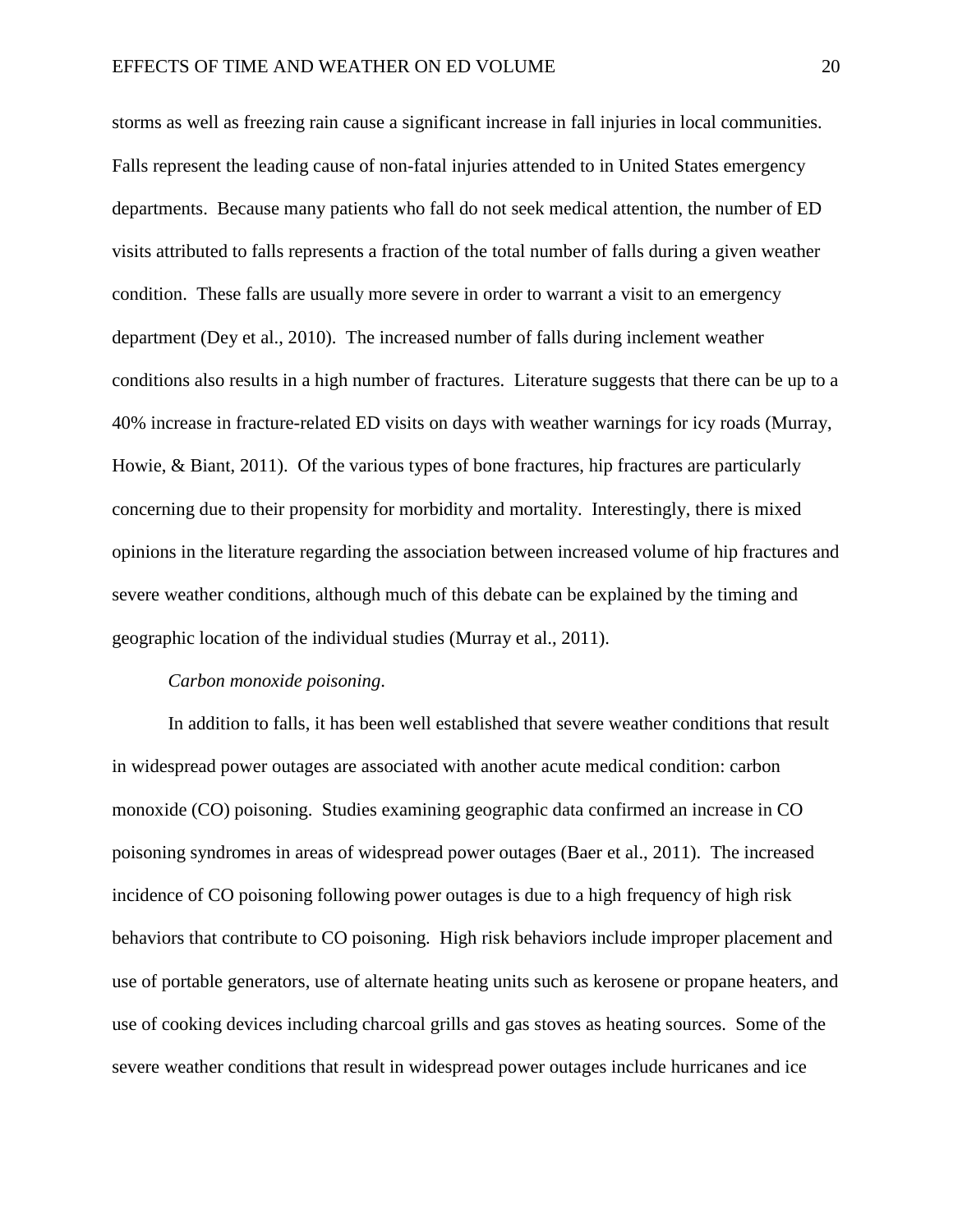storms as well as freezing rain cause a significant increase in fall injuries in local communities. Falls represent the leading cause of non-fatal injuries attended to in United States emergency departments. Because many patients who fall do not seek medical attention, the number of ED visits attributed to falls represents a fraction of the total number of falls during a given weather condition. These falls are usually more severe in order to warrant a visit to an emergency department (Dey et al., 2010). The increased number of falls during inclement weather conditions also results in a high number of fractures. Literature suggests that there can be up to a 40% increase in fracture-related ED visits on days with weather warnings for icy roads (Murray, Howie, & Biant, 2011). Of the various types of bone fractures, hip fractures are particularly concerning due to their propensity for morbidity and mortality. Interestingly, there is mixed opinions in the literature regarding the association between increased volume of hip fractures and severe weather conditions, although much of this debate can be explained by the timing and geographic location of the individual studies (Murray et al., 2011).

*Carbon monoxide poisoning*.

In addition to falls, it has been well established that severe weather conditions that result in widespread power outages are associated with another acute medical condition: carbon monoxide (CO) poisoning. Studies examining geographic data confirmed an increase in CO poisoning syndromes in areas of widespread power outages (Baer et al., 2011). The increased incidence of CO poisoning following power outages is due to a high frequency of high risk behaviors that contribute to CO poisoning. High risk behaviors include improper placement and use of portable generators, use of alternate heating units such as kerosene or propane heaters, and use of cooking devices including charcoal grills and gas stoves as heating sources. Some of the severe weather conditions that result in widespread power outages include hurricanes and ice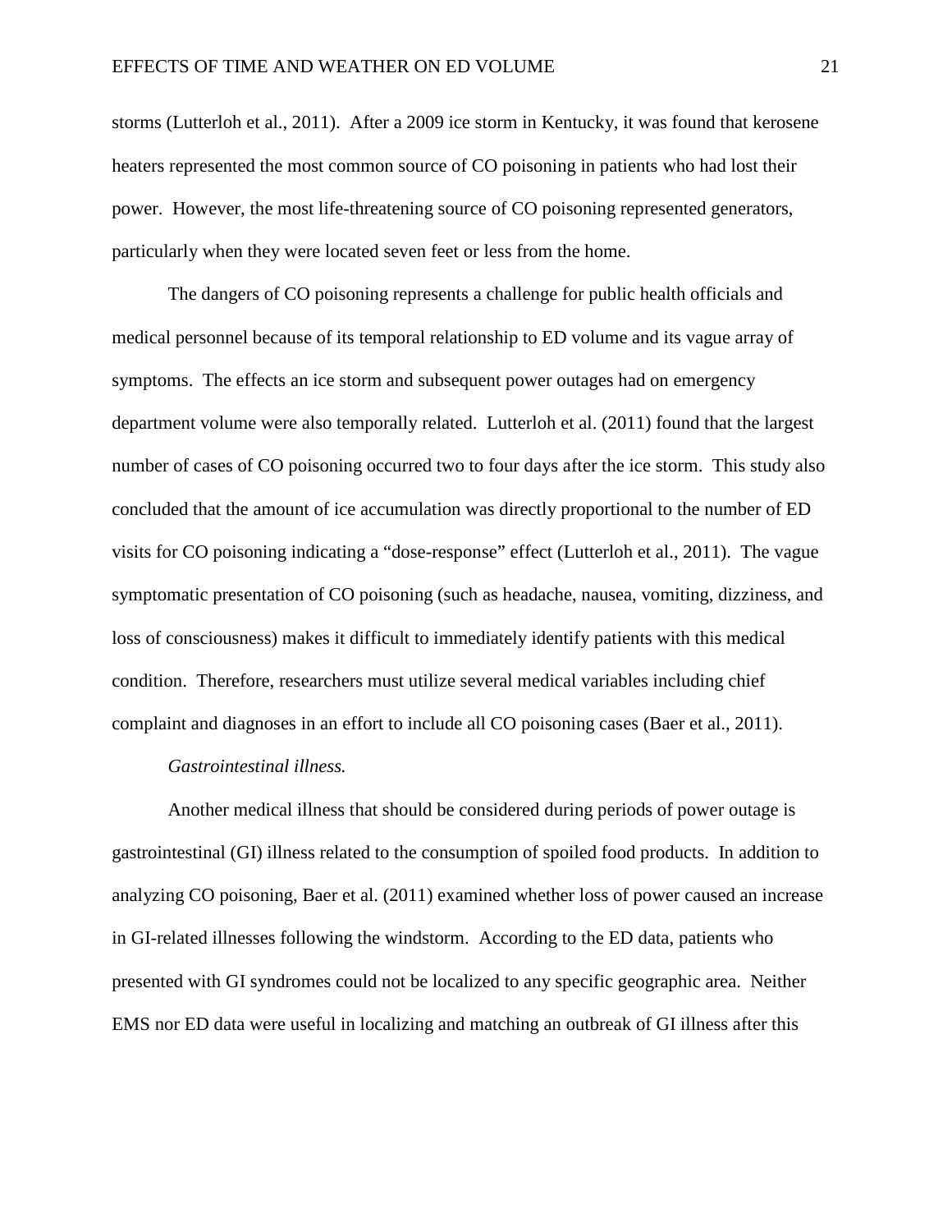storms (Lutterloh et al., 2011). After a 2009 ice storm in Kentucky, it was found that kerosene heaters represented the most common source of CO poisoning in patients who had lost their power. However, the most life-threatening source of CO poisoning represented generators, particularly when they were located seven feet or less from the home.

The dangers of CO poisoning represents a challenge for public health officials and medical personnel because of its temporal relationship to ED volume and its vague array of symptoms. The effects an ice storm and subsequent power outages had on emergency department volume were also temporally related. Lutterloh et al. (2011) found that the largest number of cases of CO poisoning occurred two to four days after the ice storm. This study also concluded that the amount of ice accumulation was directly proportional to the number of ED visits for CO poisoning indicating a "dose-response" effect (Lutterloh et al., 2011). The vague symptomatic presentation of CO poisoning (such as headache, nausea, vomiting, dizziness, and loss of consciousness) makes it difficult to immediately identify patients with this medical condition. Therefore, researchers must utilize several medical variables including chief complaint and diagnoses in an effort to include all CO poisoning cases (Baer et al., 2011).

*Gastrointestinal illness.*

Another medical illness that should be considered during periods of power outage is gastrointestinal (GI) illness related to the consumption of spoiled food products. In addition to analyzing CO poisoning, Baer et al. (2011) examined whether loss of power caused an increase in GI-related illnesses following the windstorm. According to the ED data, patients who presented with GI syndromes could not be localized to any specific geographic area. Neither EMS nor ED data were useful in localizing and matching an outbreak of GI illness after this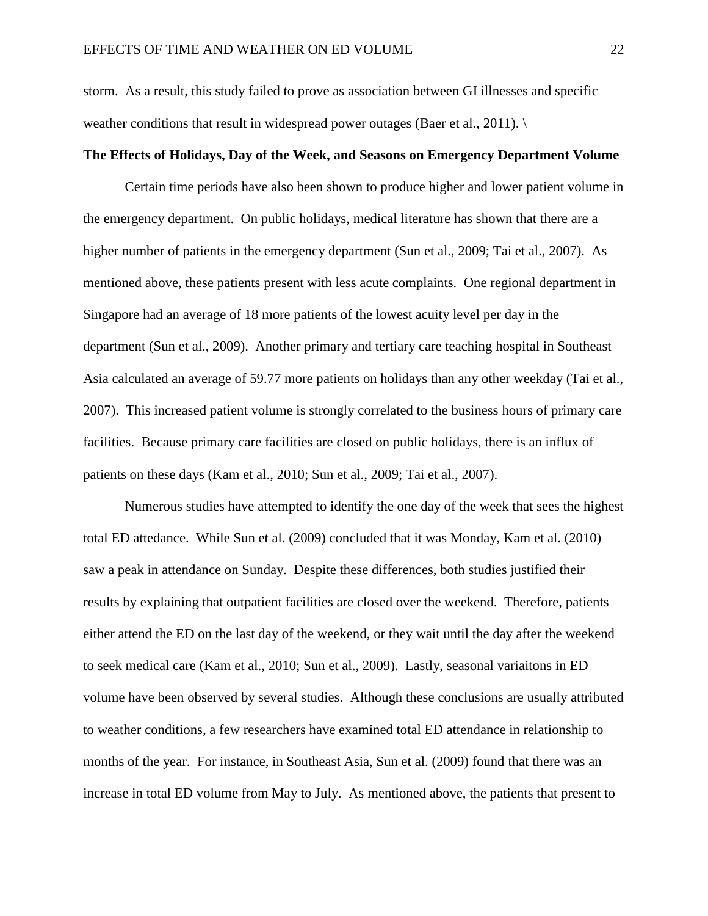storm. As a result, this study failed to prove as association between GI illnesses and specific weather conditions that result in widespread power outages (Baer et al., 2011). \

**The Effects of Holidays, Day of the Week, and Seasons on Emergency Department Volume**

Certain time periods have also been shown to produce higher and lower patient volume in the emergency department. On public holidays, medical literature has shown that there are a higher number of patients in the emergency department (Sun et al., 2009; Tai et al., 2007). As mentioned above, these patients present with less acute complaints. One regional department in Singapore had an average of 18 more patients of the lowest acuity level per day in the department (Sun et al., 2009). Another primary and tertiary care teaching hospital in Southeast Asia calculated an average of 59.77 more patients on holidays than any other weekday (Tai et al., 2007). This increased patient volume is strongly correlated to the business hours of primary care facilities. Because primary care facilities are closed on public holidays, there is an influx of patients on these days (Kam et al., 2010; Sun et al., 2009; Tai et al., 2007).

Numerous studies have attempted to identify the one day of the week that sees the highest total ED attedance. While Sun et al. (2009) concluded that it was Monday, Kam et al. (2010) saw a peak in attendance on Sunday. Despite these differences, both studies justified their results by explaining that outpatient facilities are closed over the weekend. Therefore, patients either attend the ED on the last day of the weekend, or they wait until the day after the weekend to seek medical care (Kam et al., 2010; Sun et al., 2009). Lastly, seasonal variaitons in ED volume have been observed by several studies. Although these conclusions are usually attributed to weather conditions, a few researchers have examined total ED attendance in relationship to months of the year. For instance, in Southeast Asia, Sun et al. (2009) found that there was an increase in total ED volume from May to July. As mentioned above, the patients that present to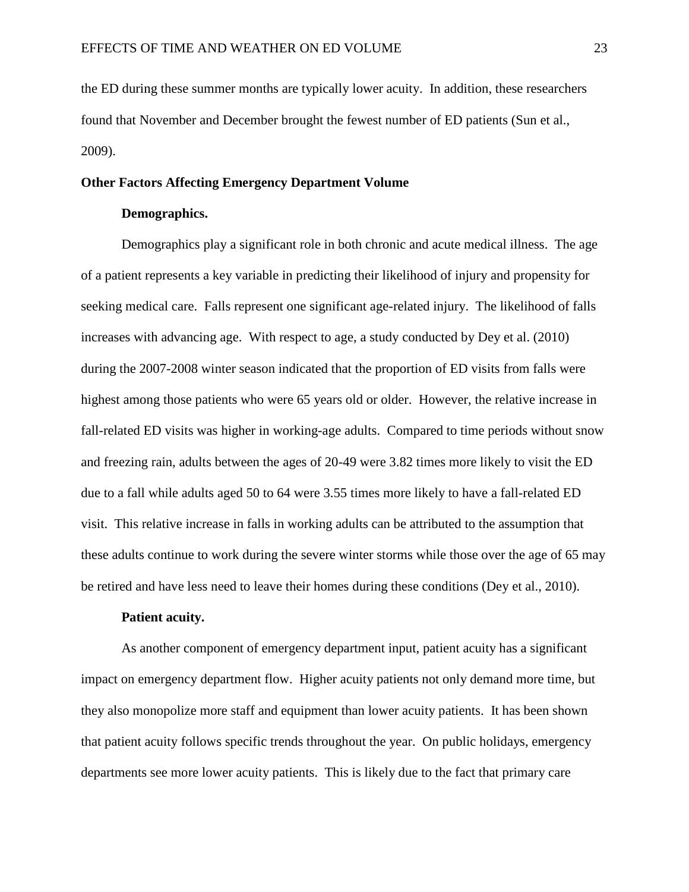the ED during these summer months are typically lower acuity. In addition, these researchers found that November and December brought the fewest number of ED patients (Sun et al., 2009).

## Other Factors Affecting Emergency Department Volume

### Demographics.

Demographics play a significant role in both chronic and acute medical illness. The age of a patient represents a key variable in predicting their likelihood of injury and propensity for seeking medical care. Falls represent one significant age-related injury. The likelihood of falls increases with advancing age. With respect to age, a study conducted by Dey et al. (2010) during the 2007-2008 winter season indicated that the proportion of ED visits from falls were highest among those patients who were 65 years old or older. However, the relative increase in fall-related ED visits was higher in working-age adults. Compared to time periods without snow and freezing rain, adults between the ages of 20-49 were 3.82 times more likely to visit the ED due to a fall while adults aged 50 to 64 were 3.55 times more likely to have a fall-related ED visit. This relative increase in falls in working adults can be attributed to the assumption that these adults continue to work during the severe winter storms while those over the age of 65 may be retired and have less need to leave their homes during these conditions (Dey et al., 2010).

### Patient acuity.

As another component of emergency department input, patient acuity has a significant impact on emergency department flow. Higher acuity patients not only demand more time, but they also monopolize more staff and equipment than lower acuity patients. It has been shown that patient acuity follows specific trends throughout the year. On public holidays, emergency departments see more lower acuity patients. This is likely due to the fact that primary care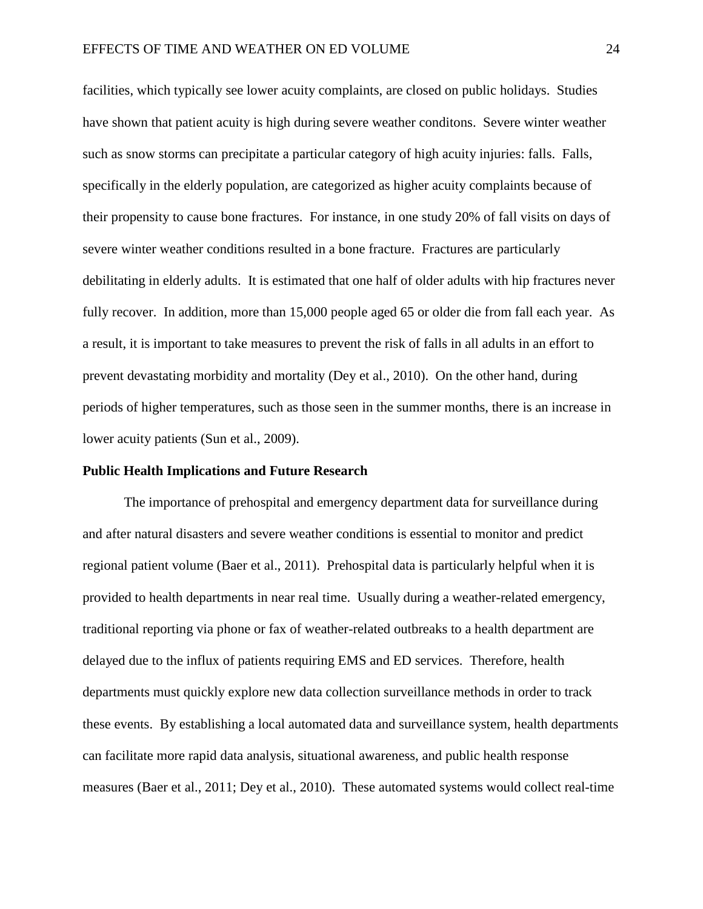facilities, which typically see lower acuity complaints, are closed on public holidays. Studies have shown that patient acuity is high during severe weather conditons. Severe winter weather such as snow storms can precipitate a particular category of high acuity injuries: falls. Falls, specifically in the elderly population, are categorized as higher acuity complaints because of their propensity to cause bone fractures. For instance, in one study 20% of fall visits on days of severe winter weather conditions resulted in a bone fracture. Fractures are particularly debilitating in elderly adults. It is estimated that one half of older adults with hip fractures never fully recover. In addition, more than 15,000 people aged 65 or older die from fall each year. As a result, it is important to take measures to prevent the risk of falls in all adults in an effort to prevent devastating morbidity and mortality (Dey et al., 2010). On the other hand, during periods of higher temperatures, such as those seen in the summer months, there is an increase in lower acuity patients (Sun et al., 2009).

**Public Health Implications and Future Research**

The importance of prehospital and emergency department data for surveillance during and after natural disasters and severe weather conditions is essential to monitor and predict regional patient volume (Baer et al., 2011). Prehospital data is particularly helpful when it is provided to health departments in near real time. Usually during a weather-related emergency, traditional reporting via phone or fax of weather-related outbreaks to a health department are delayed due to the influx of patients requiring EMS and ED services. Therefore, health departments must quickly explore new data collection surveillance methods in order to track these events. By establishing a local automated data and surveillance system, health departments can facilitate more rapid data analysis, situational awareness, and public health response measures (Baer et al., 2011; Dey et al., 2010). These automated systems would collect real-time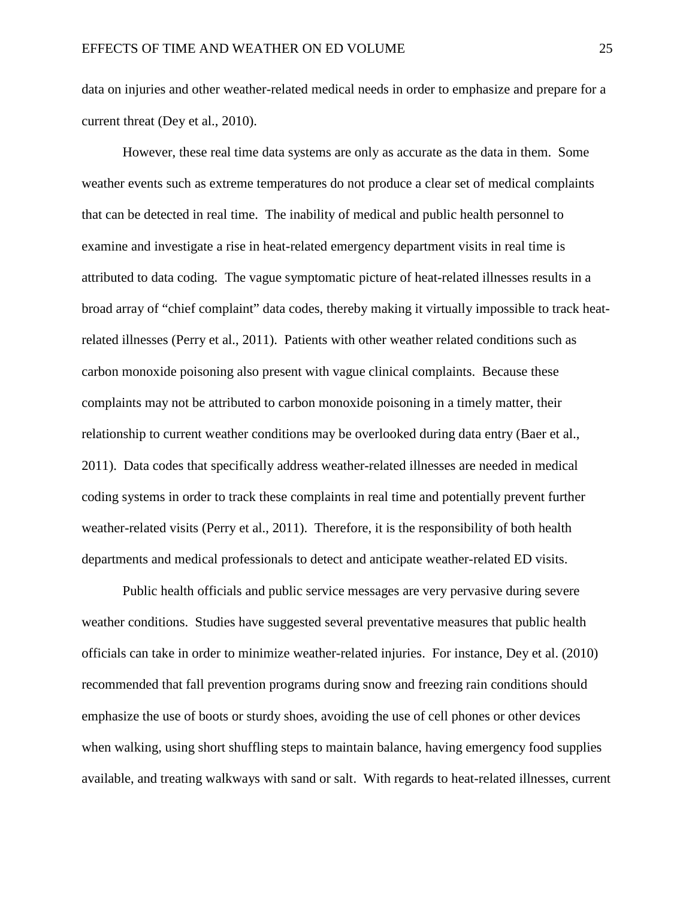data on injuries and other weather-related medical needs in order to emphasize and prepare for a current threat (Dey et al., 2010).

However, these real time data systems are only as accurate as the data in them. Some weather events such as extreme temperatures do not produce a clear set of medical complaints that can be detected in real time. The inability of medical and public health personnel to examine and investigate a rise in heat-related emergency department visits in real time is attributed to data coding. The vague symptomatic picture of heat-related illnesses results in a broad array of "chief complaint" data codes, thereby making it virtually impossible to track heat-related illnesses (Perry et al., 2011). Patients with other weather related conditions such as carbon monoxide poisoning also present with vague clinical complaints. Because these complaints may not be attributed to carbon monoxide poisoning in a timely matter, their relationship to current weather conditions may be overlooked during data entry (Baer et al., 2011). Data codes that specifically address weather-related illnesses are needed in medical coding systems in order to track these complaints in real time and potentially prevent further weather-related visits (Perry et al., 2011). Therefore, it is the responsibility of both health departments and medical professionals to detect and anticipate weather-related ED visits.

Public health officials and public service messages are very pervasive during severe weather conditions. Studies have suggested several preventative measures that public health officials can take in order to minimize weather-related injuries. For instance, Dey et al. (2010) recommended that fall prevention programs during snow and freezing rain conditions should emphasize the use of boots or sturdy shoes, avoiding the use of cell phones or other devices when walking, using short shuffling steps to maintain balance, having emergency food supplies available, and treating walkways with sand or salt. With regards to heat-related illnesses, current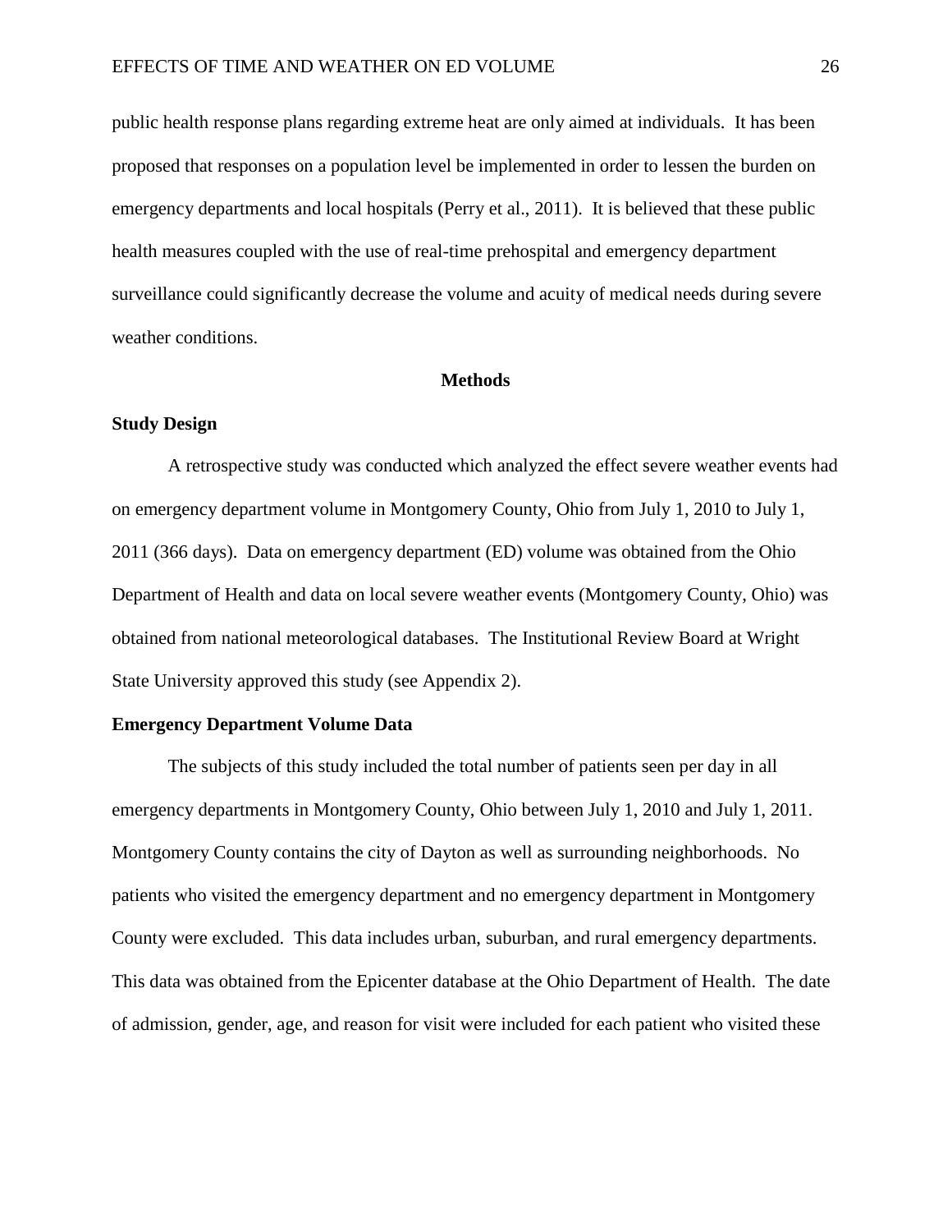public health response plans regarding extreme heat are only aimed at individuals. It has been proposed that responses on a population level be implemented in order to lessen the burden on emergency departments and local hospitals (Perry et al., 2011). It is believed that these public health measures coupled with the use of real-time prehospital and emergency department surveillance could significantly decrease the volume and acuity of medical needs during severe weather conditions.

## Methods

### Study Design

A retrospective study was conducted which analyzed the effect severe weather events had on emergency department volume in Montgomery County, Ohio from July 1, 2010 to July 1, 2011 (366 days). Data on emergency department (ED) volume was obtained from the Ohio Department of Health and data on local severe weather events (Montgomery County, Ohio) was obtained from national meteorological databases. The Institutional Review Board at Wright State University approved this study (see Appendix 2).

### Emergency Department Volume Data

The subjects of this study included the total number of patients seen per day in all emergency departments in Montgomery County, Ohio between July 1, 2010 and July 1, 2011. Montgomery County contains the city of Dayton as well as surrounding neighborhoods. No patients who visited the emergency department and no emergency department in Montgomery County were excluded. This data includes urban, suburban, and rural emergency departments. This data was obtained from the Epicenter database at the Ohio Department of Health. The date of admission, gender, age, and reason for visit were included for each patient who visited these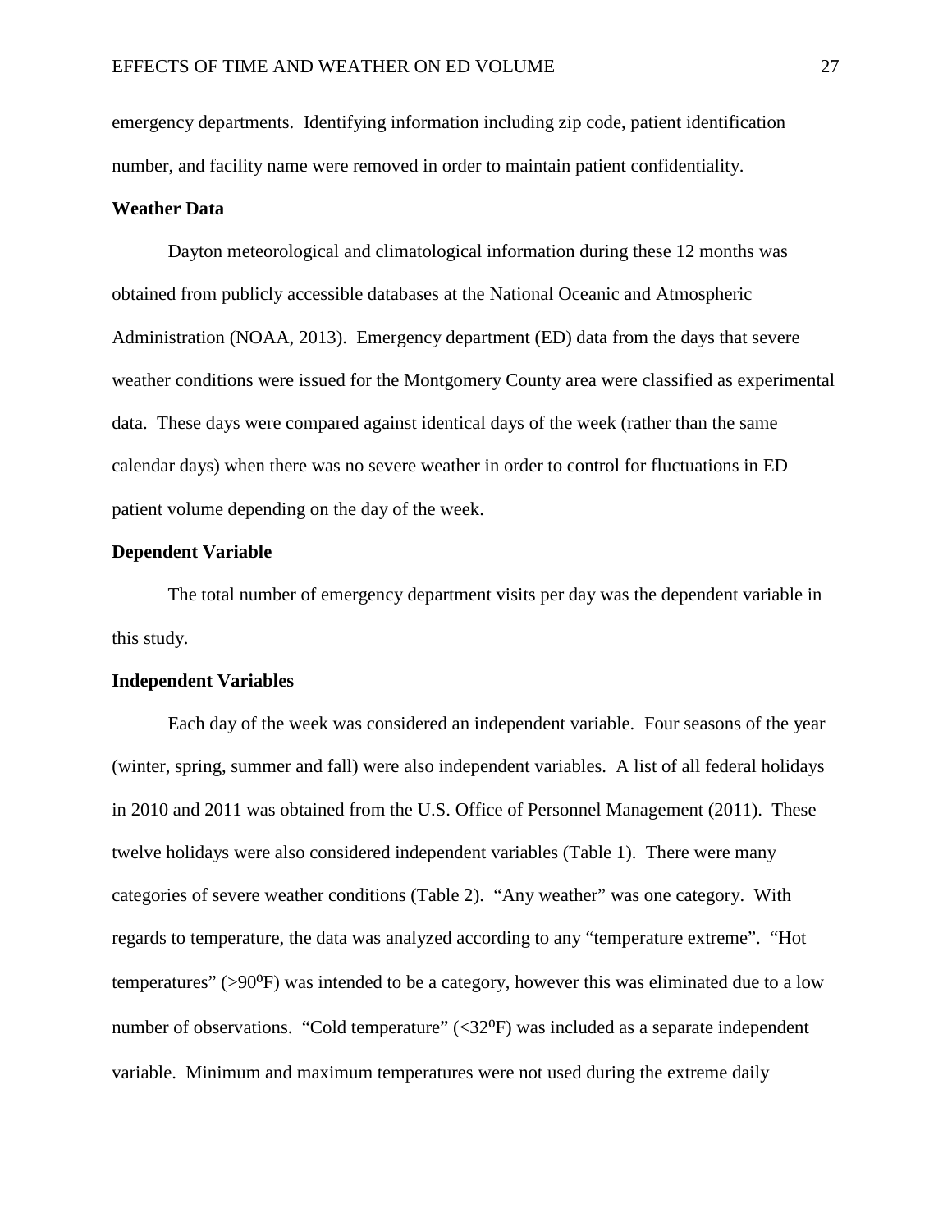emergency departments. Identifying information including zip code, patient identification number, and facility name were removed in order to maintain patient confidentiality.

**Weather Data**

Dayton meteorological and climatological information during these 12 months was obtained from publicly accessible databases at the National Oceanic and Atmospheric Administration (NOAA, 2013). Emergency department (ED) data from the days that severe weather conditions were issued for the Montgomery County area were classified as experimental data. These days were compared against identical days of the week (rather than the same calendar days) when there was no severe weather in order to control for fluctuations in ED patient volume depending on the day of the week.

**Dependent Variable**

The total number of emergency department visits per day was the dependent variable in this study.

**Independent Variables**

Each day of the week was considered an independent variable. Four seasons of the year (winter, spring, summer and fall) were also independent variables. A list of all federal holidays in 2010 and 2011 was obtained from the U.S. Office of Personnel Management (2011). These twelve holidays were also considered independent variables (Table 1). There were many categories of severe weather conditions (Table 2). "Any weather" was one category. With regards to temperature, the data was analyzed according to any "temperature extreme". "Hot temperatures" (>$90^{o}$F) was intended to be a category, however this was eliminated due to a low number of observations. "Cold temperature" (<$32^{o}$F) was included as a separate independent variable. Minimum and maximum temperatures were not used during the extreme daily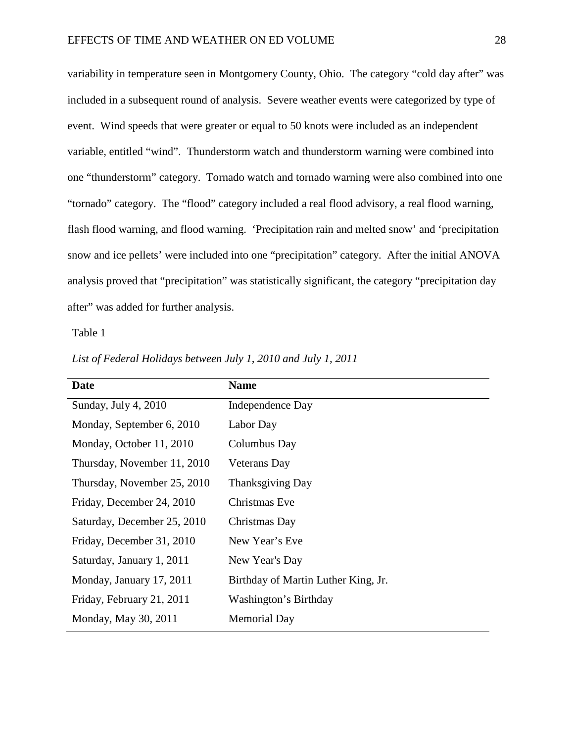variability in temperature seen in Montgomery County, Ohio. The category "cold day after" was included in a subsequent round of analysis. Severe weather events were categorized by type of event. Wind speeds that were greater or equal to 50 knots were included as an independent variable, entitled "wind". Thunderstorm watch and thunderstorm warning were combined into one "thunderstorm" category. Tornado watch and tornado warning were also combined into one "tornado" category. The "flood" category included a real flood advisory, a real flood warning, flash flood warning, and flood warning. 'Precipitation rain and melted snow' and 'precipitation snow and ice pellets' were included into one "precipitation" category. After the initial ANOVA analysis proved that "precipitation" was statistically significant, the category "precipitation day after" was added for further analysis.

Table 1

*List of Federal Holidays between July 1, 2010 and July 1, 2011*

| Date | Name |
|---|---|
| Sunday, July 4, 2010 | Independence Day |
| Monday, September 6, 2010 | Labor Day |
| Monday, October 11, 2010 | Columbus Day |
| Thursday, November 11, 2010 | Veterans Day |
| Thursday, November 25, 2010 | Thanksgiving Day |
| Friday, December 24, 2010 | Christmas Eve |
| Saturday, December 25, 2010 | Christmas Day |
| Friday, December 31, 2010 | New Year's Eve |
| Saturday, January 1, 2011 | New Year's Day |
| Monday, January 17, 2011 | Birthday of Martin Luther King, Jr. |
| Friday, February 21, 2011 | Washington's Birthday |
| Monday, May 30, 2011 | Memorial Day |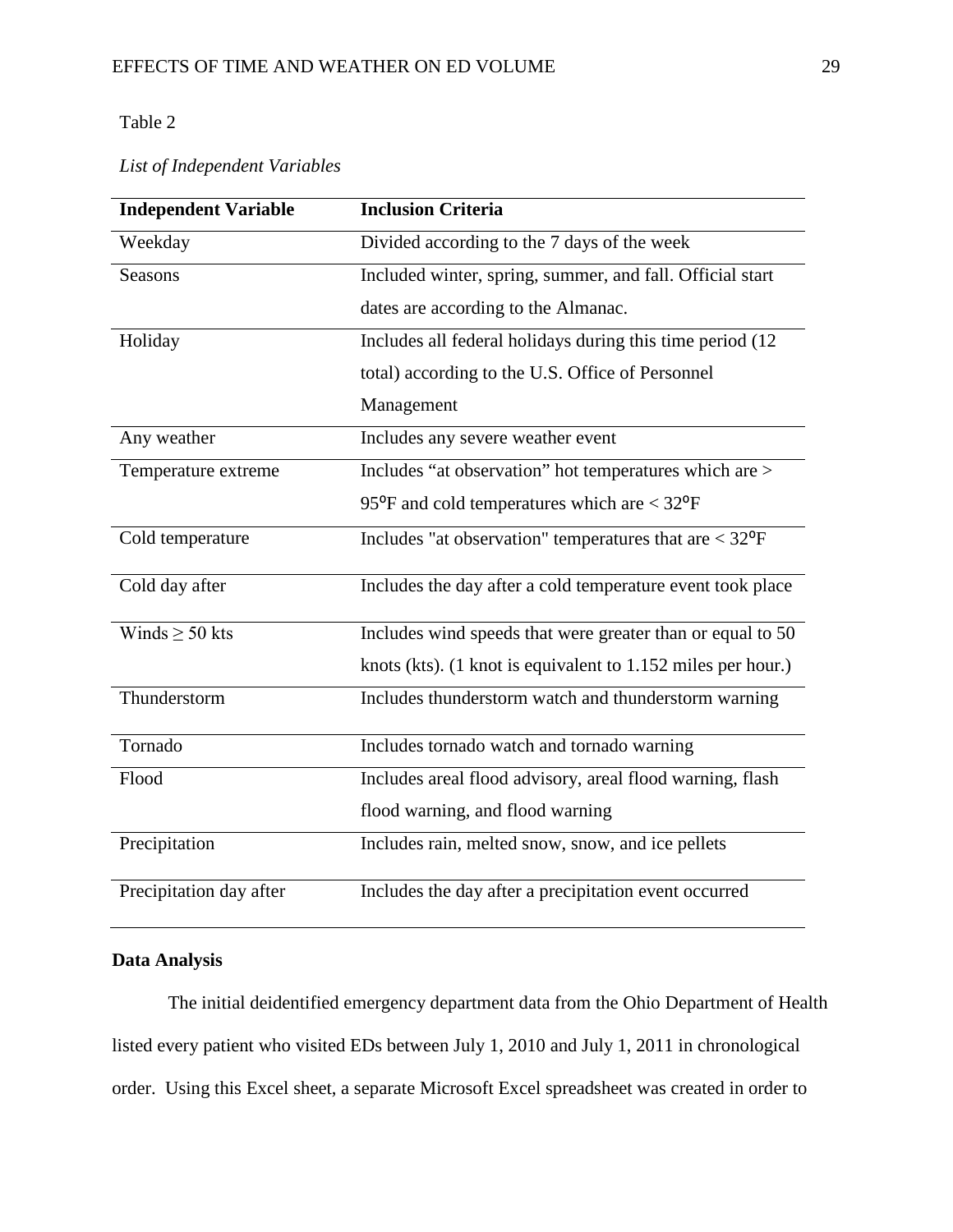Table 2

*List of Independent Variables*

| Independent Variable | Inclusion Criteria |
| --- | --- |
| Weekday | Divided according to the 7 days of the week |
| Seasons | Included winter, spring, summer, and fall. Official start dates are according to the Almanac. |
| Holiday | Includes all federal holidays during this time period (12 total) according to the U.S. Office of Personnel Management |
| Any weather | Includes any severe weather event |
| Temperature extreme | Includes "at observation" hot temperatures which are > 95°F and cold temperatures which are < 32°F |
| Cold temperature | Includes "at observation" temperatures that are < 32°F |
| Cold day after | Includes the day after a cold temperature event took place |
| Winds ≥ 50 kts | Includes wind speeds that were greater than or equal to 50 knots (kts). (1 knot is equivalent to 1.152 miles per hour.) |
| Thunderstorm | Includes thunderstorm watch and thunderstorm warning |
| Tornado | Includes tornado watch and tornado warning |
| Flood | Includes areal flood advisory, areal flood warning, flash flood warning, and flood warning |
| Precipitation | Includes rain, melted snow, snow, and ice pellets |
| Precipitation day after | Includes the day after a precipitation event occurred |

**Data Analysis**

The initial deidentified emergency department data from the Ohio Department of Health listed every patient who visited EDs between July 1, 2010 and July 1, 2011 in chronological order. Using this Excel sheet, a separate Microsoft Excel spreadsheet was created in order to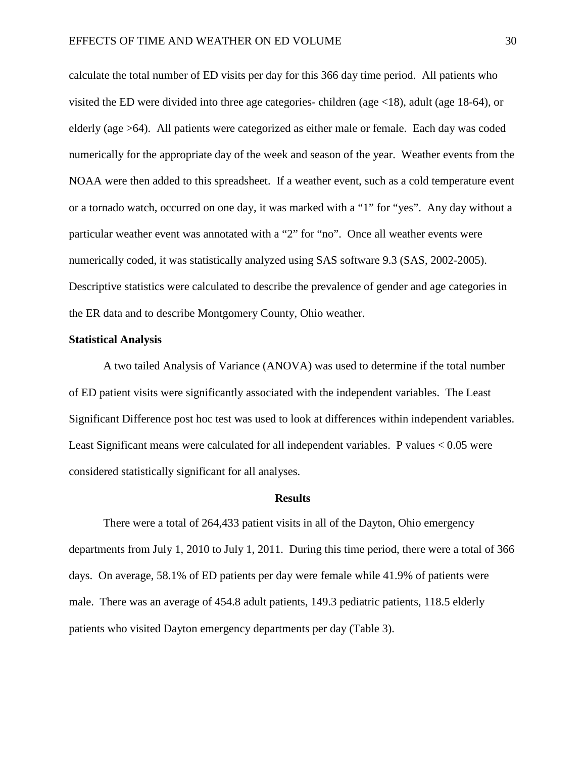calculate the total number of ED visits per day for this 366 day time period. All patients who visited the ED were divided into three age categories- children (age <18), adult (age 18-64), or elderly (age >64). All patients were categorized as either male or female. Each day was coded numerically for the appropriate day of the week and season of the year. Weather events from the NOAA were then added to this spreadsheet. If a weather event, such as a cold temperature event or a tornado watch, occurred on one day, it was marked with a "1" for "yes". Any day without a particular weather event was annotated with a "2" for "no". Once all weather events were numerically coded, it was statistically analyzed using SAS software 9.3 (SAS, 2002-2005). Descriptive statistics were calculated to describe the prevalence of gender and age categories in the ER data and to describe Montgomery County, Ohio weather.

**Statistical Analysis**

A two tailed Analysis of Variance (ANOVA) was used to determine if the total number of ED patient visits were significantly associated with the independent variables. The Least Significant Difference post hoc test was used to look at differences within independent variables. Least Significant means were calculated for all independent variables. P values $< 0.05$ were considered statistically significant for all analyses.

## Results

There were a total of 264,433 patient visits in all of the Dayton, Ohio emergency departments from July 1, 2010 to July 1, 2011. During this time period, there were a total of 366 days. On average, 58.1% of ED patients per day were female while 41.9% of patients were male. There was an average of 454.8 adult patients, 149.3 pediatric patients, 118.5 elderly patients who visited Dayton emergency departments per day (Table 3).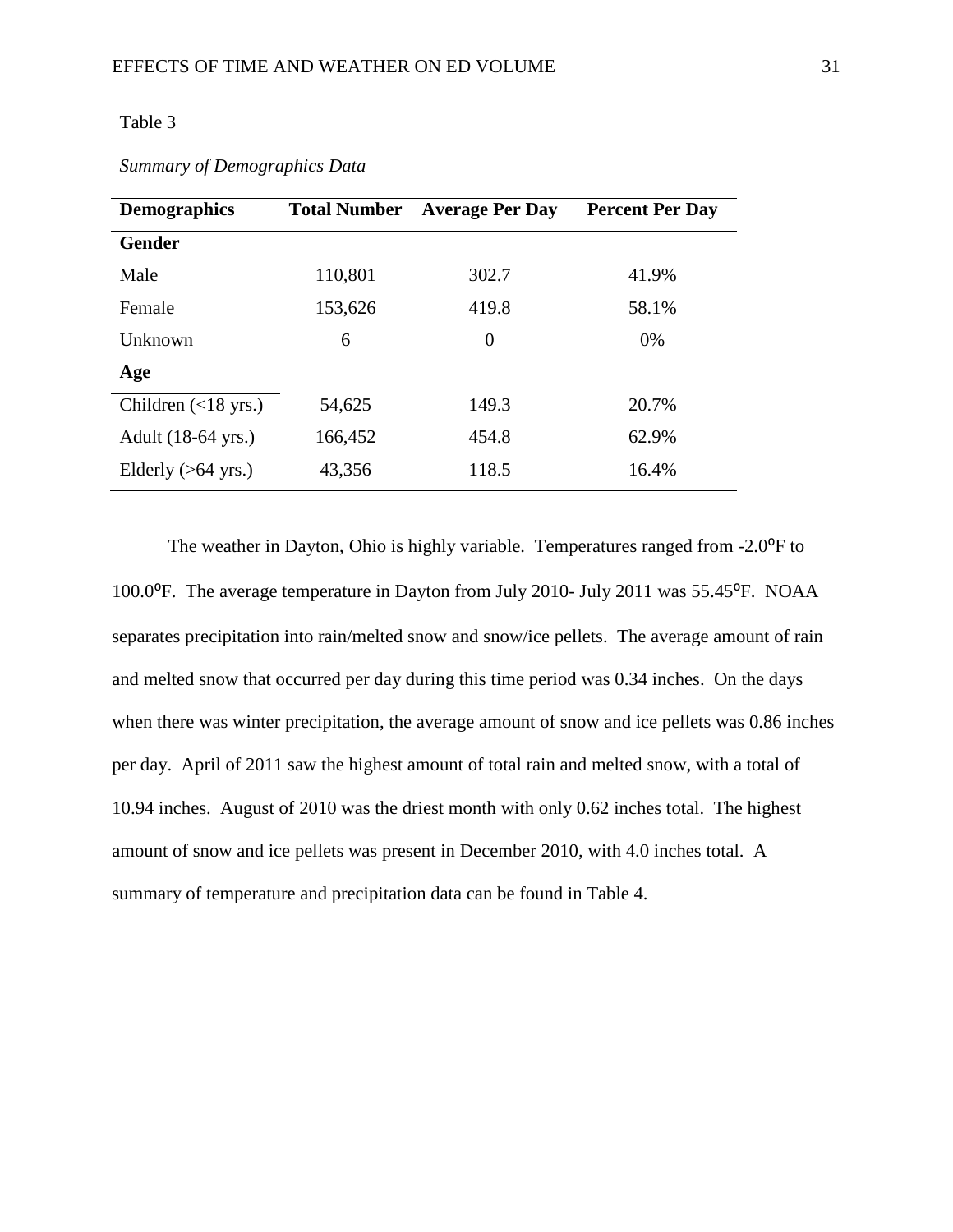Table 3

*Summary of Demographics Data*

| Demographics | Total Number | Average Per Day | Percent Per Day |
|---|---|---|---|
| **Gender** | | | |
| Male | 110,801 | 302.7 | 41.9% |
| Female | 153,626 | 419.8 | 58.1% |
| Unknown | 6 | 0 | 0% |
| **Age** | | | |
| Children (<18 yrs.) | 54,625 | 149.3 | 20.7% |
| Adult (18-64 yrs.) | 166,452 | 454.8 | 62.9% |
| Elderly (>64 yrs.) | 43,356 | 118.5 | 16.4% |

The weather in Dayton, Ohio is highly variable. Temperatures ranged from -2.0°F to 100.0°F. The average temperature in Dayton from July 2010- July 2011 was 55.45°F. NOAA separates precipitation into rain/melted snow and snow/ice pellets. The average amount of rain and melted snow that occurred per day during this time period was 0.34 inches. On the days when there was winter precipitation, the average amount of snow and ice pellets was 0.86 inches per day. April of 2011 saw the highest amount of total rain and melted snow, with a total of 10.94 inches. August of 2010 was the driest month with only 0.62 inches total. The highest amount of snow and ice pellets was present in December 2010, with 4.0 inches total. A summary of temperature and precipitation data can be found in Table 4.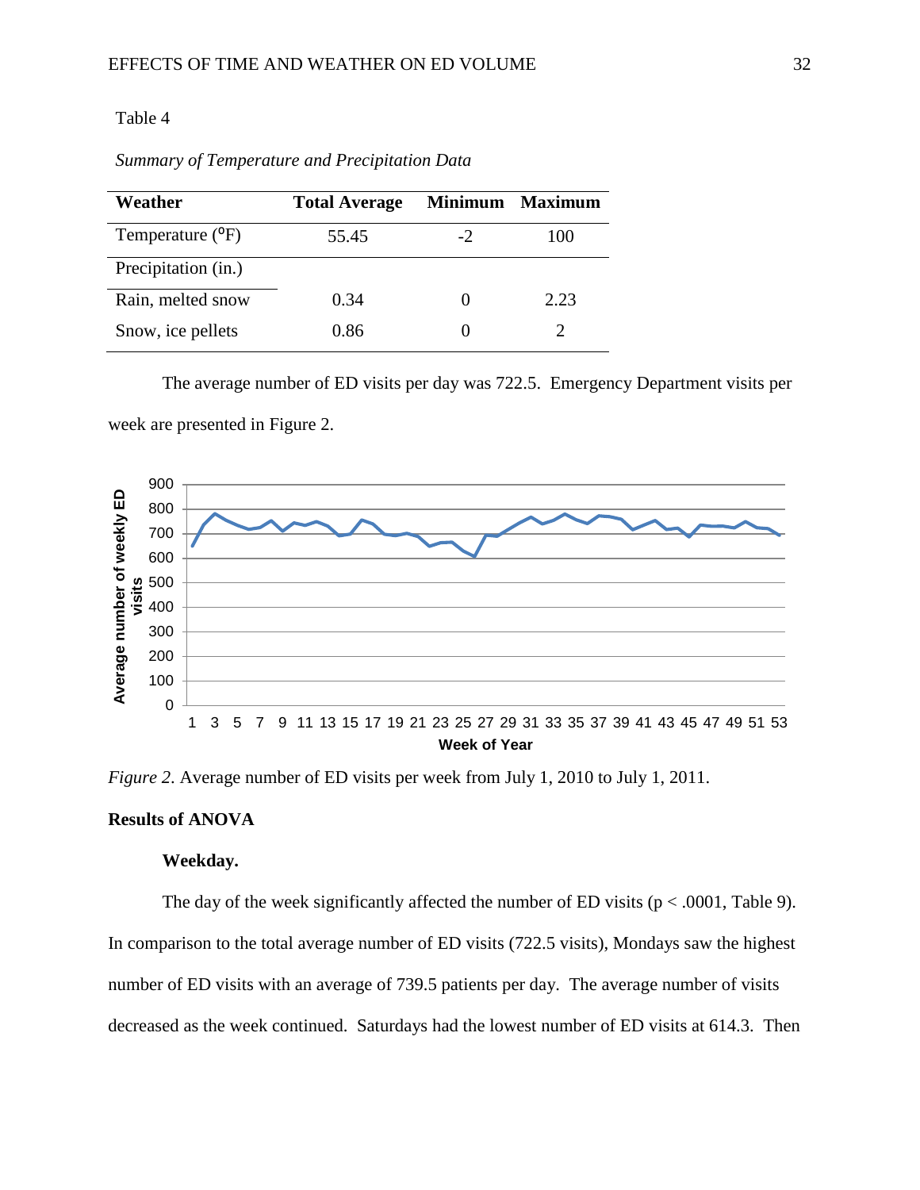Table 4

*Summary of Temperature and Precipitation Data*

| Weather | Total Average | Minimum | Maximum |
|---|---|---|---|
| Temperature (°F) | 55.45 | -2 | 100 |
| Precipitation (in.) | | | |
| Rain, melted snow | 0.34 | 0 | 2.23 |
| Snow, ice pellets | 0.86 | 0 | 2 |

The average number of ED visits per day was 722.5. Emergency Department visits per week are presented in Figure 2.

*Figure 2*. Average number of ED visits per week from July 1, 2010 to July 1, 2011.

**Results of ANOVA**

**Weekday.**

The day of the week significantly affected the number of ED visits ($p < .0001$, Table 9). In comparison to the total average number of ED visits (722.5 visits), Mondays saw the highest number of ED visits with an average of 739.5 patients per day. The average number of visits decreased as the week continued. Saturdays had the lowest number of ED visits at 614.3. Then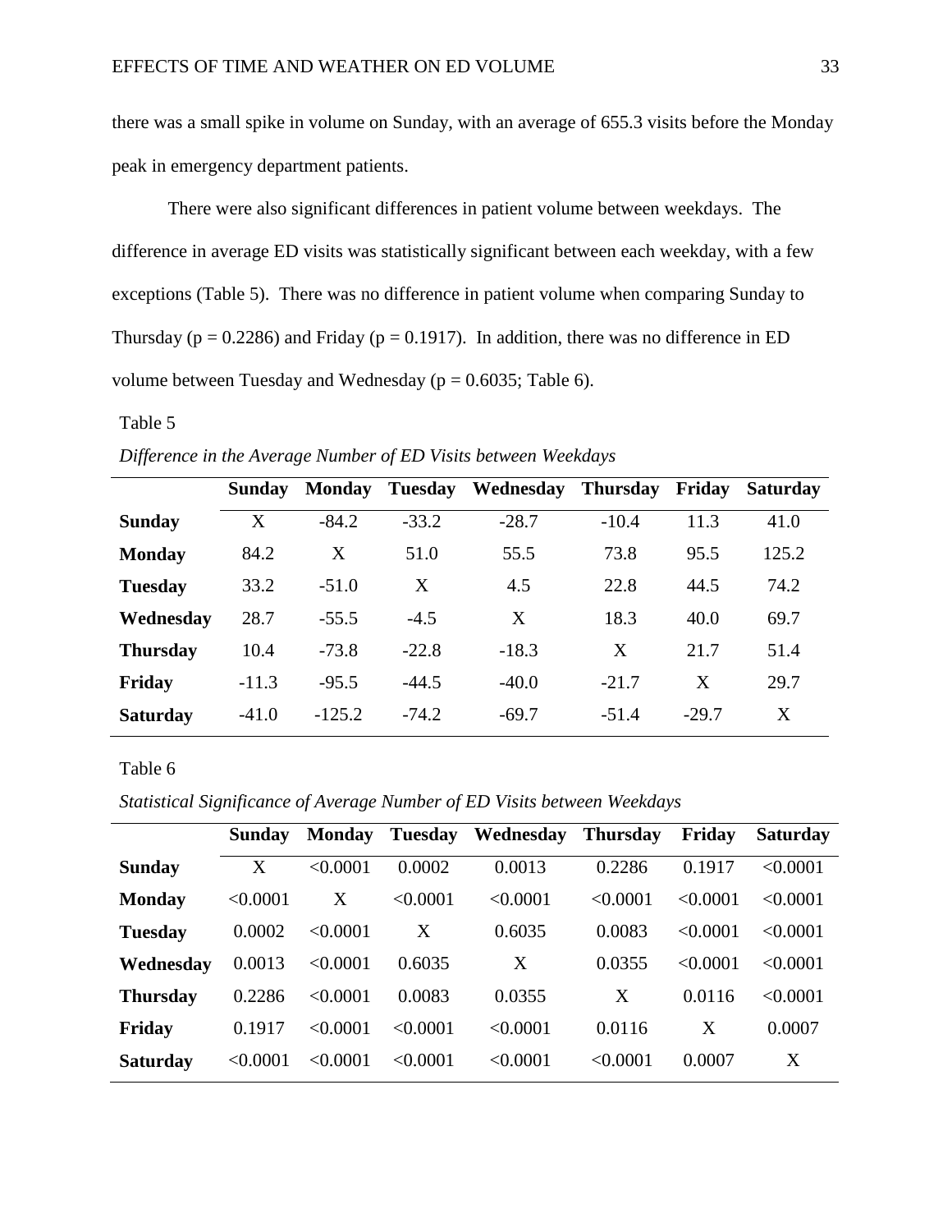there was a small spike in volume on Sunday, with an average of 655.3 visits before the Monday peak in emergency department patients.

There were also significant differences in patient volume between weekdays. The difference in average ED visits was statistically significant between each weekday, with a few exceptions (Table 5). There was no difference in patient volume when comparing Sunday to Thursday ($p = 0.2286$) and Friday ($p = 0.1917$). In addition, there was no difference in ED volume between Tuesday and Wednesday ($p = 0.6035$; Table 6).

Table 5

*Difference in the Average Number of ED Visits between Weekdays*

| | **Sunday** | **Monday** | **Tuesday** | **Wednesday** | **Thursday** | **Friday** | **Saturday** |
|---|---|---|---|---|---|---|---|
| **Sunday** | X | -84.2 | -33.2 | -28.7 | -10.4 | 11.3 | 41.0 |
| **Monday** | 84.2 | X | 51.0 | 55.5 | 73.8 | 95.5 | 125.2 |
| **Tuesday** | 33.2 | -51.0 | X | 4.5 | 22.8 | 44.5 | 74.2 |
| **Wednesday** | 28.7 | -55.5 | -4.5 | X | 18.3 | 40.0 | 69.7 |
| **Thursday** | 10.4 | -73.8 | -22.8 | -18.3 | X | 21.7 | 51.4 |
| **Friday** | -11.3 | -95.5 | -44.5 | -40.0 | -21.7 | X | 29.7 |
| **Saturday** | -41.0 | -125.2 | -74.2 | -69.7 | -51.4 | -29.7 | X |

Table 6

*Statistical Significance of Average Number of ED Visits between Weekdays*

| | **Sunday** | **Monday** | **Tuesday** | **Wednesday** | **Thursday** | **Friday** | **Saturday** |
|---|---|---|---|---|---|---|---|
| **Sunday** | X | <0.0001 | 0.0002 | 0.0013 | 0.2286 | 0.1917 | <0.0001 |
| **Monday** | <0.0001 | X | <0.0001 | <0.0001 | <0.0001 | <0.0001 | <0.0001 |
| **Tuesday** | 0.0002 | <0.0001 | X | 0.6035 | 0.0083 | <0.0001 | <0.0001 |
| **Wednesday** | 0.0013 | <0.0001 | 0.6035 | X | 0.0355 | <0.0001 | <0.0001 |
| **Thursday** | 0.2286 | <0.0001 | 0.0083 | 0.0355 | X | 0.0116 | <0.0001 |
| **Friday** | 0.1917 | <0.0001 | <0.0001 | <0.0001 | 0.0116 | X | 0.0007 |
| **Saturday** | <0.0001 | <0.0001 | <0.0001 | <0.0001 | <0.0001 | 0.0007 | X |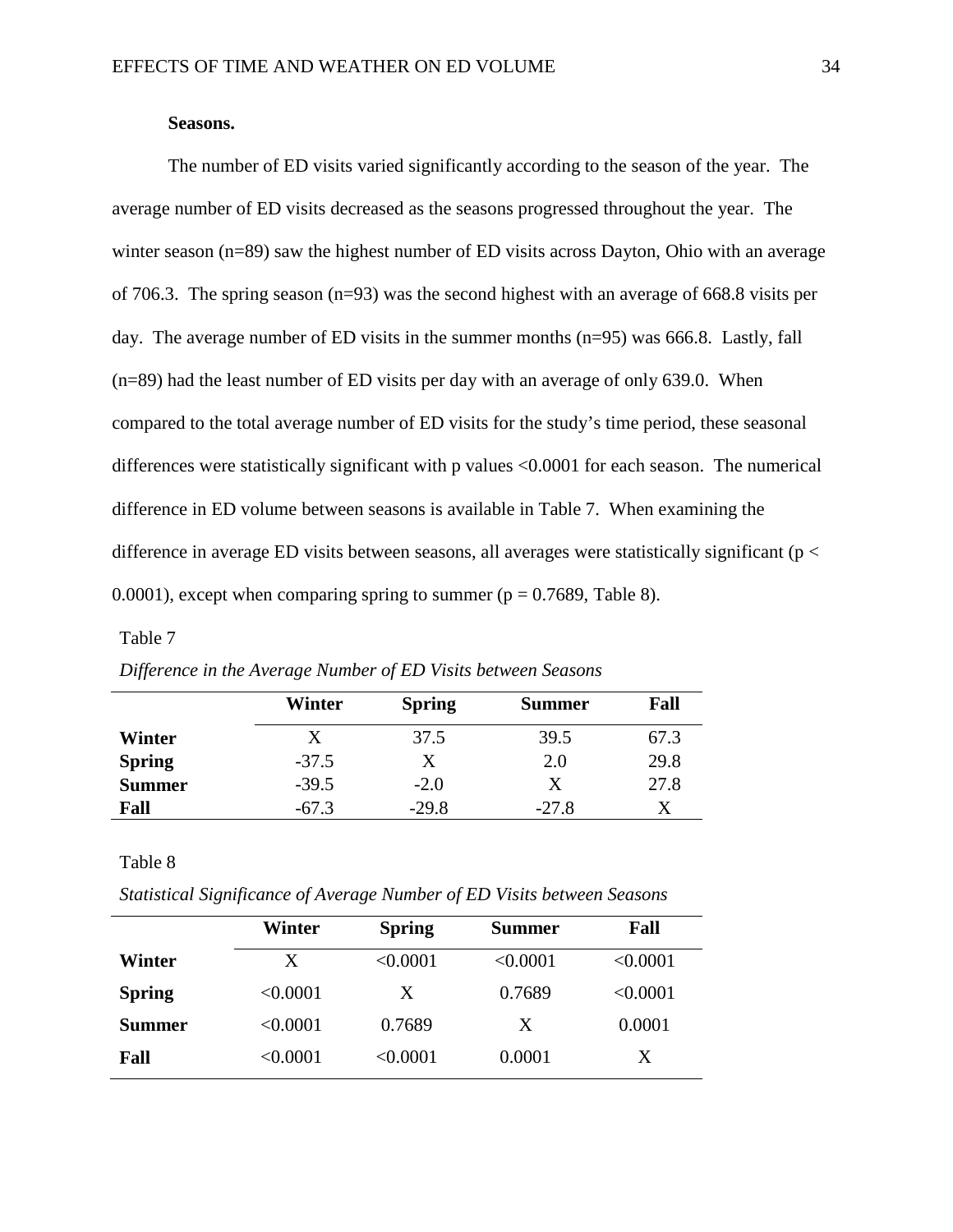**Seasons.**

The number of ED visits varied significantly according to the season of the year. The average number of ED visits decreased as the seasons progressed throughout the year. The winter season (n=89) saw the highest number of ED visits across Dayton, Ohio with an average of 706.3. The spring season (n=93) was the second highest with an average of 668.8 visits per day. The average number of ED visits in the summer months (n=95) was 666.8. Lastly, fall (n=89) had the least number of ED visits per day with an average of only 639.0. When compared to the total average number of ED visits for the study's time period, these seasonal differences were statistically significant with p values <0.0001 for each season. The numerical difference in ED volume between seasons is available in Table 7. When examining the difference in average ED visits between seasons, all averages were statistically significant ($p < 0.0001$), except when comparing spring to summer ($p = 0.7689$, Table 8).

Table 7

*Difference in the Average Number of ED Visits between Seasons*

| | Winter | Spring | Summer | Fall |
|---|---|---|---|---|
| **Winter** | X | 37.5 | 39.5 | 67.3 |
| **Spring** | -37.5 | X | 2.0 | 29.8 |
| **Summer** | -39.5 | -2.0 | X | 27.8 |
| **Fall** | -67.3 | -29.8 | -27.8 | X |

Table 8

*Statistical Significance of Average Number of ED Visits between Seasons*

| | Winter | Spring | Summer | Fall |
|---|---|---|---|---|
| **Winter** | X | <0.0001 | <0.0001 | <0.0001 |
| **Spring** | <0.0001 | X | 0.7689 | <0.0001 |
| **Summer** | <0.0001 | 0.7689 | X | 0.0001 |
| **Fall** | <0.0001 | <0.0001 | 0.0001 | X |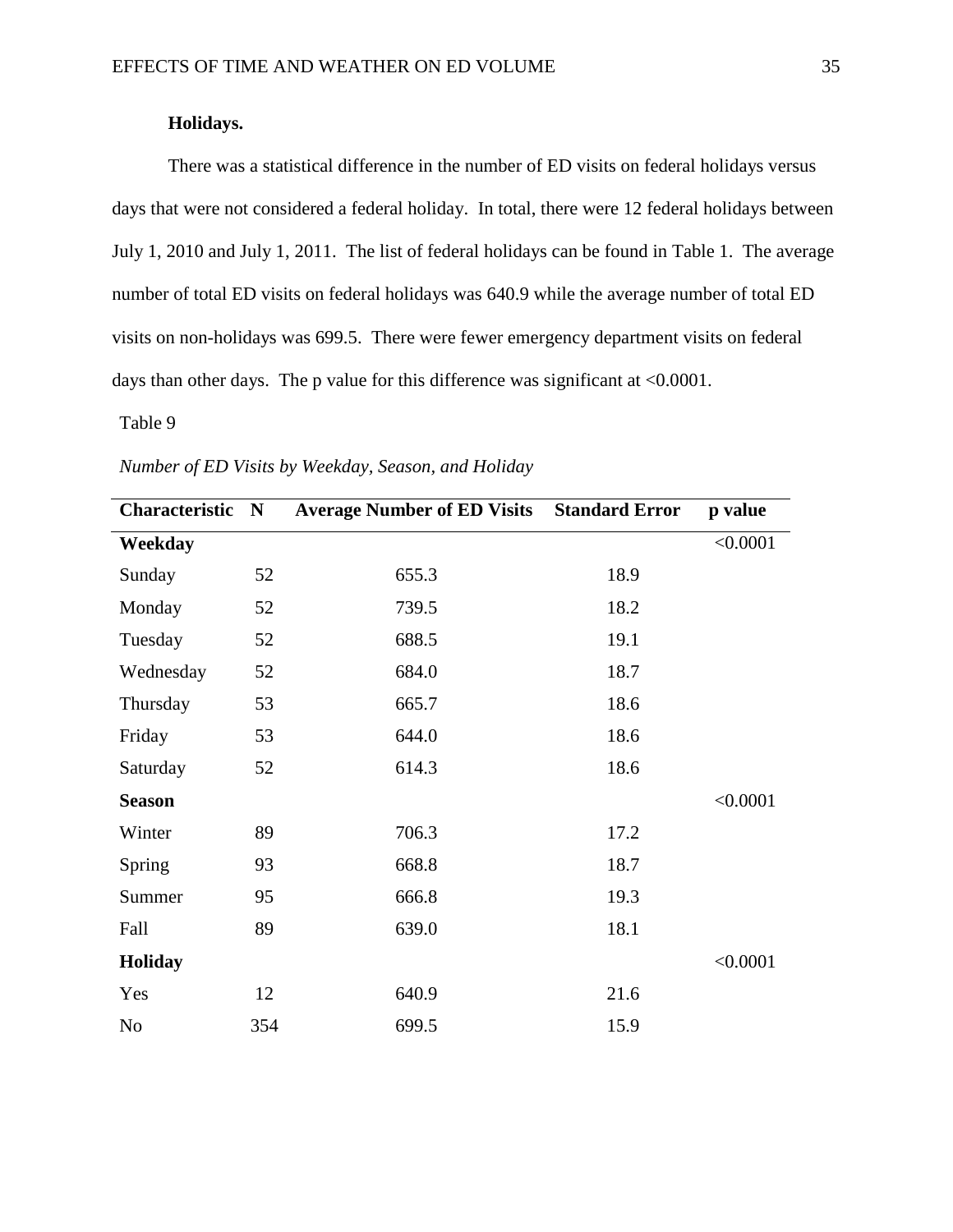**Holidays.**

There was a statistical difference in the number of ED visits on federal holidays versus days that were not considered a federal holiday. In total, there were 12 federal holidays between July 1, 2010 and July 1, 2011. The list of federal holidays can be found in Table 1. The average number of total ED visits on federal holidays was 640.9 while the average number of total ED visits on non-holidays was 699.5. There were fewer emergency department visits on federal days than other days. The p value for this difference was significant at <0.0001.

Table 9

*Number of ED Visits by Weekday, Season, and Holiday*

| Characteristic | N | Average Number of ED Visits | Standard Error | p value |
|---|---|---|---|---|
| **Weekday** | | | | <0.0001 |
| Sunday | 52 | 655.3 | 18.9 | |
| Monday | 52 | 739.5 | 18.2 | |
| Tuesday | 52 | 688.5 | 19.1 | |
| Wednesday | 52 | 684.0 | 18.7 | |
| Thursday | 53 | 665.7 | 18.6 | |
| Friday | 53 | 644.0 | 18.6 | |
| Saturday | 52 | 614.3 | 18.6 | |
| **Season** | | | | <0.0001 |
| Winter | 89 | 706.3 | 17.2 | |
| Spring | 93 | 668.8 | 18.7 | |
| Summer | 95 | 666.8 | 19.3 | |
| Fall | 89 | 639.0 | 18.1 | |
| **Holiday** | | | | <0.0001 |
| Yes | 12 | 640.9 | 21.6 | |
| No | 354 | 699.5 | 15.9 | |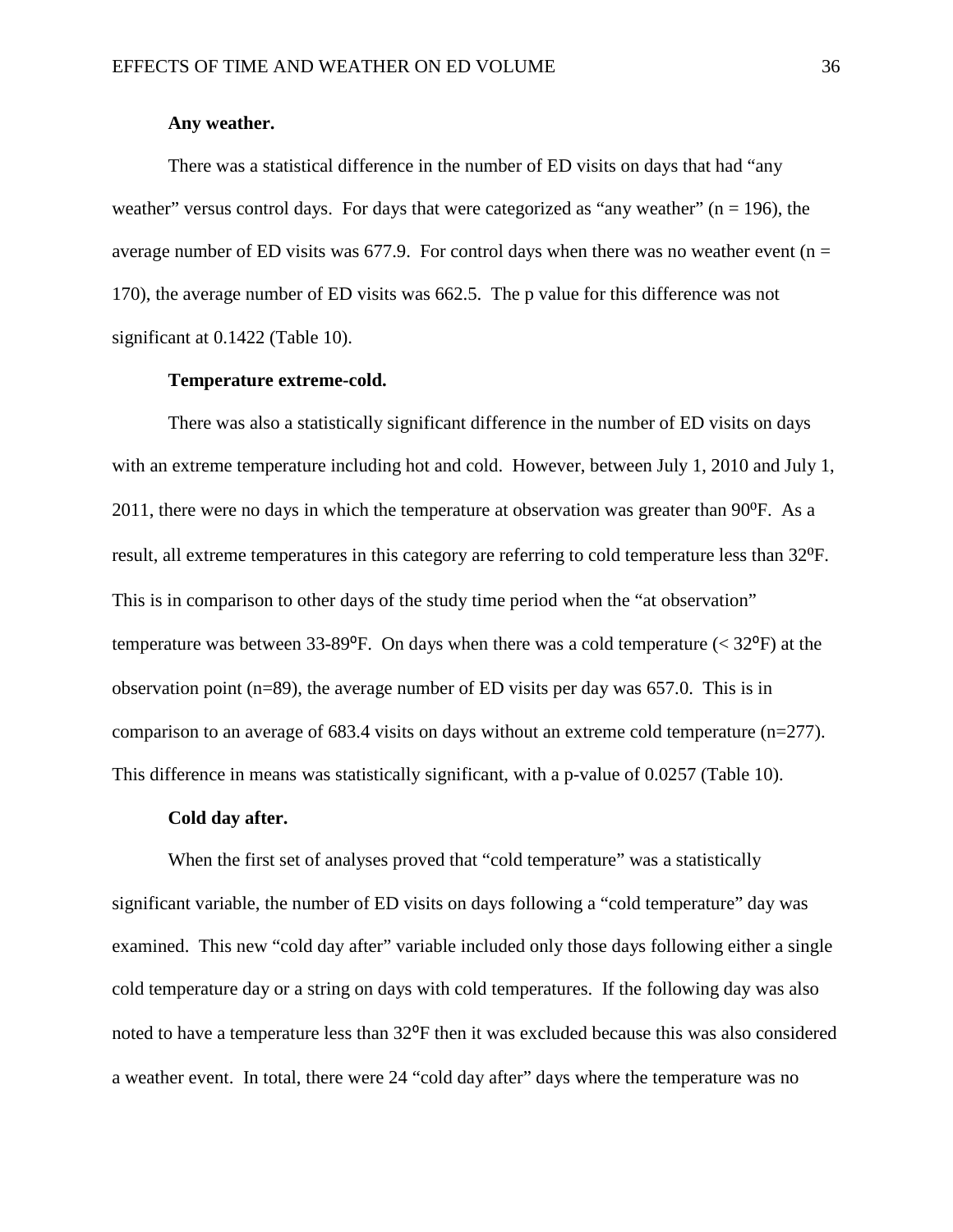**Any weather.**

There was a statistical difference in the number of ED visits on days that had "any weather" versus control days. For days that were categorized as "any weather" ($n = 196$), the average number of ED visits was 677.9. For control days when there was no weather event ($n = 170$), the average number of ED visits was 662.5. The p value for this difference was not significant at 0.1422 (Table 10).

**Temperature extreme-cold.**

There was also a statistically significant difference in the number of ED visits on days with an extreme temperature including hot and cold. However, between July 1, 2010 and July 1, 2011, there were no days in which the temperature at observation was greater than 90$^{o}$F. As a result, all extreme temperatures in this category are referring to cold temperature less than 32$^{o}$F. This is in comparison to other days of the study time period when the "at observation" temperature was between 33-89$^{o}$F. On days when there was a cold temperature (< 32$^{o}$F) at the observation point ($n=89$), the average number of ED visits per day was 657.0. This is in comparison to an average of 683.4 visits on days without an extreme cold temperature ($n=277$). This difference in means was statistically significant, with a p-value of 0.0257 (Table 10).

**Cold day after.**

When the first set of analyses proved that "cold temperature" was a statistically significant variable, the number of ED visits on days following a "cold temperature" day was examined. This new "cold day after" variable included only those days following either a single cold temperature day or a string on days with cold temperatures. If the following day was also noted to have a temperature less than 32$^{o}$F then it was excluded because this was also considered a weather event. In total, there were 24 "cold day after" days where the temperature was no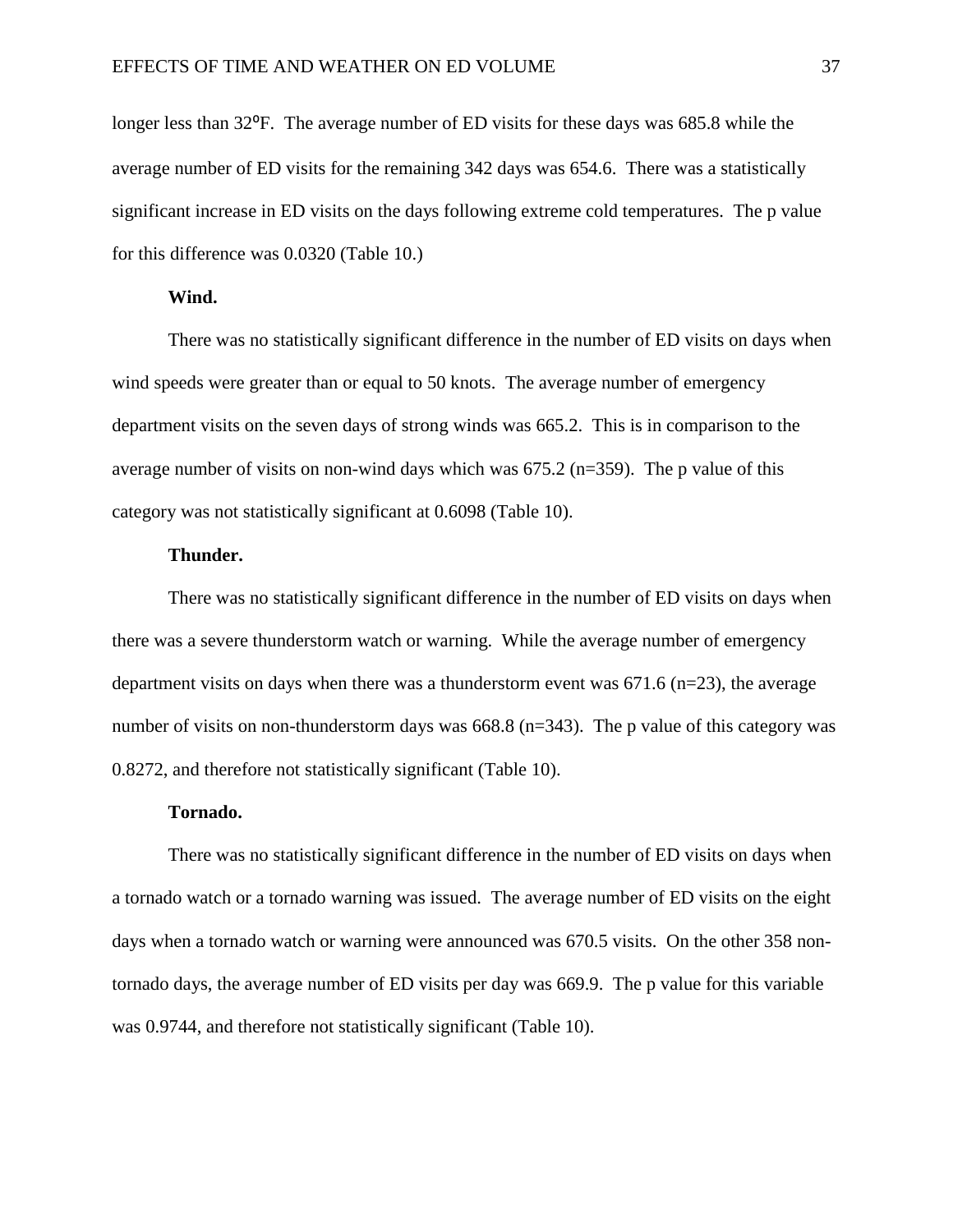longer less than 32°F. The average number of ED visits for these days was 685.8 while the average number of ED visits for the remaining 342 days was 654.6. There was a statistically significant increase in ED visits on the days following extreme cold temperatures. The p value for this difference was 0.0320 (Table 10.)

**Wind.**

There was no statistically significant difference in the number of ED visits on days when wind speeds were greater than or equal to 50 knots. The average number of emergency department visits on the seven days of strong winds was 665.2. This is in comparison to the average number of visits on non-wind days which was 675.2 (n=359). The p value of this category was not statistically significant at 0.6098 (Table 10).

**Thunder.**

There was no statistically significant difference in the number of ED visits on days when there was a severe thunderstorm watch or warning. While the average number of emergency department visits on days when there was a thunderstorm event was 671.6 (n=23), the average number of visits on non-thunderstorm days was 668.8 (n=343). The p value of this category was 0.8272, and therefore not statistically significant (Table 10).

**Tornado.**

There was no statistically significant difference in the number of ED visits on days when a tornado watch or a tornado warning was issued. The average number of ED visits on the eight days when a tornado watch or warning were announced was 670.5 visits. On the other 358 non-tornado days, the average number of ED visits per day was 669.9. The p value for this variable was 0.9744, and therefore not statistically significant (Table 10).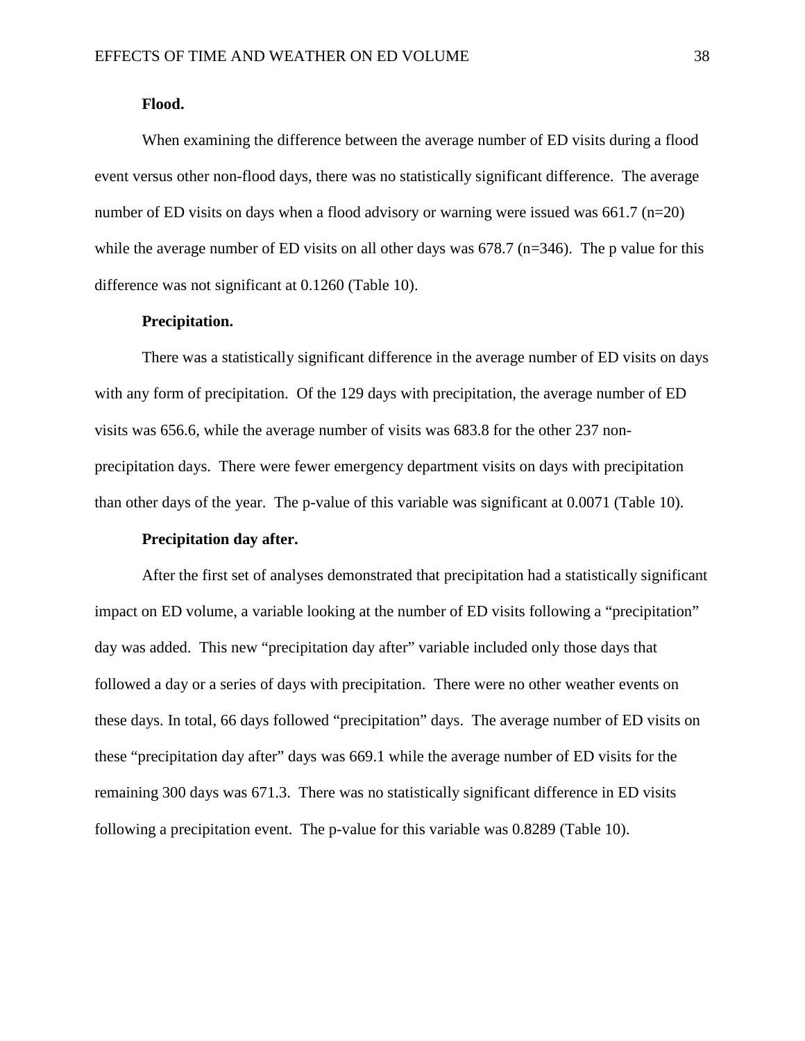**Flood.**

When examining the difference between the average number of ED visits during a flood event versus other non-flood days, there was no statistically significant difference. The average number of ED visits on days when a flood advisory or warning were issued was 661.7 (n=20) while the average number of ED visits on all other days was 678.7 (n=346). The p value for this difference was not significant at 0.1260 (Table 10).

**Precipitation.**

There was a statistically significant difference in the average number of ED visits on days with any form of precipitation. Of the 129 days with precipitation, the average number of ED visits was 656.6, while the average number of visits was 683.8 for the other 237 non-precipitation days. There were fewer emergency department visits on days with precipitation than other days of the year. The p-value of this variable was significant at 0.0071 (Table 10).

**Precipitation day after.**

After the first set of analyses demonstrated that precipitation had a statistically significant impact on ED volume, a variable looking at the number of ED visits following a "precipitation" day was added. This new "precipitation day after" variable included only those days that followed a day or a series of days with precipitation. There were no other weather events on these days. In total, 66 days followed "precipitation" days. The average number of ED visits on these "precipitation day after" days was 669.1 while the average number of ED visits for the remaining 300 days was 671.3. There was no statistically significant difference in ED visits following a precipitation event. The p-value for this variable was 0.8289 (Table 10).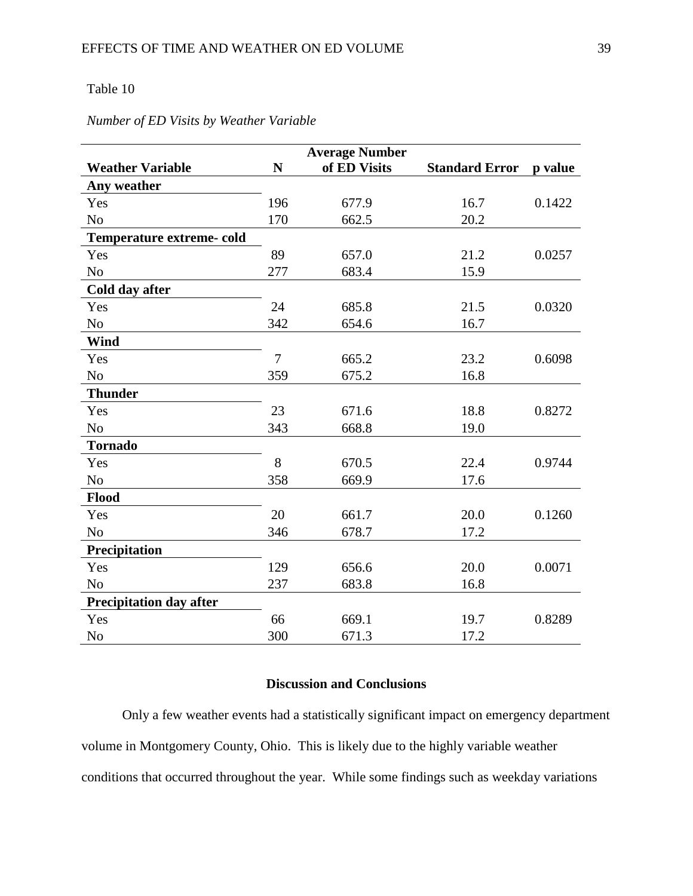Table 10

*Number of ED Visits by Weather Variable*

| Weather Variable | N | Average Number of ED Visits | Standard Error | p value |
|---|---|---|---|---|
| **Any weather** | | | | |
| Yes | 196 | 677.9 | 16.7 | 0.1422 |
| No | 170 | 662.5 | 20.2 | |
| **Temperature extreme- cold** | | | | |
| Yes | 89 | 657.0 | 21.2 | 0.0257 |
| No | 277 | 683.4 | 15.9 | |
| **Cold day after** | | | | |
| Yes | 24 | 685.8 | 21.5 | 0.0320 |
| No | 342 | 654.6 | 16.7 | |
| **Wind** | | | | |
| Yes | 7 | 665.2 | 23.2 | 0.6098 |
| No | 359 | 675.2 | 16.8 | |
| **Thunder** | | | | |
| Yes | 23 | 671.6 | 18.8 | 0.8272 |
| No | 343 | 668.8 | 19.0 | |
| **Tornado** | | | | |
| Yes | 8 | 670.5 | 22.4 | 0.9744 |
| No | 358 | 669.9 | 17.6 | |
| **Flood** | | | | |
| Yes | 20 | 661.7 | 20.0 | 0.1260 |
| No | 346 | 678.7 | 17.2 | |
| **Precipitation** | | | | |
| Yes | 129 | 656.6 | 20.0 | 0.0071 |
| No | 237 | 683.8 | 16.8 | |
| **Precipitation day after** | | | | |
| Yes | 66 | 669.1 | 19.7 | 0.8289 |
| No | 300 | 671.3 | 17.2 | |

## Discussion and Conclusions

Only a few weather events had a statistically significant impact on emergency department volume in Montgomery County, Ohio. This is likely due to the highly variable weather conditions that occurred throughout the year. While some findings such as weekday variations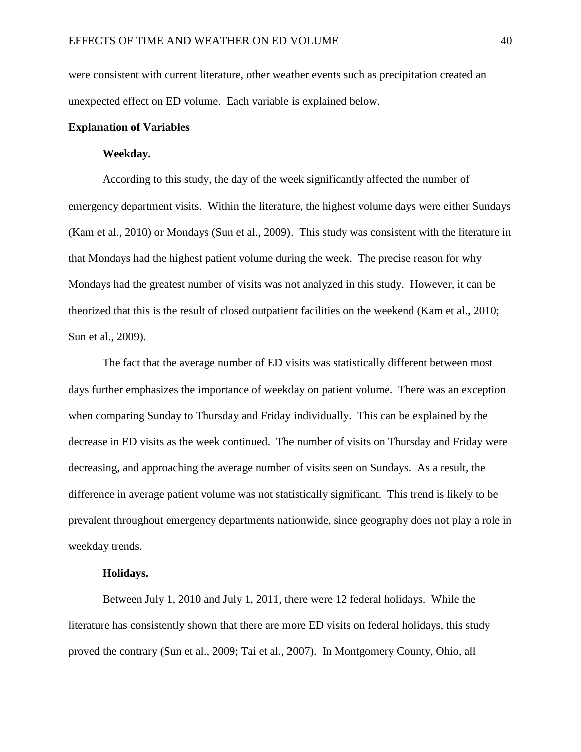were consistent with current literature, other weather events such as precipitation created an unexpected effect on ED volume. Each variable is explained below.

## Explanation of Variables

### Weekday.

According to this study, the day of the week significantly affected the number of emergency department visits. Within the literature, the highest volume days were either Sundays (Kam et al., 2010) or Mondays (Sun et al., 2009). This study was consistent with the literature in that Mondays had the highest patient volume during the week. The precise reason for why Mondays had the greatest number of visits was not analyzed in this study. However, it can be theorized that this is the result of closed outpatient facilities on the weekend (Kam et al., 2010; Sun et al., 2009).

The fact that the average number of ED visits was statistically different between most days further emphasizes the importance of weekday on patient volume. There was an exception when comparing Sunday to Thursday and Friday individually. This can be explained by the decrease in ED visits as the week continued. The number of visits on Thursday and Friday were decreasing, and approaching the average number of visits seen on Sundays. As a result, the difference in average patient volume was not statistically significant. This trend is likely to be prevalent throughout emergency departments nationwide, since geography does not play a role in weekday trends.

### Holidays.

Between July 1, 2010 and July 1, 2011, there were 12 federal holidays. While the literature has consistently shown that there are more ED visits on federal holidays, this study proved the contrary (Sun et al., 2009; Tai et al., 2007). In Montgomery County, Ohio, all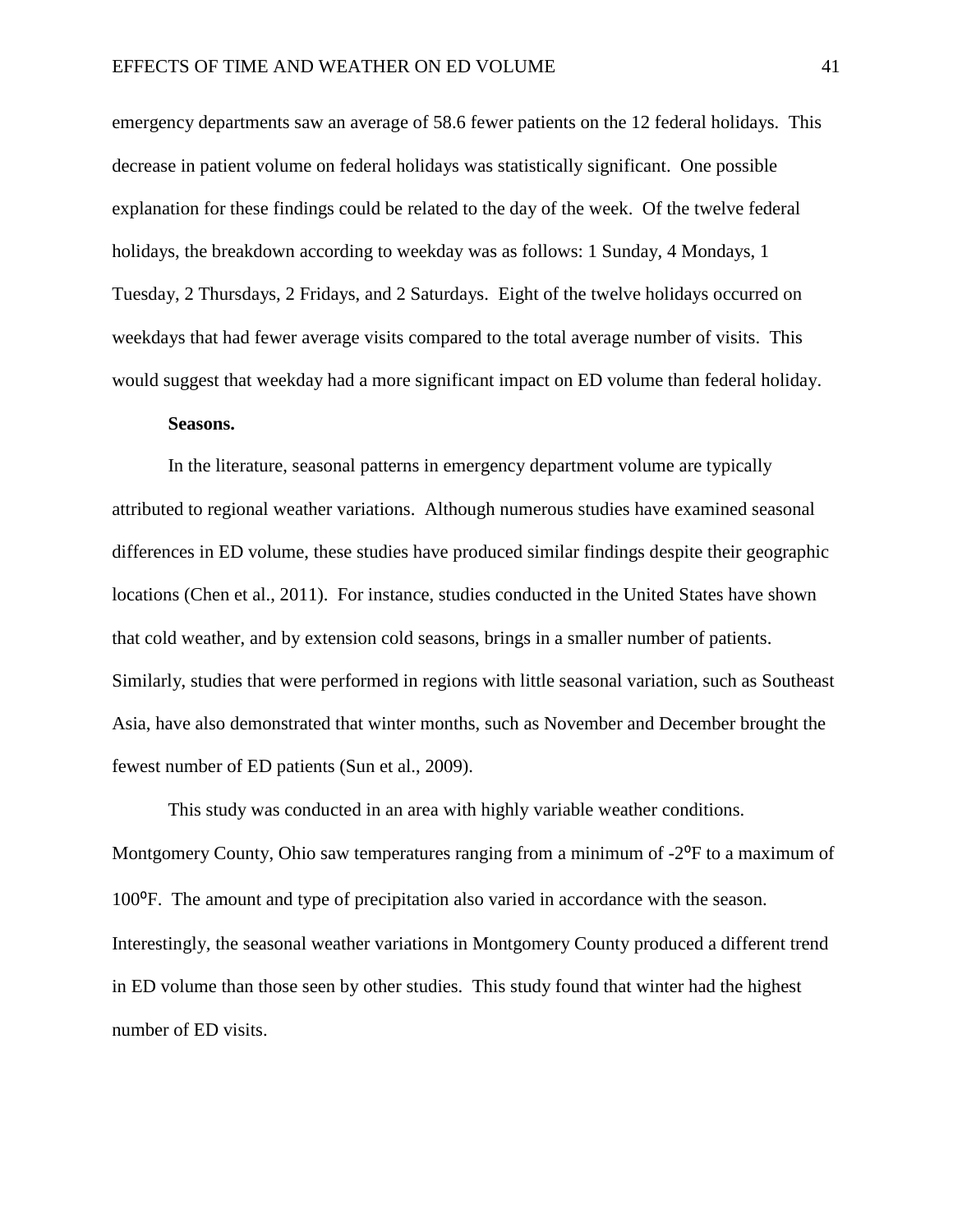emergency departments saw an average of 58.6 fewer patients on the 12 federal holidays. This decrease in patient volume on federal holidays was statistically significant. One possible explanation for these findings could be related to the day of the week. Of the twelve federal holidays, the breakdown according to weekday was as follows: 1 Sunday, 4 Mondays, 1 Tuesday, 2 Thursdays, 2 Fridays, and 2 Saturdays. Eight of the twelve holidays occurred on weekdays that had fewer average visits compared to the total average number of visits. This would suggest that weekday had a more significant impact on ED volume than federal holiday.

**Seasons.**

In the literature, seasonal patterns in emergency department volume are typically attributed to regional weather variations. Although numerous studies have examined seasonal differences in ED volume, these studies have produced similar findings despite their geographic locations (Chen et al., 2011). For instance, studies conducted in the United States have shown that cold weather, and by extension cold seasons, brings in a smaller number of patients. Similarly, studies that were performed in regions with little seasonal variation, such as Southeast Asia, have also demonstrated that winter months, such as November and December brought the fewest number of ED patients (Sun et al., 2009).

This study was conducted in an area with highly variable weather conditions. Montgomery County, Ohio saw temperatures ranging from a minimum of -2°F to a maximum of 100°F. The amount and type of precipitation also varied in accordance with the season. Interestingly, the seasonal weather variations in Montgomery County produced a different trend in ED volume than those seen by other studies. This study found that winter had the highest number of ED visits.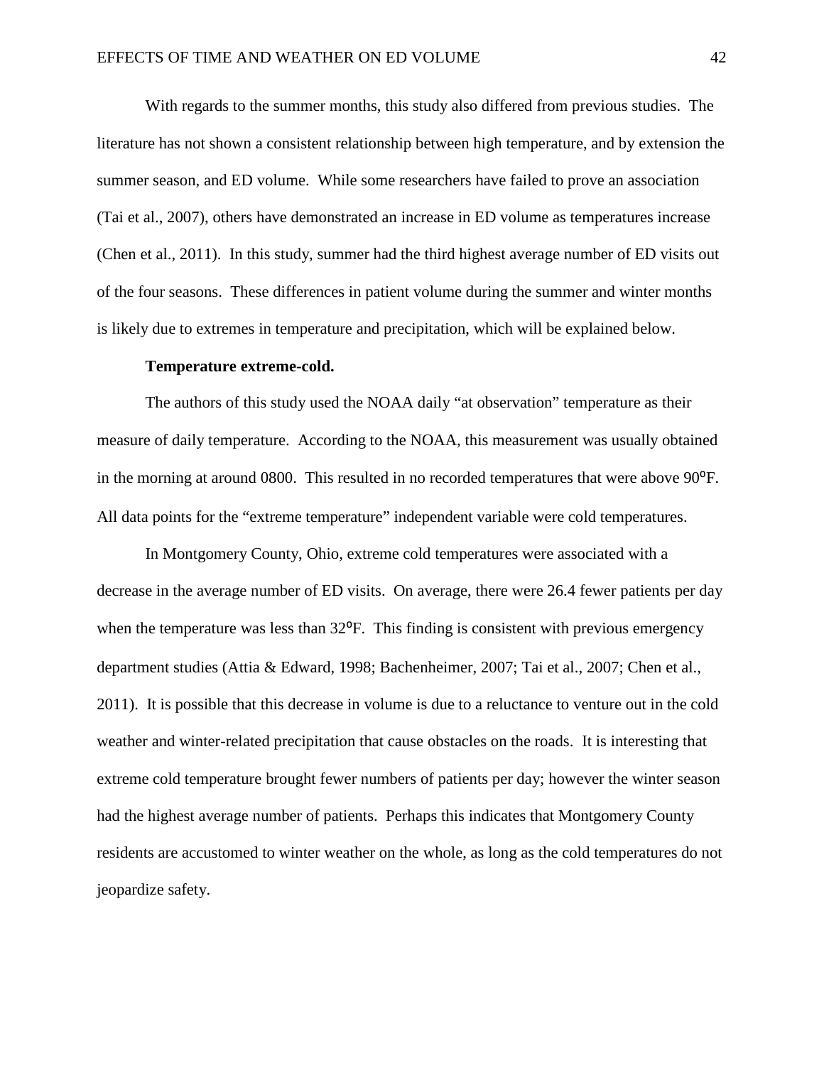With regards to the summer months, this study also differed from previous studies. The literature has not shown a consistent relationship between high temperature, and by extension the summer season, and ED volume. While some researchers have failed to prove an association (Tai et al., 2007), others have demonstrated an increase in ED volume as temperatures increase (Chen et al., 2011). In this study, summer had the third highest average number of ED visits out of the four seasons. These differences in patient volume during the summer and winter months is likely due to extremes in temperature and precipitation, which will be explained below.

**Temperature extreme-cold.**

The authors of this study used the NOAA daily "at observation" temperature as their measure of daily temperature. According to the NOAA, this measurement was usually obtained in the morning at around 0800. This resulted in no recorded temperatures that were above 90°F. All data points for the "extreme temperature" independent variable were cold temperatures.

In Montgomery County, Ohio, extreme cold temperatures were associated with a decrease in the average number of ED visits. On average, there were 26.4 fewer patients per day when the temperature was less than 32°F. This finding is consistent with previous emergency department studies (Attia & Edward, 1998; Bachenheimer, 2007; Tai et al., 2007; Chen et al., 2011). It is possible that this decrease in volume is due to a reluctance to venture out in the cold weather and winter-related precipitation that cause obstacles on the roads. It is interesting that extreme cold temperature brought fewer numbers of patients per day; however the winter season had the highest average number of patients. Perhaps this indicates that Montgomery County residents are accustomed to winter weather on the whole, as long as the cold temperatures do not jeopardize safety.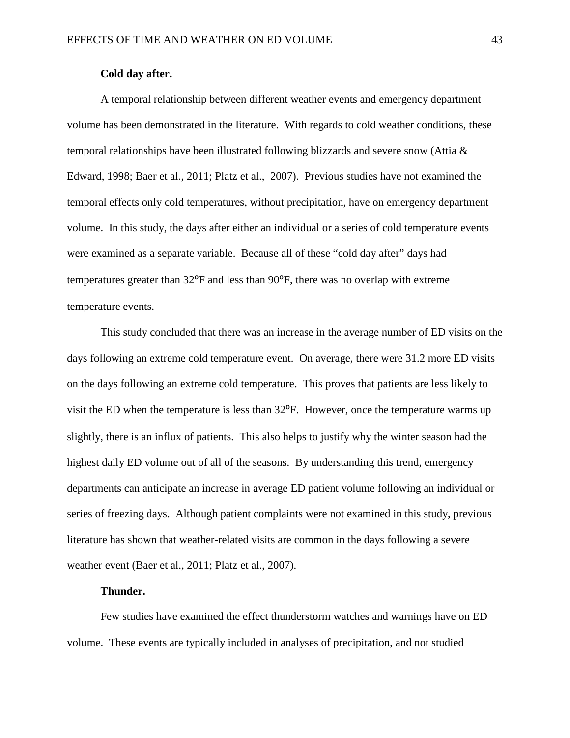**Cold day after.**

A temporal relationship between different weather events and emergency department volume has been demonstrated in the literature. With regards to cold weather conditions, these temporal relationships have been illustrated following blizzards and severe snow (Attia & Edward, 1998; Baer et al., 2011; Platz et al., 2007). Previous studies have not examined the temporal effects only cold temperatures, without precipitation, have on emergency department volume. In this study, the days after either an individual or a series of cold temperature events were examined as a separate variable. Because all of these "cold day after" days had temperatures greater than 32ᵒF and less than 90ᵒF, there was no overlap with extreme temperature events.

This study concluded that there was an increase in the average number of ED visits on the days following an extreme cold temperature event. On average, there were 31.2 more ED visits on the days following an extreme cold temperature. This proves that patients are less likely to visit the ED when the temperature is less than 32ᵒF. However, once the temperature warms up slightly, there is an influx of patients. This also helps to justify why the winter season had the highest daily ED volume out of all of the seasons. By understanding this trend, emergency departments can anticipate an increase in average ED patient volume following an individual or series of freezing days. Although patient complaints were not examined in this study, previous literature has shown that weather-related visits are common in the days following a severe weather event (Baer et al., 2011; Platz et al., 2007).

**Thunder.**

Few studies have examined the effect thunderstorm watches and warnings have on ED volume. These events are typically included in analyses of precipitation, and not studied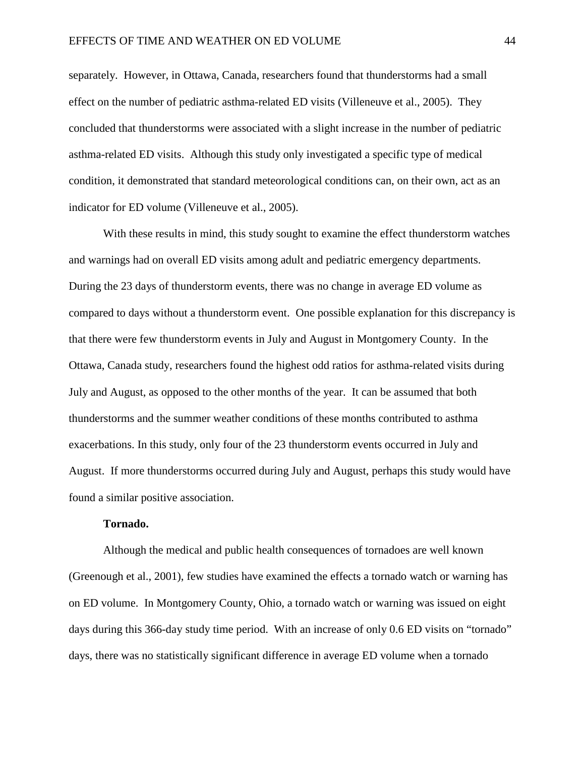separately. However, in Ottawa, Canada, researchers found that thunderstorms had a small effect on the number of pediatric asthma-related ED visits (Villeneuve et al., 2005). They concluded that thunderstorms were associated with a slight increase in the number of pediatric asthma-related ED visits. Although this study only investigated a specific type of medical condition, it demonstrated that standard meteorological conditions can, on their own, act as an indicator for ED volume (Villeneuve et al., 2005).

With these results in mind, this study sought to examine the effect thunderstorm watches and warnings had on overall ED visits among adult and pediatric emergency departments. During the 23 days of thunderstorm events, there was no change in average ED volume as compared to days without a thunderstorm event. One possible explanation for this discrepancy is that there were few thunderstorm events in July and August in Montgomery County. In the Ottawa, Canada study, researchers found the highest odd ratios for asthma-related visits during July and August, as opposed to the other months of the year. It can be assumed that both thunderstorms and the summer weather conditions of these months contributed to asthma exacerbations. In this study, only four of the 23 thunderstorm events occurred in July and August. If more thunderstorms occurred during July and August, perhaps this study would have found a similar positive association.

**Tornado.**

Although the medical and public health consequences of tornadoes are well known (Greenough et al., 2001), few studies have examined the effects a tornado watch or warning has on ED volume. In Montgomery County, Ohio, a tornado watch or warning was issued on eight days during this 366-day study time period. With an increase of only 0.6 ED visits on "tornado" days, there was no statistically significant difference in average ED volume when a tornado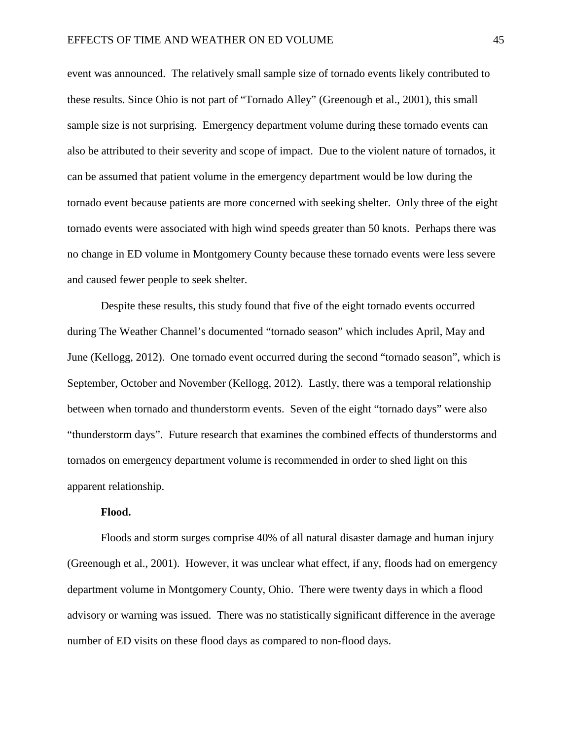event was announced. The relatively small sample size of tornado events likely contributed to these results. Since Ohio is not part of "Tornado Alley" (Greenough et al., 2001), this small sample size is not surprising. Emergency department volume during these tornado events can also be attributed to their severity and scope of impact. Due to the violent nature of tornados, it can be assumed that patient volume in the emergency department would be low during the tornado event because patients are more concerned with seeking shelter. Only three of the eight tornado events were associated with high wind speeds greater than 50 knots. Perhaps there was no change in ED volume in Montgomery County because these tornado events were less severe and caused fewer people to seek shelter.

Despite these results, this study found that five of the eight tornado events occurred during The Weather Channel's documented "tornado season" which includes April, May and June (Kellogg, 2012). One tornado event occurred during the second "tornado season", which is September, October and November (Kellogg, 2012). Lastly, there was a temporal relationship between when tornado and thunderstorm events. Seven of the eight "tornado days" were also "thunderstorm days". Future research that examines the combined effects of thunderstorms and tornados on emergency department volume is recommended in order to shed light on this apparent relationship.

**Flood.**

Floods and storm surges comprise 40% of all natural disaster damage and human injury (Greenough et al., 2001). However, it was unclear what effect, if any, floods had on emergency department volume in Montgomery County, Ohio. There were twenty days in which a flood advisory or warning was issued. There was no statistically significant difference in the average number of ED visits on these flood days as compared to non-flood days.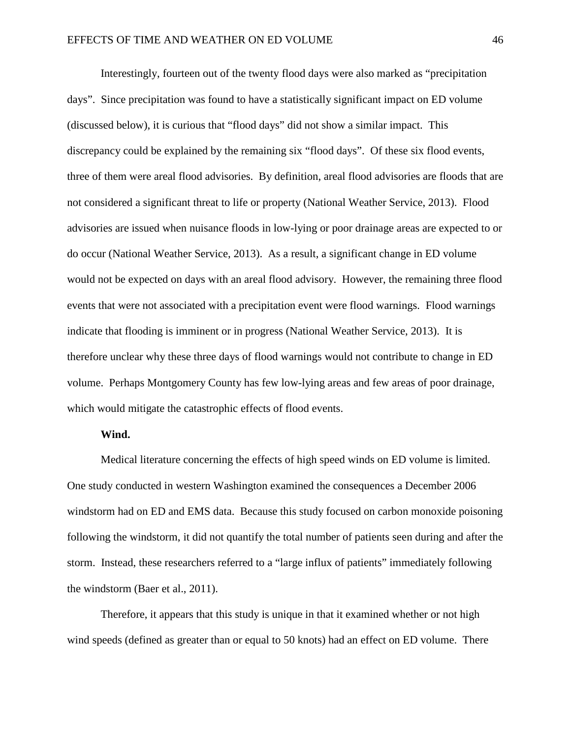Interestingly, fourteen out of the twenty flood days were also marked as "precipitation days". Since precipitation was found to have a statistically significant impact on ED volume (discussed below), it is curious that "flood days" did not show a similar impact. This discrepancy could be explained by the remaining six "flood days". Of these six flood events, three of them were areal flood advisories. By definition, areal flood advisories are floods that are not considered a significant threat to life or property (National Weather Service, 2013). Flood advisories are issued when nuisance floods in low-lying or poor drainage areas are expected to or do occur (National Weather Service, 2013). As a result, a significant change in ED volume would not be expected on days with an areal flood advisory. However, the remaining three flood events that were not associated with a precipitation event were flood warnings. Flood warnings indicate that flooding is imminent or in progress (National Weather Service, 2013). It is therefore unclear why these three days of flood warnings would not contribute to change in ED volume. Perhaps Montgomery County has few low-lying areas and few areas of poor drainage, which would mitigate the catastrophic effects of flood events.

**Wind.**

Medical literature concerning the effects of high speed winds on ED volume is limited. One study conducted in western Washington examined the consequences a December 2006 windstorm had on ED and EMS data. Because this study focused on carbon monoxide poisoning following the windstorm, it did not quantify the total number of patients seen during and after the storm. Instead, these researchers referred to a "large influx of patients" immediately following the windstorm (Baer et al., 2011).

Therefore, it appears that this study is unique in that it examined whether or not high wind speeds (defined as greater than or equal to 50 knots) had an effect on ED volume. There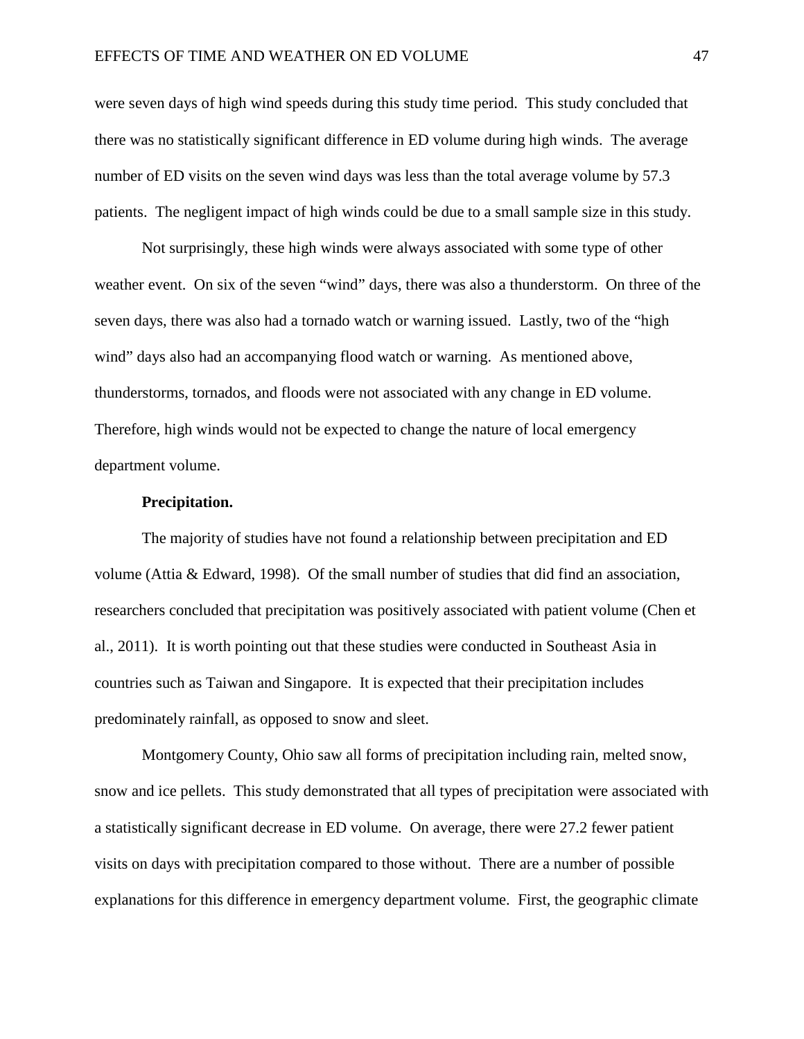were seven days of high wind speeds during this study time period. This study concluded that there was no statistically significant difference in ED volume during high winds. The average number of ED visits on the seven wind days was less than the total average volume by 57.3 patients. The negligent impact of high winds could be due to a small sample size in this study.

Not surprisingly, these high winds were always associated with some type of other weather event. On six of the seven "wind" days, there was also a thunderstorm. On three of the seven days, there was also had a tornado watch or warning issued. Lastly, two of the "high wind" days also had an accompanying flood watch or warning. As mentioned above, thunderstorms, tornados, and floods were not associated with any change in ED volume. Therefore, high winds would not be expected to change the nature of local emergency department volume.

**Precipitation.**

The majority of studies have not found a relationship between precipitation and ED volume (Attia & Edward, 1998). Of the small number of studies that did find an association, researchers concluded that precipitation was positively associated with patient volume (Chen et al., 2011). It is worth pointing out that these studies were conducted in Southeast Asia in countries such as Taiwan and Singapore. It is expected that their precipitation includes predominately rainfall, as opposed to snow and sleet.

Montgomery County, Ohio saw all forms of precipitation including rain, melted snow, snow and ice pellets. This study demonstrated that all types of precipitation were associated with a statistically significant decrease in ED volume. On average, there were 27.2 fewer patient visits on days with precipitation compared to those without. There are a number of possible explanations for this difference in emergency department volume. First, the geographic climate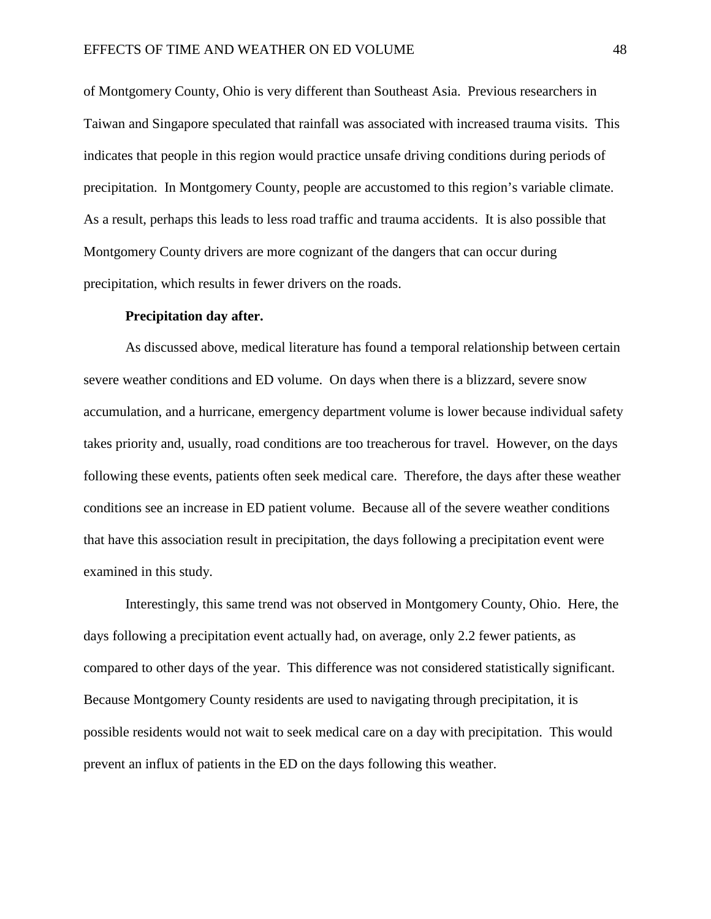of Montgomery County, Ohio is very different than Southeast Asia. Previous researchers in Taiwan and Singapore speculated that rainfall was associated with increased trauma visits. This indicates that people in this region would practice unsafe driving conditions during periods of precipitation. In Montgomery County, people are accustomed to this region's variable climate. As a result, perhaps this leads to less road traffic and trauma accidents. It is also possible that Montgomery County drivers are more cognizant of the dangers that can occur during precipitation, which results in fewer drivers on the roads.

**Precipitation day after.**

As discussed above, medical literature has found a temporal relationship between certain severe weather conditions and ED volume. On days when there is a blizzard, severe snow accumulation, and a hurricane, emergency department volume is lower because individual safety takes priority and, usually, road conditions are too treacherous for travel. However, on the days following these events, patients often seek medical care. Therefore, the days after these weather conditions see an increase in ED patient volume. Because all of the severe weather conditions that have this association result in precipitation, the days following a precipitation event were examined in this study.

Interestingly, this same trend was not observed in Montgomery County, Ohio. Here, the days following a precipitation event actually had, on average, only 2.2 fewer patients, as compared to other days of the year. This difference was not considered statistically significant. Because Montgomery County residents are used to navigating through precipitation, it is possible residents would not wait to seek medical care on a day with precipitation. This would prevent an influx of patients in the ED on the days following this weather.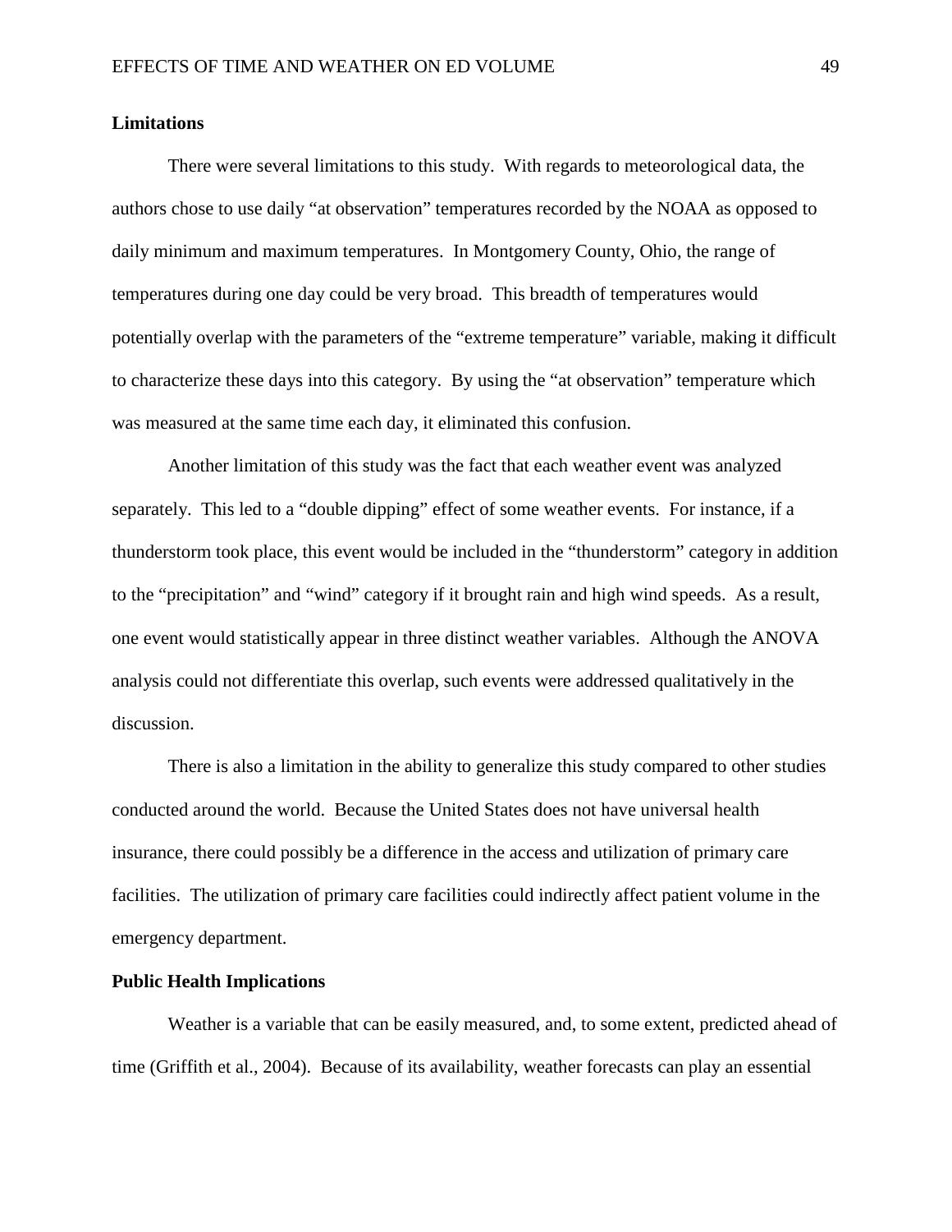## Limitations

There were several limitations to this study. With regards to meteorological data, the authors chose to use daily "at observation" temperatures recorded by the NOAA as opposed to daily minimum and maximum temperatures. In Montgomery County, Ohio, the range of temperatures during one day could be very broad. This breadth of temperatures would potentially overlap with the parameters of the "extreme temperature" variable, making it difficult to characterize these days into this category. By using the "at observation" temperature which was measured at the same time each day, it eliminated this confusion.

Another limitation of this study was the fact that each weather event was analyzed separately. This led to a "double dipping" effect of some weather events. For instance, if a thunderstorm took place, this event would be included in the "thunderstorm" category in addition to the "precipitation" and "wind" category if it brought rain and high wind speeds. As a result, one event would statistically appear in three distinct weather variables. Although the ANOVA analysis could not differentiate this overlap, such events were addressed qualitatively in the discussion.

There is also a limitation in the ability to generalize this study compared to other studies conducted around the world. Because the United States does not have universal health insurance, there could possibly be a difference in the access and utilization of primary care facilities. The utilization of primary care facilities could indirectly affect patient volume in the emergency department.

## Public Health Implications

Weather is a variable that can be easily measured, and, to some extent, predicted ahead of time (Griffith et al., 2004). Because of its availability, weather forecasts can play an essential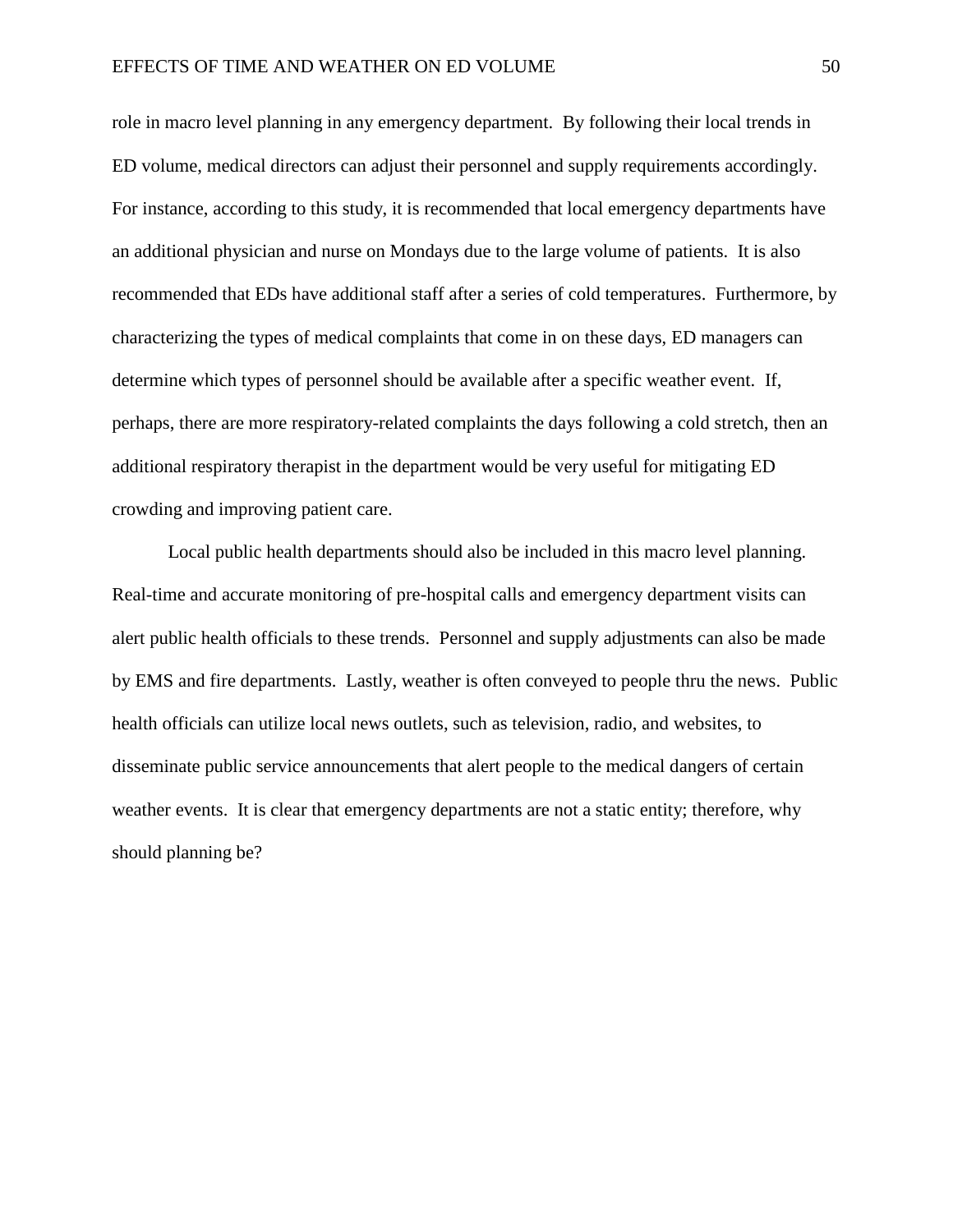role in macro level planning in any emergency department. By following their local trends in ED volume, medical directors can adjust their personnel and supply requirements accordingly. For instance, according to this study, it is recommended that local emergency departments have an additional physician and nurse on Mondays due to the large volume of patients. It is also recommended that EDs have additional staff after a series of cold temperatures. Furthermore, by characterizing the types of medical complaints that come in on these days, ED managers can determine which types of personnel should be available after a specific weather event. If, perhaps, there are more respiratory-related complaints the days following a cold stretch, then an additional respiratory therapist in the department would be very useful for mitigating ED crowding and improving patient care.

Local public health departments should also be included in this macro level planning. Real-time and accurate monitoring of pre-hospital calls and emergency department visits can alert public health officials to these trends. Personnel and supply adjustments can also be made by EMS and fire departments. Lastly, weather is often conveyed to people thru the news. Public health officials can utilize local news outlets, such as television, radio, and websites, to disseminate public service announcements that alert people to the medical dangers of certain weather events. It is clear that emergency departments are not a static entity; therefore, why should planning be?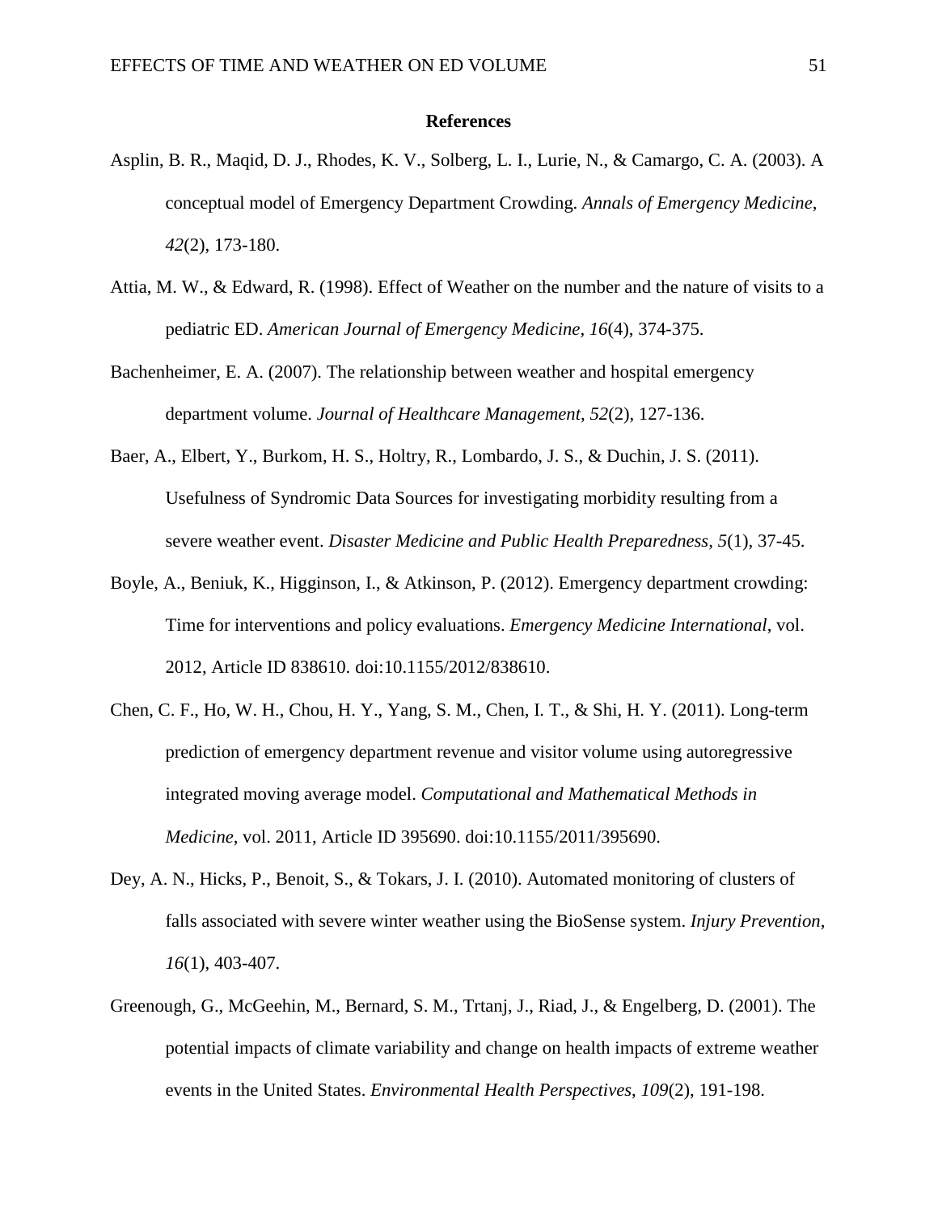# References

Asplin, B. R., Maqid, D. J., Rhodes, K. V., Solberg, L. I., Lurie, N., & Camargo, C. A. (2003). A conceptual model of Emergency Department Crowding. *Annals of Emergency Medicine*, *42*(2), 173-180.

Attia, M. W., & Edward, R. (1998). Effect of Weather on the number and the nature of visits to a pediatric ED. *American Journal of Emergency Medicine, 16*(4), 374-375.

Bachenheimer, E. A. (2007). The relationship between weather and hospital emergency department volume. *Journal of Healthcare Management*, *52*(2), 127-136.

Baer, A., Elbert, Y., Burkom, H. S., Holtry, R., Lombardo, J. S., & Duchin, J. S. (2011). Usefulness of Syndromic Data Sources for investigating morbidity resulting from a severe weather event. *Disaster Medicine and Public Health Preparedness, 5*(1), 37-45.

Boyle, A., Beniuk, K., Higginson, I., & Atkinson, P. (2012). Emergency department crowding: Time for interventions and policy evaluations. *Emergency Medicine International*, vol. 2012, Article ID 838610. doi:10.1155/2012/838610.

Chen, C. F., Ho, W. H., Chou, H. Y., Yang, S. M., Chen, I. T., & Shi, H. Y. (2011). Long-term prediction of emergency department revenue and visitor volume using autoregressive integrated moving average model. *Computational and Mathematical Methods in Medicine*, vol. 2011, Article ID 395690. doi:10.1155/2011/395690.

Dey, A. N., Hicks, P., Benoit, S., & Tokars, J. I. (2010). Automated monitoring of clusters of falls associated with severe winter weather using the BioSense system. *Injury Prevention*, *16*(1), 403-407.

Greenough, G., McGeehin, M., Bernard, S. M., Trtanj, J., Riad, J., & Engelberg, D. (2001). The potential impacts of climate variability and change on health impacts of extreme weather events in the United States. *Environmental Health Perspectives*, *109*(2), 191-198.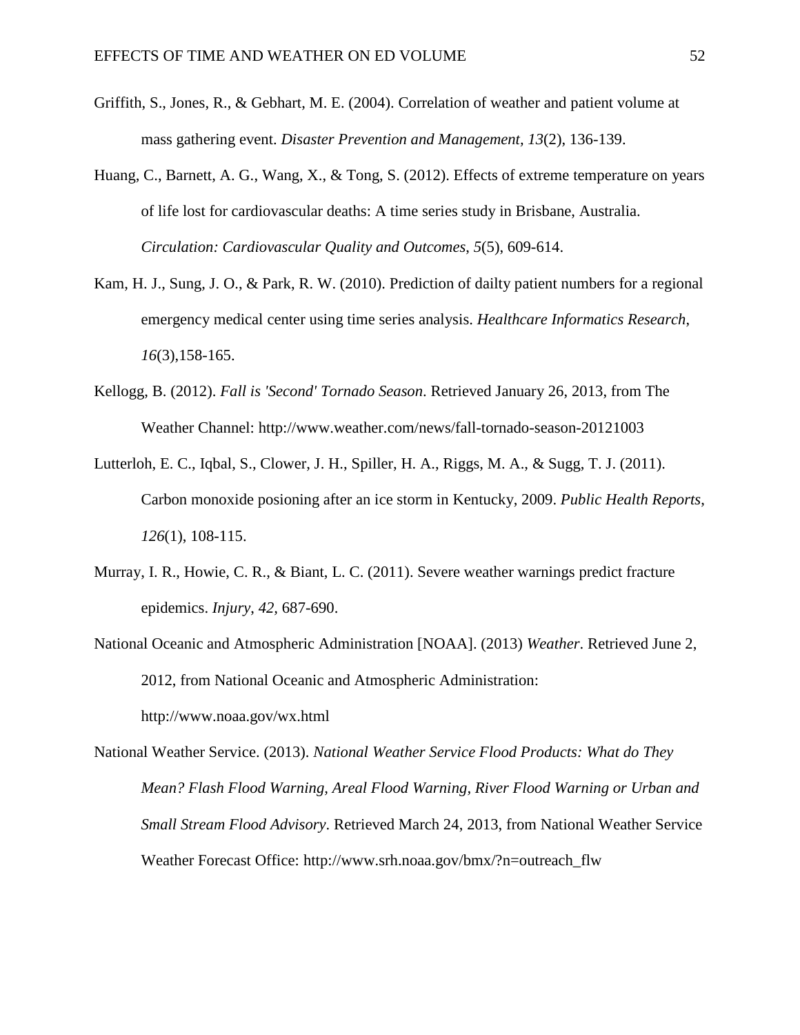Griffith, S., Jones, R., & Gebhart, M. E. (2004). Correlation of weather and patient volume at mass gathering event. *Disaster Prevention and Management, 13*(2), 136-139.

Huang, C., Barnett, A. G., Wang, X., & Tong, S. (2012). Effects of extreme temperature on years of life lost for cardiovascular deaths: A time series study in Brisbane, Australia. *Circulation: Cardiovascular Quality and Outcomes*, *5*(5), 609-614.

Kam, H. J., Sung, J. O., & Park, R. W. (2010). Prediction of dailty patient numbers for a regional emergency medical center using time series analysis. *Healthcare Informatics Research*, *16*(3),158-165.

Kellogg, B. (2012). *Fall is 'Second' Tornado Season*. Retrieved January 26, 2013, from The Weather Channel: http://www.weather.com/news/fall-tornado-season-20121003

Lutterloh, E. C., Iqbal, S., Clower, J. H., Spiller, H. A., Riggs, M. A., & Sugg, T. J. (2011). Carbon monoxide posioning after an ice storm in Kentucky, 2009. *Public Health Reports*, *126*(1), 108-115.

Murray, I. R., Howie, C. R., & Biant, L. C. (2011). Severe weather warnings predict fracture epidemics. *Injury, 42*, 687-690.

National Oceanic and Atmospheric Administration [NOAA]. (2013) *Weather*. Retrieved June 2, 2012, from National Oceanic and Atmospheric Administration: http://www.noaa.gov/wx.html

National Weather Service. (2013). *National Weather Service Flood Products: What do They Mean? Flash Flood Warning, Areal Flood Warning, River Flood Warning or Urban and Small Stream Flood Advisory*. Retrieved March 24, 2013, from National Weather Service Weather Forecast Office: http://www.srh.noaa.gov/bmx/?n=outreach_flw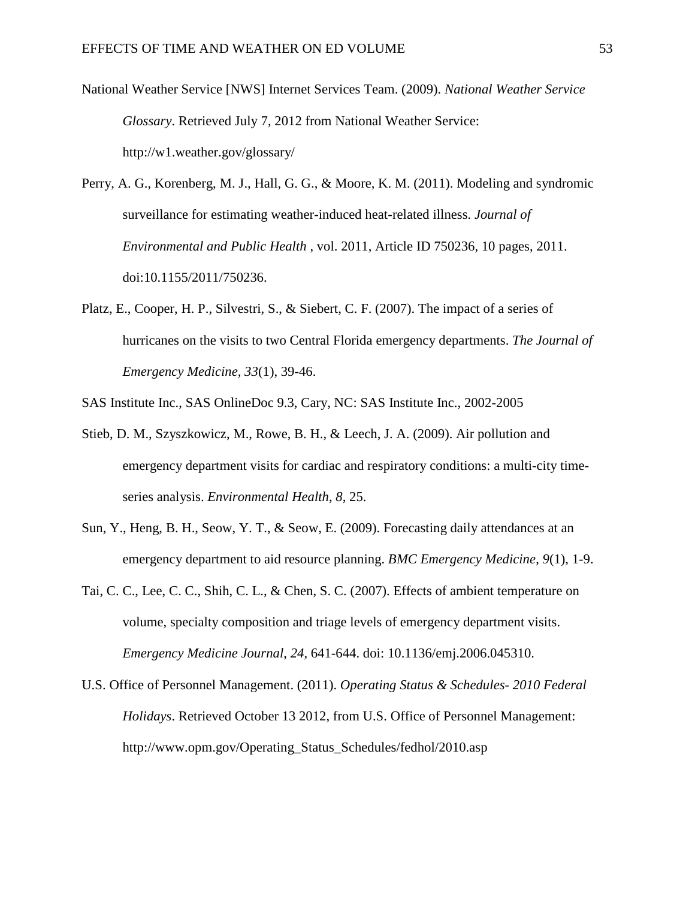National Weather Service [NWS] Internet Services Team. (2009). *National Weather Service Glossary*. Retrieved July 7, 2012 from National Weather Service: http://w1.weather.gov/glossary/

Perry, A. G., Korenberg, M. J., Hall, G. G., & Moore, K. M. (2011). Modeling and syndromic surveillance for estimating weather-induced heat-related illness. *Journal of Environmental and Public Health* , vol. 2011, Article ID 750236, 10 pages, 2011. doi:10.1155/2011/750236.

Platz, E., Cooper, H. P., Silvestri, S., & Siebert, C. F. (2007). The impact of a series of hurricanes on the visits to two Central Florida emergency departments. *The Journal of Emergency Medicine, 33*(1), 39-46.

SAS Institute Inc., SAS OnlineDoc 9.3, Cary, NC: SAS Institute Inc., 2002-2005

Stieb, D. M., Szyszkowicz, M., Rowe, B. H., & Leech, J. A. (2009). Air pollution and emergency department visits for cardiac and respiratory conditions: a multi-city time-series analysis. *Environmental Health*, *8*, 25.

Sun, Y., Heng, B. H., Seow, Y. T., & Seow, E. (2009). Forecasting daily attendances at an emergency department to aid resource planning. *BMC Emergency Medicine*, *9*(1), 1-9.

Tai, C. C., Lee, C. C., Shih, C. L., & Chen, S. C. (2007). Effects of ambient temperature on volume, specialty composition and triage levels of emergency department visits. *Emergency Medicine Journal, 24,* 641-644. doi: 10.1136/emj.2006.045310.

U.S. Office of Personnel Management. (2011). *Operating Status & Schedules- 2010 Federal Holidays*. Retrieved October 13 2012, from U.S. Office of Personnel Management: http://www.opm.gov/Operating_Status_Schedules/fedhol/2010.asp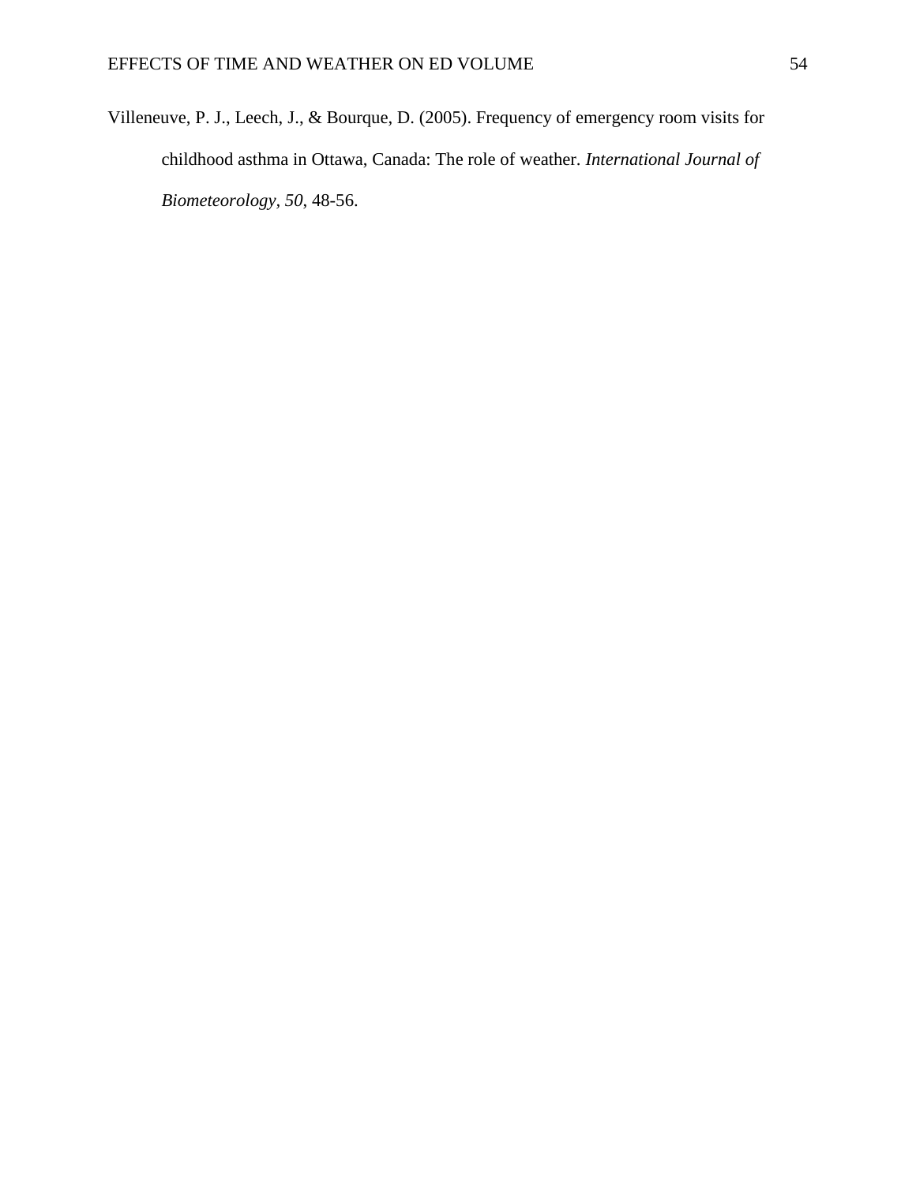Villeneuve, P. J., Leech, J., & Bourque, D. (2005). Frequency of emergency room visits for childhood asthma in Ottawa, Canada: The role of weather. *International Journal of Biometeorology*, *50*, 48-56.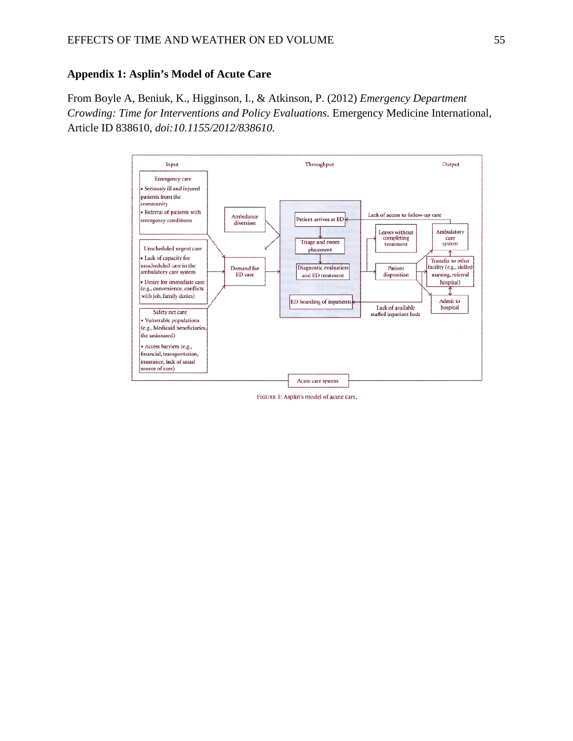## Appendix 1: Asplin's Model of Acute Care

From Boyle A, Beniuk, K., Higginson, I., & Atkinson, P. (2012) *Emergency Department Crowding: Time for Interventions and Policy Evaluations.* Emergency Medicine International, Article ID 838610, *doi:10.1155/2012/838610.*

Figure 1: Asplin's model of acute care.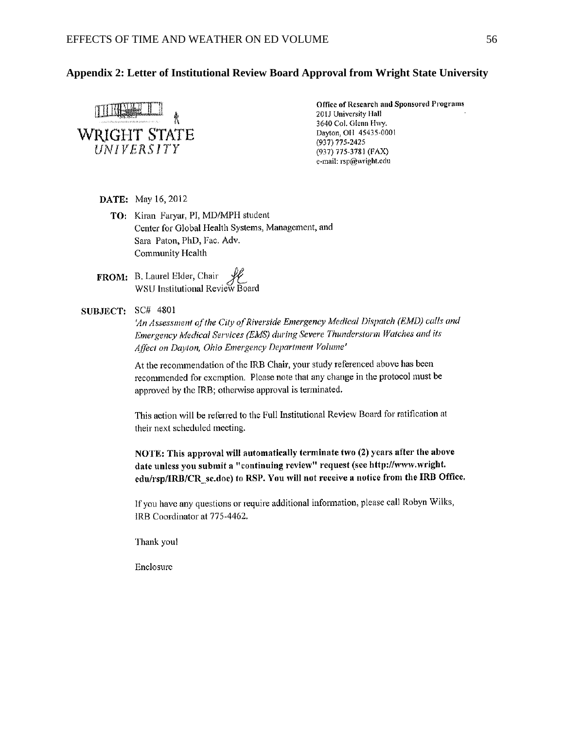## Appendix 2: Letter of Institutional Review Board Approval from Wright State University

WRIGHT STATE
*UNIVERSITY*

**Office of Research and Sponsored Programs**
201J University Hall
3640 Col. Glenn Hwy.
Dayton, OH 45435-0001
(937) 775-2425
(937) 775-3781 (FAX)
e-mail: rsp@wright.edu

**DATE:** May 16, 2012

**TO:** Kiran Faryar, PI, MD/MPH student
Center for Global Health Systems, Management, and
Sara Paton, PhD, Fac. Adv.
Community Health

**FROM:** B. Laurel Elder, Chair
WSU Institutional Review Board

**SUBJECT:** SC# 4801
*'An Assessment of the City of Riverside Emergency Medical Dispatch (EMD) calls and Emergency Medical Services (EMS) during Severe Thunderstorm Watches and its Affect on Dayton, Ohio Emergency Department Volume'*

At the recommendation of the IRB Chair, your study referenced above has been recommended for exemption. Please note that any change in the protocol must be approved by the IRB; otherwise approval is terminated.

This action will be referred to the Full Institutional Review Board for ratification at their next scheduled meeting.

**NOTE: This approval will automatically terminate two (2) years after the above date unless you submit a "continuing review" request (see http://www.wright.edu/rsp/IRB/CR_sc.doc) to RSP. You will not receive a notice from the IRB Office.**

If you have any questions or require additional information, please call Robyn Wilks, IRB Coordinator at 775-4462.

Thank you!

Enclosure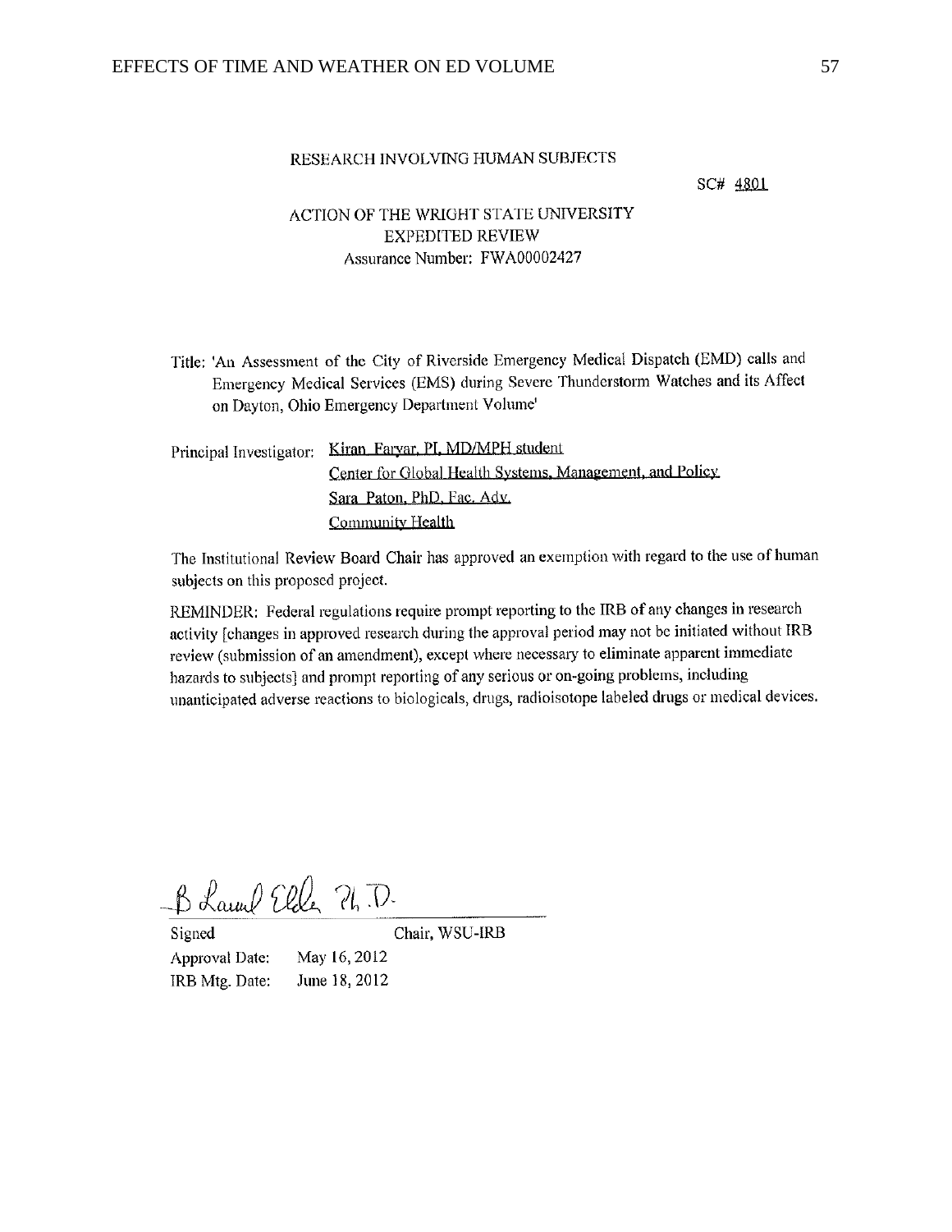RESEARCH INVOLVING HUMAN SUBJECTS

SC# 4801

ACTION OF THE WRIGHT STATE UNIVERSITY
EXPEDITED REVIEW
Assurance Number: FWA00002427

Title: 'An Assessment of the City of Riverside Emergency Medical Dispatch (EMD) calls and Emergency Medical Services (EMS) during Severe Thunderstorm Watches and its Affect on Dayton, Ohio Emergency Department Volume'

Principal Investigator: Kiran Faryar, PI, MD/MPH student
Center for Global Health Systems, Management, and Policy
Sara Paton, PhD, Fac. Adv.
Community Health

The Institutional Review Board Chair has approved an exemption with regard to the use of human subjects on this proposed project.

REMINDER: Federal regulations require prompt reporting to the IRB of any changes in research activity [changes in approved research during the approval period may not be initiated without IRB review (submission of an amendment), except where necessary to eliminate apparent immediate hazards to subjects] and prompt reporting of any serious or on-going problems, including unanticipated adverse reactions to biologicals, drugs, radioisotope labeled drugs or medical devices.

B Laurel Elder Ph.D.

Signed Chair, WSU-IRB

Approval Date: May 16, 2012
IRB Mtg. Date: June 18, 2012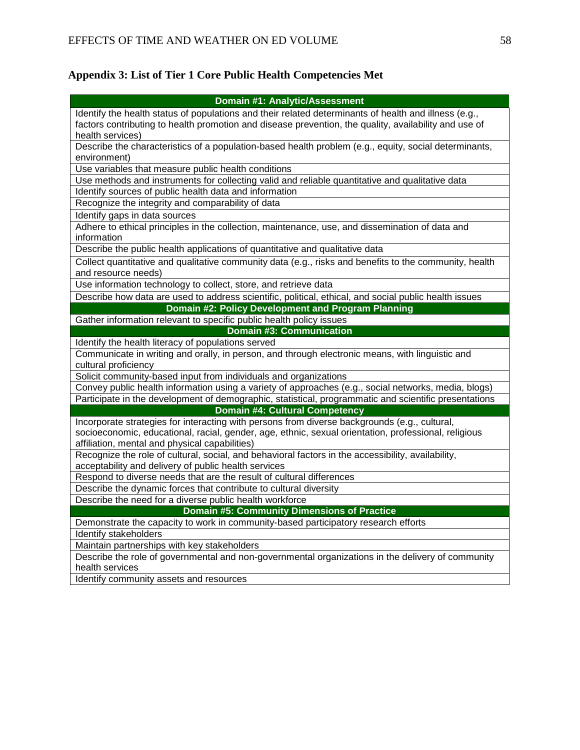## Appendix 3: List of Tier 1 Core Public Health Competencies Met

| Domain #1: Analytic/Assessment |
|---|
| Identify the health status of populations and their related determinants of health and illness (e.g., factors contributing to health promotion and disease prevention, the quality, availability and use of health services) |
| Describe the characteristics of a population-based health problem (e.g., equity, social determinants, environment) |
| Use variables that measure public health conditions |
| Use methods and instruments for collecting valid and reliable quantitative and qualitative data |
| Identify sources of public health data and information |
| Recognize the integrity and comparability of data |
| Identify gaps in data sources |
| Adhere to ethical principles in the collection, maintenance, use, and dissemination of data and information |
| Describe the public health applications of quantitative and qualitative data |
| Collect quantitative and qualitative community data (e.g., risks and benefits to the community, health and resource needs) |
| Use information technology to collect, store, and retrieve data |
| Describe how data are used to address scientific, political, ethical, and social public health issues |
| **Domain #2: Policy Development and Program Planning** |
| Gather information relevant to specific public health policy issues |
| **Domain #3: Communication** |
| Identify the health literacy of populations served |
| Communicate in writing and orally, in person, and through electronic means, with linguistic and cultural proficiency |
| Solicit community-based input from individuals and organizations |
| Convey public health information using a variety of approaches (e.g., social networks, media, blogs) |
| Participate in the development of demographic, statistical, programmatic and scientific presentations |
| **Domain #4: Cultural Competency** |
| Incorporate strategies for interacting with persons from diverse backgrounds (e.g., cultural, socioeconomic, educational, racial, gender, age, ethnic, sexual orientation, professional, religious affiliation, mental and physical capabilities) |
| Recognize the role of cultural, social, and behavioral factors in the accessibility, availability, acceptability and delivery of public health services |
| Respond to diverse needs that are the result of cultural differences |
| Describe the dynamic forces that contribute to cultural diversity |
| Describe the need for a diverse public health workforce |
| **Domain #5: Community Dimensions of Practice** |
| Demonstrate the capacity to work in community-based participatory research efforts |
| Identify stakeholders |
| Maintain partnerships with key stakeholders |
| Describe the role of governmental and non-governmental organizations in the delivery of community health services |
| Identify community assets and resources |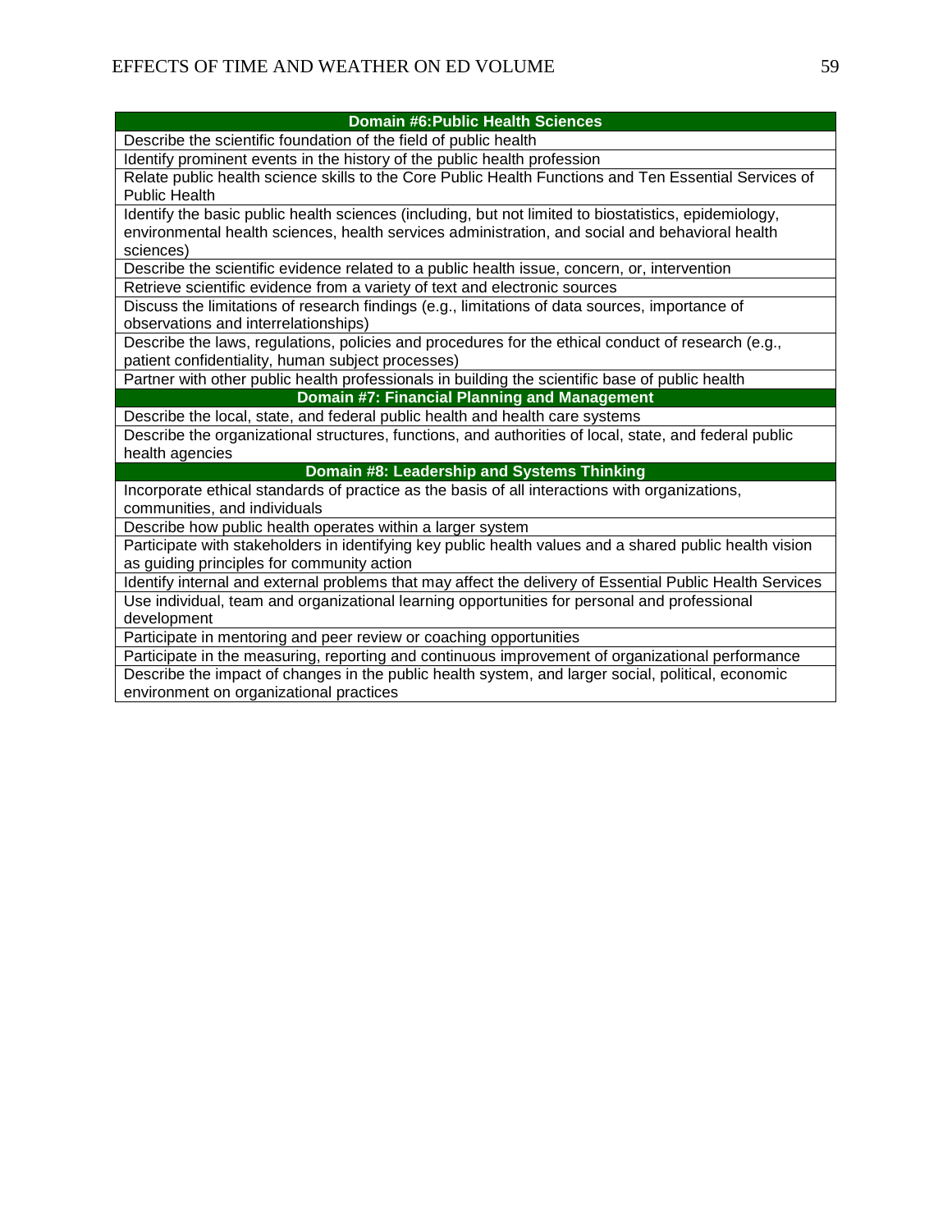| Domain #6:Public Health Sciences |
|---|
| Describe the scientific foundation of the field of public health |
| Identify prominent events in the history of the public health profession |
| Relate public health science skills to the Core Public Health Functions and Ten Essential Services of Public Health |
| Identify the basic public health sciences (including, but not limited to biostatistics, epidemiology, environmental health sciences, health services administration, and social and behavioral health sciences) |
| Describe the scientific evidence related to a public health issue, concern, or, intervention |
| Retrieve scientific evidence from a variety of text and electronic sources |
| Discuss the limitations of research findings (e.g., limitations of data sources, importance of observations and interrelationships) |
| Describe the laws, regulations, policies and procedures for the ethical conduct of research (e.g., patient confidentiality, human subject processes) |
| Partner with other public health professionals in building the scientific base of public health |
| **Domain #7: Financial Planning and Management** |
| Describe the local, state, and federal public health and health care systems |
| Describe the organizational structures, functions, and authorities of local, state, and federal public health agencies |
| **Domain #8: Leadership and Systems Thinking** |
| Incorporate ethical standards of practice as the basis of all interactions with organizations, communities, and individuals |
| Describe how public health operates within a larger system |
| Participate with stakeholders in identifying key public health values and a shared public health vision as guiding principles for community action |
| Identify internal and external problems that may affect the delivery of Essential Public Health Services |
| Use individual, team and organizational learning opportunities for personal and professional development |
| Participate in mentoring and peer review or coaching opportunities |
| Participate in the measuring, reporting and continuous improvement of organizational performance |
| Describe the impact of changes in the public health system, and larger social, political, economic environment on organizational practices |